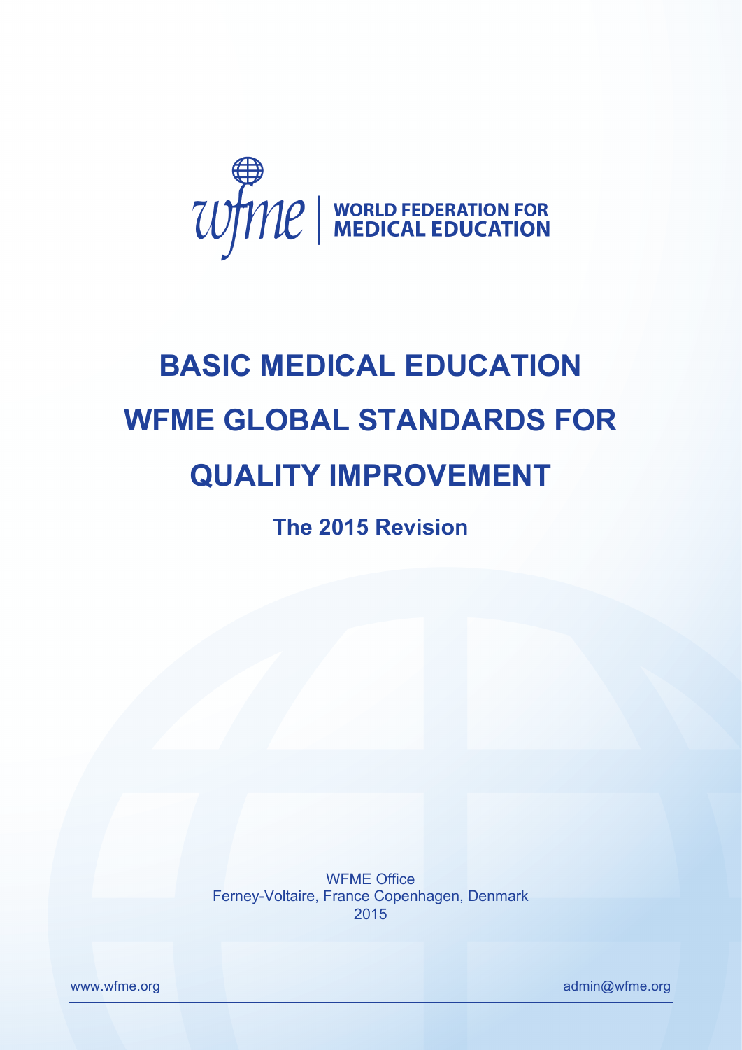WORLD FEDERATION FOR MEDICAL EDUCATION

# BASIC MEDICAL EDUCATION WFME GLOBAL STANDARDS FOR QUALITY IMPROVEMENT

## The 2015 Revision

WFME Office
Ferney-Voltaire, France Copenhagen, Denmark
2015

www.wfme.org admin@wfme.org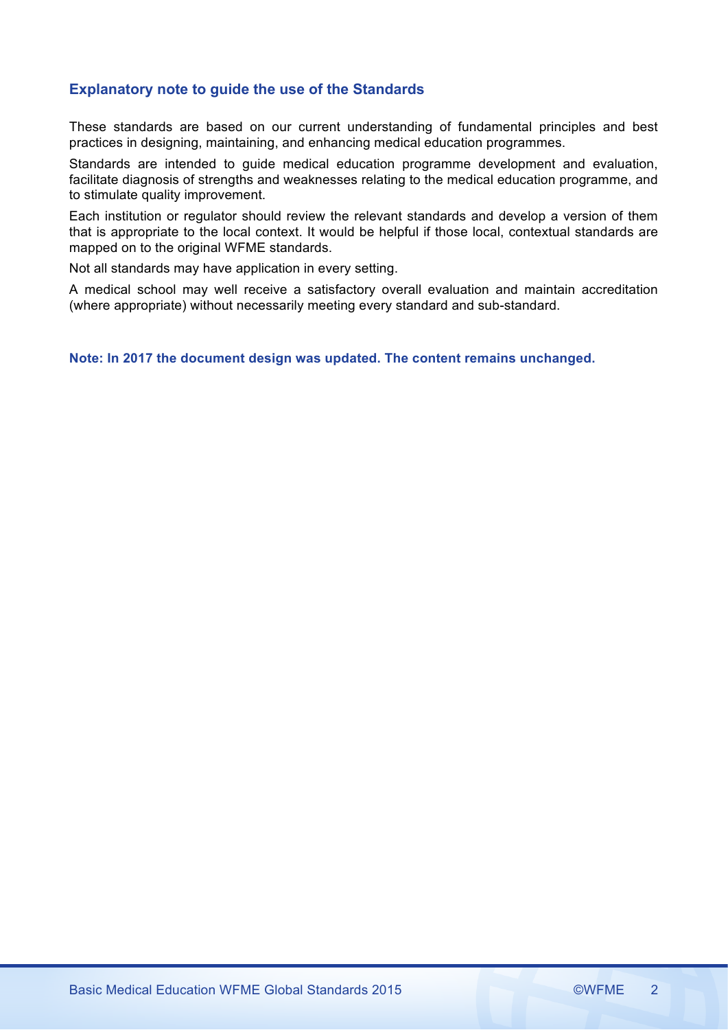## Explanatory note to guide the use of the Standards

These standards are based on our current understanding of fundamental principles and best practices in designing, maintaining, and enhancing medical education programmes.

Standards are intended to guide medical education programme development and evaluation, facilitate diagnosis of strengths and weaknesses relating to the medical education programme, and to stimulate quality improvement.

Each institution or regulator should review the relevant standards and develop a version of them that is appropriate to the local context. It would be helpful if those local, contextual standards are mapped on to the original WFME standards.

Not all standards may have application in every setting.

A medical school may well receive a satisfactory overall evaluation and maintain accreditation (where appropriate) without necessarily meeting every standard and sub-standard.

**Note: In 2017 the document design was updated. The content remains unchanged.**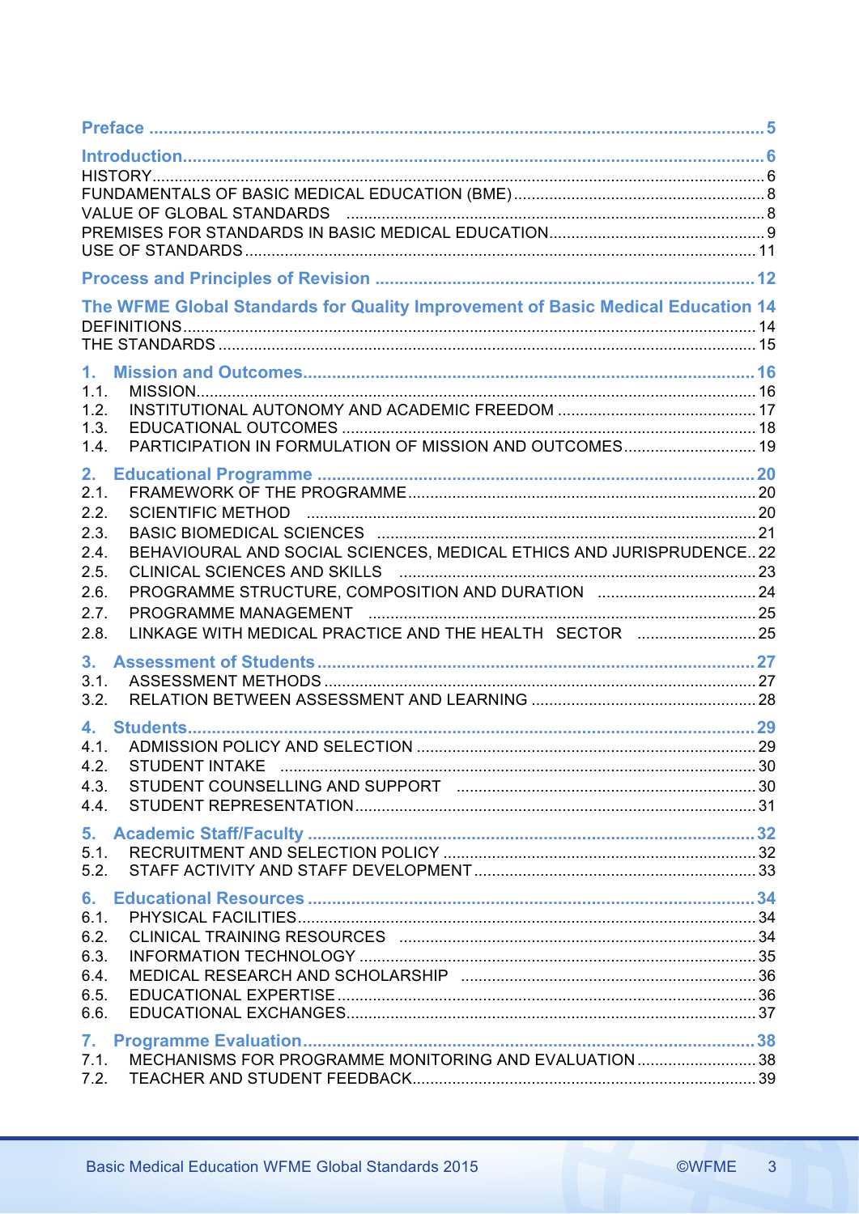**Preface** ..... 5

**Introduction** ..... 6

HISTORY ..... 6

FUNDAMENTALS OF BASIC MEDICAL EDUCATION (BME) ..... 8

VALUE OF GLOBAL STANDARDS ..... 8

PREMISES FOR STANDARDS IN BASIC MEDICAL EDUCATION ..... 9

USE OF STANDARDS ..... 11

**Process and Principles of Revision** ..... 12

**The WFME Global Standards for Quality Improvement of Basic Medical Education** 14

DEFINITIONS ..... 14

THE STANDARDS ..... 15

**1. Mission and Outcomes** ..... 16

1.1. MISSION ..... 16

1.2. INSTITUTIONAL AUTONOMY AND ACADEMIC FREEDOM ..... 17

1.3. EDUCATIONAL OUTCOMES ..... 18

1.4. PARTICIPATION IN FORMULATION OF MISSION AND OUTCOMES ..... 19

**2. Educational Programme** ..... 20

2.1. FRAMEWORK OF THE PROGRAMME ..... 20

2.2. SCIENTIFIC METHOD ..... 20

2.3. BASIC BIOMEDICAL SCIENCES ..... 21

2.4. BEHAVIOURAL AND SOCIAL SCIENCES, MEDICAL ETHICS AND JURISPRUDENCE ..... 22

2.5. CLINICAL SCIENCES AND SKILLS ..... 23

2.6. PROGRAMME STRUCTURE, COMPOSITION AND DURATION ..... 24

2.7. PROGRAMME MANAGEMENT ..... 25

2.8. LINKAGE WITH MEDICAL PRACTICE AND THE HEALTH SECTOR ..... 25

**3. Assessment of Students** ..... 27

3.1. ASSESSMENT METHODS ..... 27

3.2. RELATION BETWEEN ASSESSMENT AND LEARNING ..... 28

**4. Students** ..... 29

4.1. ADMISSION POLICY AND SELECTION ..... 29

4.2. STUDENT INTAKE ..... 30

4.3. STUDENT COUNSELLING AND SUPPORT ..... 30

4.4. STUDENT REPRESENTATION ..... 31

**5. Academic Staff/Faculty** ..... 32

5.1. RECRUITMENT AND SELECTION POLICY ..... 32

5.2. STAFF ACTIVITY AND STAFF DEVELOPMENT ..... 33

**6. Educational Resources** ..... 34

6.1. PHYSICAL FACILITIES ..... 34

6.2. CLINICAL TRAINING RESOURCES ..... 34

6.3. INFORMATION TECHNOLOGY ..... 35

6.4. MEDICAL RESEARCH AND SCHOLARSHIP ..... 36

6.5. EDUCATIONAL EXPERTISE ..... 36

6.6. EDUCATIONAL EXCHANGES ..... 37

**7. Programme Evaluation** ..... 38

7.1. MECHANISMS FOR PROGRAMME MONITORING AND EVALUATION ..... 38

7.2. TEACHER AND STUDENT FEEDBACK ..... 39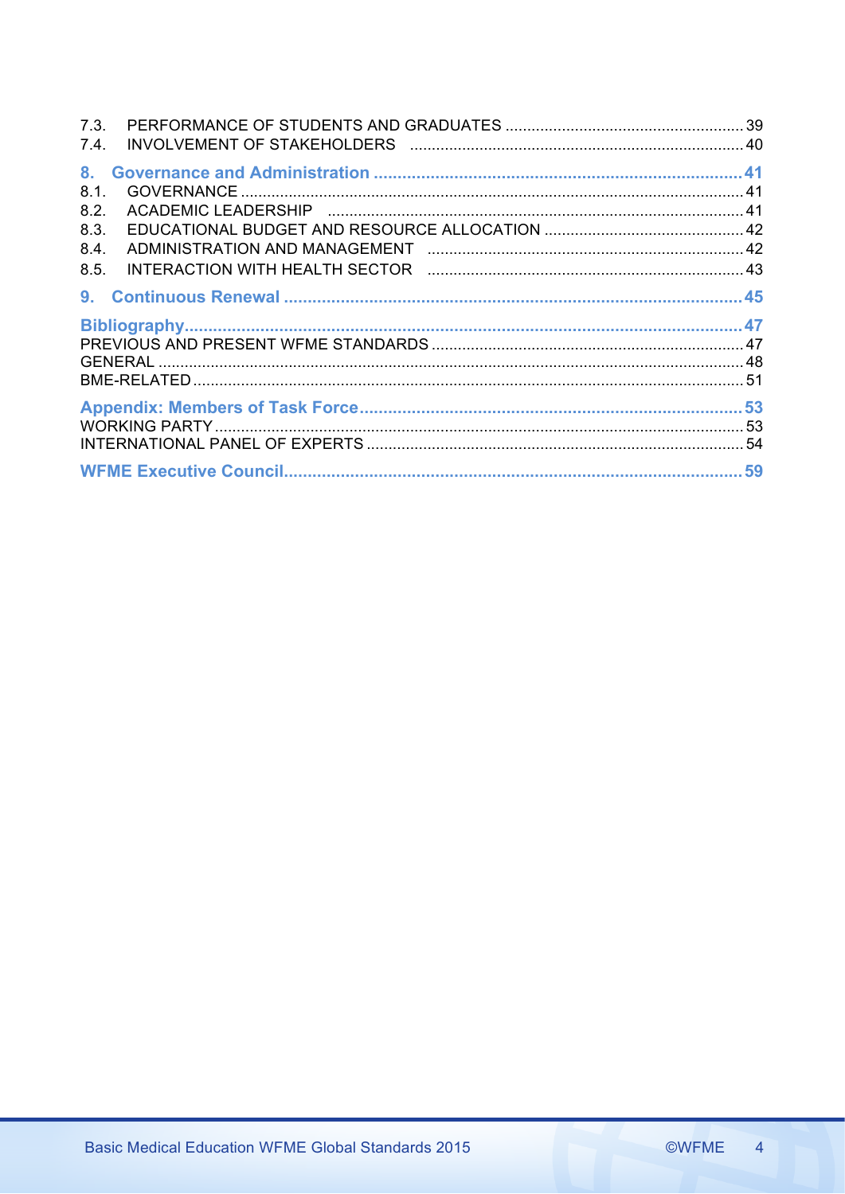7.3. PERFORMANCE OF STUDENTS AND GRADUATES ...... 39
7.4. INVOLVEMENT OF STAKEHOLDERS ...... 40

**8. Governance and Administration ...... 41**
8.1. GOVERNANCE ...... 41
8.2. ACADEMIC LEADERSHIP ...... 41
8.3. EDUCATIONAL BUDGET AND RESOURCE ALLOCATION ...... 42
8.4. ADMINISTRATION AND MANAGEMENT ...... 42
8.5. INTERACTION WITH HEALTH SECTOR ...... 43

**9. Continuous Renewal ...... 45**

**Bibliography ...... 47**
PREVIOUS AND PRESENT WFME STANDARDS ...... 47
GENERAL ...... 48
BME-RELATED ...... 51

**Appendix: Members of Task Force ...... 53**
WORKING PARTY ...... 53
INTERNATIONAL PANEL OF EXPERTS ...... 54

**WFME Executive Council ...... 59**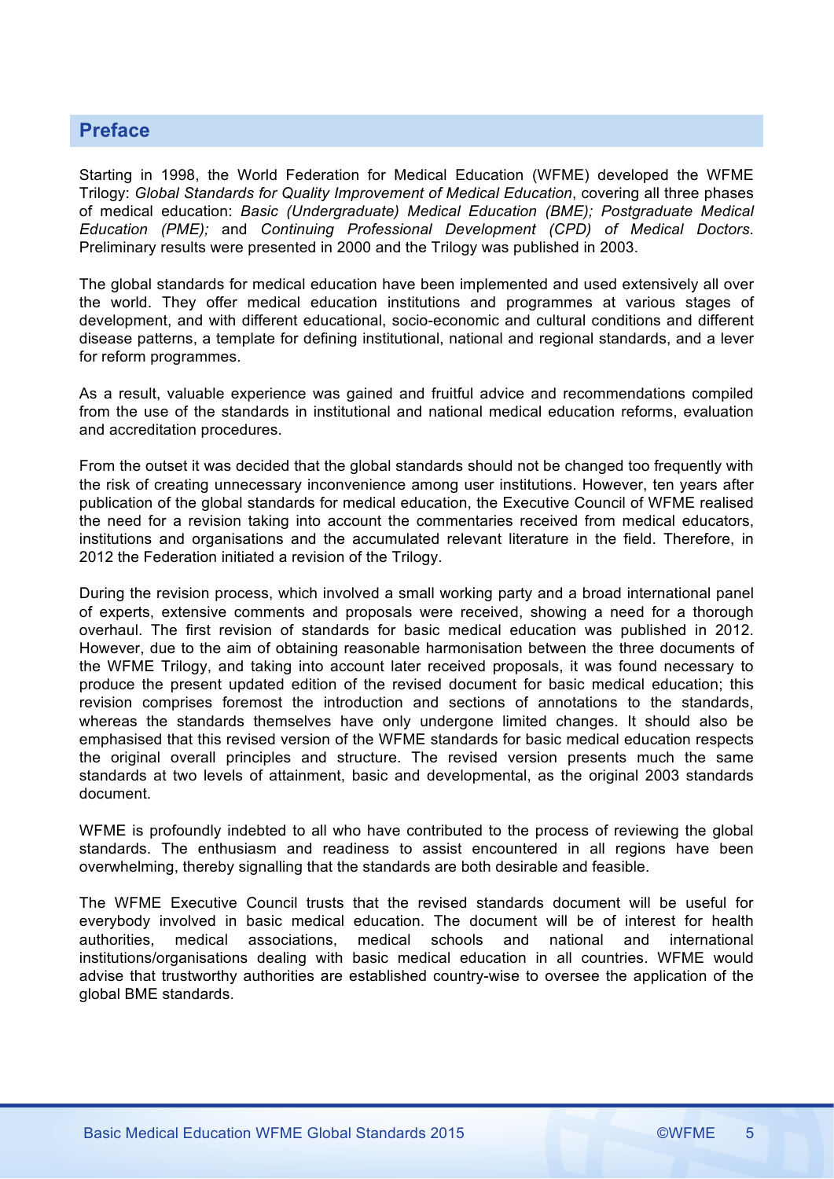## Preface

Starting in 1998, the World Federation for Medical Education (WFME) developed the WFME Trilogy: *Global Standards for Quality Improvement of Medical Education*, covering all three phases of medical education: *Basic (Undergraduate) Medical Education (BME); Postgraduate Medical Education (PME);* and *Continuing Professional Development (CPD) of Medical Doctors*. Preliminary results were presented in 2000 and the Trilogy was published in 2003.

The global standards for medical education have been implemented and used extensively all over the world. They offer medical education institutions and programmes at various stages of development, and with different educational, socio-economic and cultural conditions and different disease patterns, a template for defining institutional, national and regional standards, and a lever for reform programmes.

As a result, valuable experience was gained and fruitful advice and recommendations compiled from the use of the standards in institutional and national medical education reforms, evaluation and accreditation procedures.

From the outset it was decided that the global standards should not be changed too frequently with the risk of creating unnecessary inconvenience among user institutions. However, ten years after publication of the global standards for medical education, the Executive Council of WFME realised the need for a revision taking into account the commentaries received from medical educators, institutions and organisations and the accumulated relevant literature in the field. Therefore, in 2012 the Federation initiated a revision of the Trilogy.

During the revision process, which involved a small working party and a broad international panel of experts, extensive comments and proposals were received, showing a need for a thorough overhaul. The first revision of standards for basic medical education was published in 2012. However, due to the aim of obtaining reasonable harmonisation between the three documents of the WFME Trilogy, and taking into account later received proposals, it was found necessary to produce the present updated edition of the revised document for basic medical education; this revision comprises foremost the introduction and sections of annotations to the standards, whereas the standards themselves have only undergone limited changes. It should also be emphasised that this revised version of the WFME standards for basic medical education respects the original overall principles and structure. The revised version presents much the same standards at two levels of attainment, basic and developmental, as the original 2003 standards document.

WFME is profoundly indebted to all who have contributed to the process of reviewing the global standards. The enthusiasm and readiness to assist encountered in all regions have been overwhelming, thereby signalling that the standards are both desirable and feasible.

The WFME Executive Council trusts that the revised standards document will be useful for everybody involved in basic medical education. The document will be of interest for health authorities, medical associations, medical schools and national and international institutions/organisations dealing with basic medical education in all countries. WFME would advise that trustworthy authorities are established country-wise to oversee the application of the global BME standards.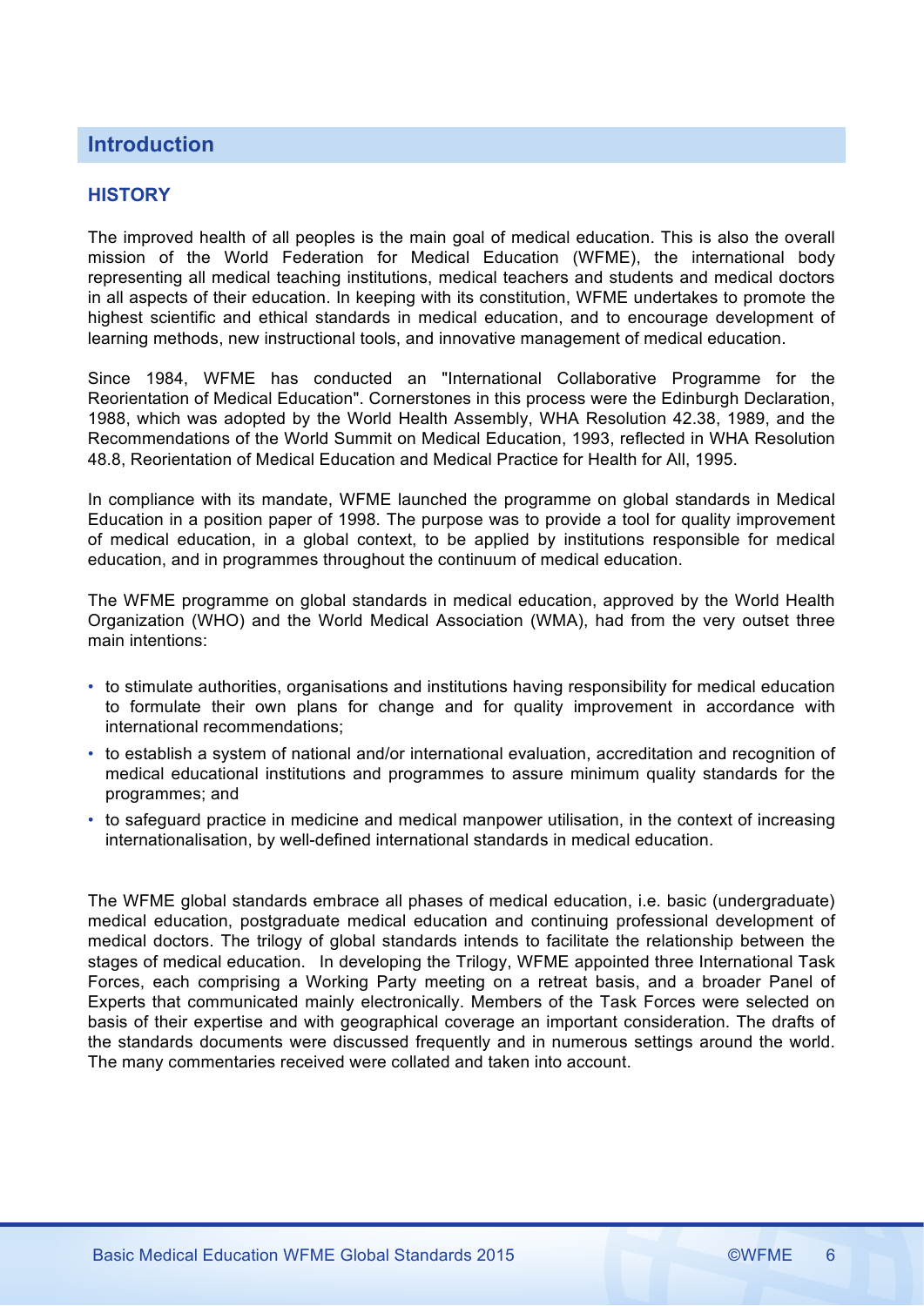## Introduction

### HISTORY

The improved health of all peoples is the main goal of medical education. This is also the overall mission of the World Federation for Medical Education (WFME), the international body representing all medical teaching institutions, medical teachers and students and medical doctors in all aspects of their education. In keeping with its constitution, WFME undertakes to promote the highest scientific and ethical standards in medical education, and to encourage development of learning methods, new instructional tools, and innovative management of medical education.

Since 1984, WFME has conducted an "International Collaborative Programme for the Reorientation of Medical Education". Cornerstones in this process were the Edinburgh Declaration, 1988, which was adopted by the World Health Assembly, WHA Resolution 42.38, 1989, and the Recommendations of the World Summit on Medical Education, 1993, reflected in WHA Resolution 48.8, Reorientation of Medical Education and Medical Practice for Health for All, 1995.

In compliance with its mandate, WFME launched the programme on global standards in Medical Education in a position paper of 1998. The purpose was to provide a tool for quality improvement of medical education, in a global context, to be applied by institutions responsible for medical education, and in programmes throughout the continuum of medical education.

The WFME programme on global standards in medical education, approved by the World Health Organization (WHO) and the World Medical Association (WMA), had from the very outset three main intentions:

- to stimulate authorities, organisations and institutions having responsibility for medical education to formulate their own plans for change and for quality improvement in accordance with international recommendations;
- to establish a system of national and/or international evaluation, accreditation and recognition of medical educational institutions and programmes to assure minimum quality standards for the programmes; and
- to safeguard practice in medicine and medical manpower utilisation, in the context of increasing internationalisation, by well-defined international standards in medical education.

The WFME global standards embrace all phases of medical education, i.e. basic (undergraduate) medical education, postgraduate medical education and continuing professional development of medical doctors. The trilogy of global standards intends to facilitate the relationship between the stages of medical education. In developing the Trilogy, WFME appointed three International Task Forces, each comprising a Working Party meeting on a retreat basis, and a broader Panel of Experts that communicated mainly electronically. Members of the Task Forces were selected on basis of their expertise and with geographical coverage an important consideration. The drafts of the standards documents were discussed frequently and in numerous settings around the world. The many commentaries received were collated and taken into account.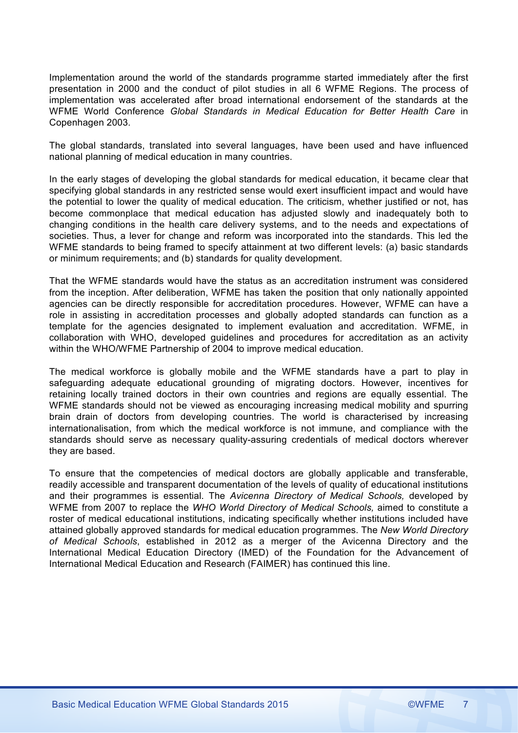Implementation around the world of the standards programme started immediately after the first presentation in 2000 and the conduct of pilot studies in all 6 WFME Regions. The process of implementation was accelerated after broad international endorsement of the standards at the WFME World Conference *Global Standards in Medical Education for Better Health Care* in Copenhagen 2003.

The global standards, translated into several languages, have been used and have influenced national planning of medical education in many countries.

In the early stages of developing the global standards for medical education, it became clear that specifying global standards in any restricted sense would exert insufficient impact and would have the potential to lower the quality of medical education. The criticism, whether justified or not, has become commonplace that medical education has adjusted slowly and inadequately both to changing conditions in the health care delivery systems, and to the needs and expectations of societies. Thus, a lever for change and reform was incorporated into the standards. This led the WFME standards to being framed to specify attainment at two different levels: (a) basic standards or minimum requirements; and (b) standards for quality development.

That the WFME standards would have the status as an accreditation instrument was considered from the inception. After deliberation, WFME has taken the position that only nationally appointed agencies can be directly responsible for accreditation procedures. However, WFME can have a role in assisting in accreditation processes and globally adopted standards can function as a template for the agencies designated to implement evaluation and accreditation. WFME, in collaboration with WHO, developed guidelines and procedures for accreditation as an activity within the WHO/WFME Partnership of 2004 to improve medical education.

The medical workforce is globally mobile and the WFME standards have a part to play in safeguarding adequate educational grounding of migrating doctors. However, incentives for retaining locally trained doctors in their own countries and regions are equally essential. The WFME standards should not be viewed as encouraging increasing medical mobility and spurring brain drain of doctors from developing countries. The world is characterised by increasing internationalisation, from which the medical workforce is not immune, and compliance with the standards should serve as necessary quality-assuring credentials of medical doctors wherever they are based.

To ensure that the competencies of medical doctors are globally applicable and transferable, readily accessible and transparent documentation of the levels of quality of educational institutions and their programmes is essential. The *Avicenna Directory of Medical Schools,* developed by WFME from 2007 to replace the *WHO World Directory of Medical Schools,* aimed to constitute a roster of medical educational institutions, indicating specifically whether institutions included have attained globally approved standards for medical education programmes. The *New World Directory of Medical Schools*, established in 2012 as a merger of the Avicenna Directory and the International Medical Education Directory (IMED) of the Foundation for the Advancement of International Medical Education and Research (FAIMER) has continued this line.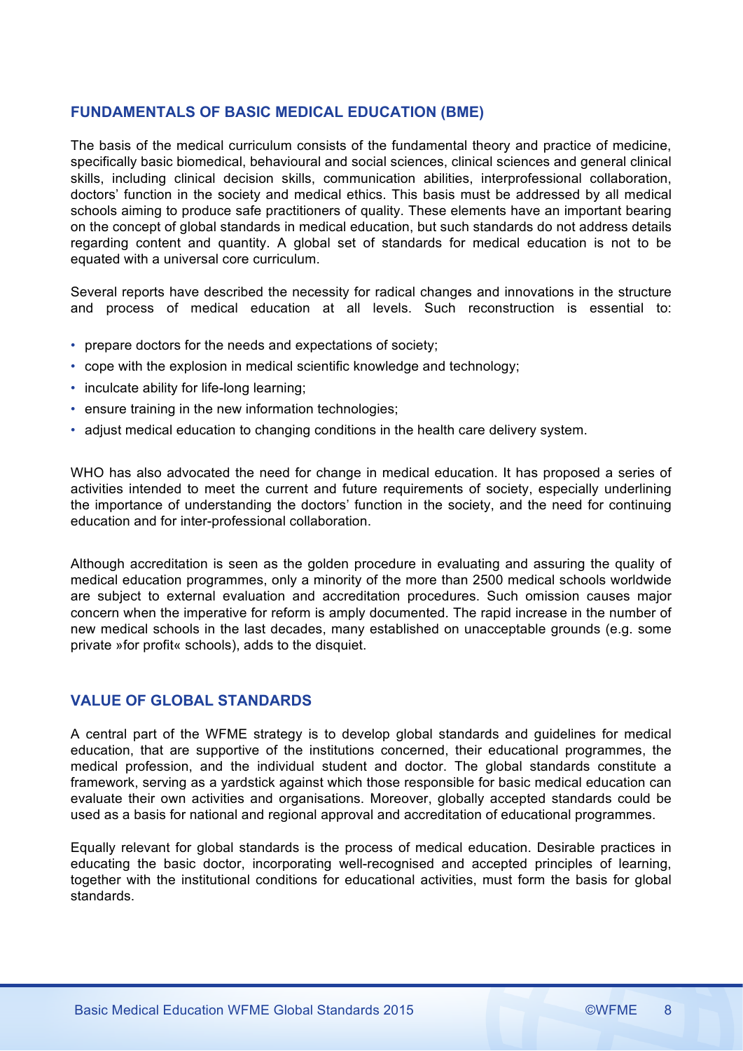## FUNDAMENTALS OF BASIC MEDICAL EDUCATION (BME)

The basis of the medical curriculum consists of the fundamental theory and practice of medicine, specifically basic biomedical, behavioural and social sciences, clinical sciences and general clinical skills, including clinical decision skills, communication abilities, interprofessional collaboration, doctors' function in the society and medical ethics. This basis must be addressed by all medical schools aiming to produce safe practitioners of quality. These elements have an important bearing on the concept of global standards in medical education, but such standards do not address details regarding content and quantity. A global set of standards for medical education is not to be equated with a universal core curriculum.

Several reports have described the necessity for radical changes and innovations in the structure and process of medical education at all levels. Such reconstruction is essential to:

- prepare doctors for the needs and expectations of society;
- cope with the explosion in medical scientific knowledge and technology;
- inculcate ability for life-long learning;
- ensure training in the new information technologies;
- adjust medical education to changing conditions in the health care delivery system.

WHO has also advocated the need for change in medical education. It has proposed a series of activities intended to meet the current and future requirements of society, especially underlining the importance of understanding the doctors' function in the society, and the need for continuing education and for inter-professional collaboration.

Although accreditation is seen as the golden procedure in evaluating and assuring the quality of medical education programmes, only a minority of the more than 2500 medical schools worldwide are subject to external evaluation and accreditation procedures. Such omission causes major concern when the imperative for reform is amply documented. The rapid increase in the number of new medical schools in the last decades, many established on unacceptable grounds (e.g. some private »for profit« schools), adds to the disquiet.

## VALUE OF GLOBAL STANDARDS

A central part of the WFME strategy is to develop global standards and guidelines for medical education, that are supportive of the institutions concerned, their educational programmes, the medical profession, and the individual student and doctor. The global standards constitute a framework, serving as a yardstick against which those responsible for basic medical education can evaluate their own activities and organisations. Moreover, globally accepted standards could be used as a basis for national and regional approval and accreditation of educational programmes.

Equally relevant for global standards is the process of medical education. Desirable practices in educating the basic doctor, incorporating well-recognised and accepted principles of learning, together with the institutional conditions for educational activities, must form the basis for global standards.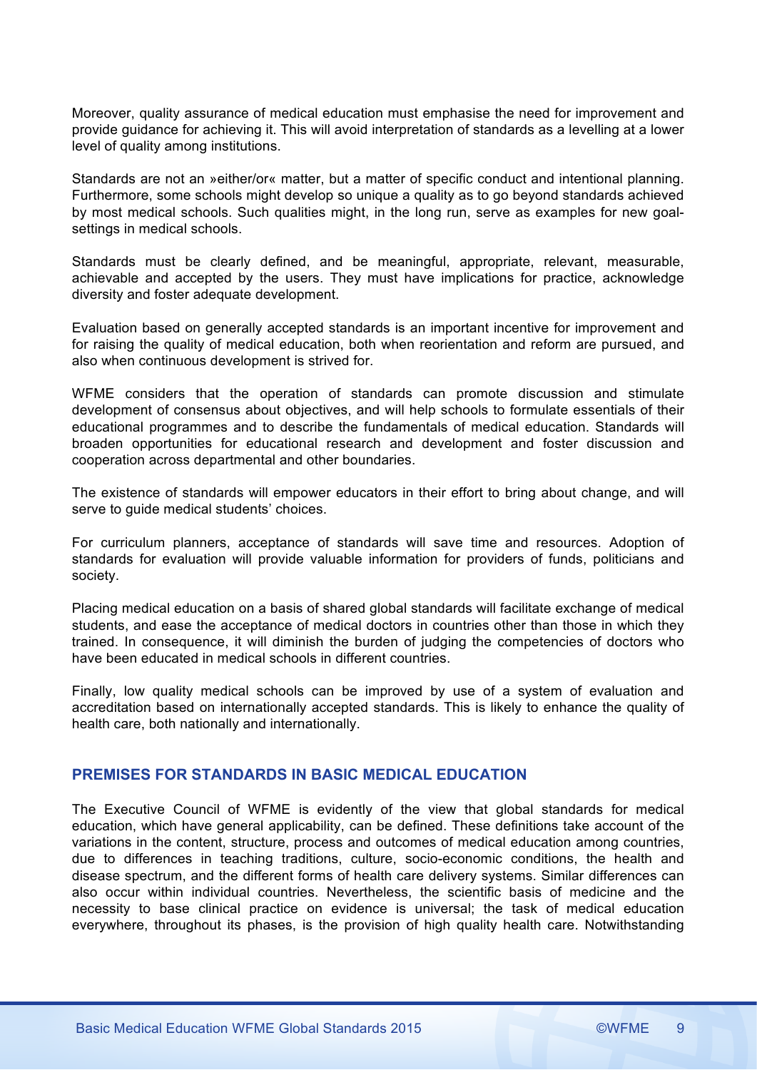Moreover, quality assurance of medical education must emphasise the need for improvement and provide guidance for achieving it. This will avoid interpretation of standards as a levelling at a lower level of quality among institutions.

Standards are not an »either/or« matter, but a matter of specific conduct and intentional planning. Furthermore, some schools might develop so unique a quality as to go beyond standards achieved by most medical schools. Such qualities might, in the long run, serve as examples for new goal-settings in medical schools.

Standards must be clearly defined, and be meaningful, appropriate, relevant, measurable, achievable and accepted by the users. They must have implications for practice, acknowledge diversity and foster adequate development.

Evaluation based on generally accepted standards is an important incentive for improvement and for raising the quality of medical education, both when reorientation and reform are pursued, and also when continuous development is strived for.

WFME considers that the operation of standards can promote discussion and stimulate development of consensus about objectives, and will help schools to formulate essentials of their educational programmes and to describe the fundamentals of medical education. Standards will broaden opportunities for educational research and development and foster discussion and cooperation across departmental and other boundaries.

The existence of standards will empower educators in their effort to bring about change, and will serve to guide medical students' choices.

For curriculum planners, acceptance of standards will save time and resources. Adoption of standards for evaluation will provide valuable information for providers of funds, politicians and society.

Placing medical education on a basis of shared global standards will facilitate exchange of medical students, and ease the acceptance of medical doctors in countries other than those in which they trained. In consequence, it will diminish the burden of judging the competencies of doctors who have been educated in medical schools in different countries.

Finally, low quality medical schools can be improved by use of a system of evaluation and accreditation based on internationally accepted standards. This is likely to enhance the quality of health care, both nationally and internationally.

## PREMISES FOR STANDARDS IN BASIC MEDICAL EDUCATION

The Executive Council of WFME is evidently of the view that global standards for medical education, which have general applicability, can be defined. These definitions take account of the variations in the content, structure, process and outcomes of medical education among countries, due to differences in teaching traditions, culture, socio-economic conditions, the health and disease spectrum, and the different forms of health care delivery systems. Similar differences can also occur within individual countries. Nevertheless, the scientific basis of medicine and the necessity to base clinical practice on evidence is universal; the task of medical education everywhere, throughout its phases, is the provision of high quality health care. Notwithstanding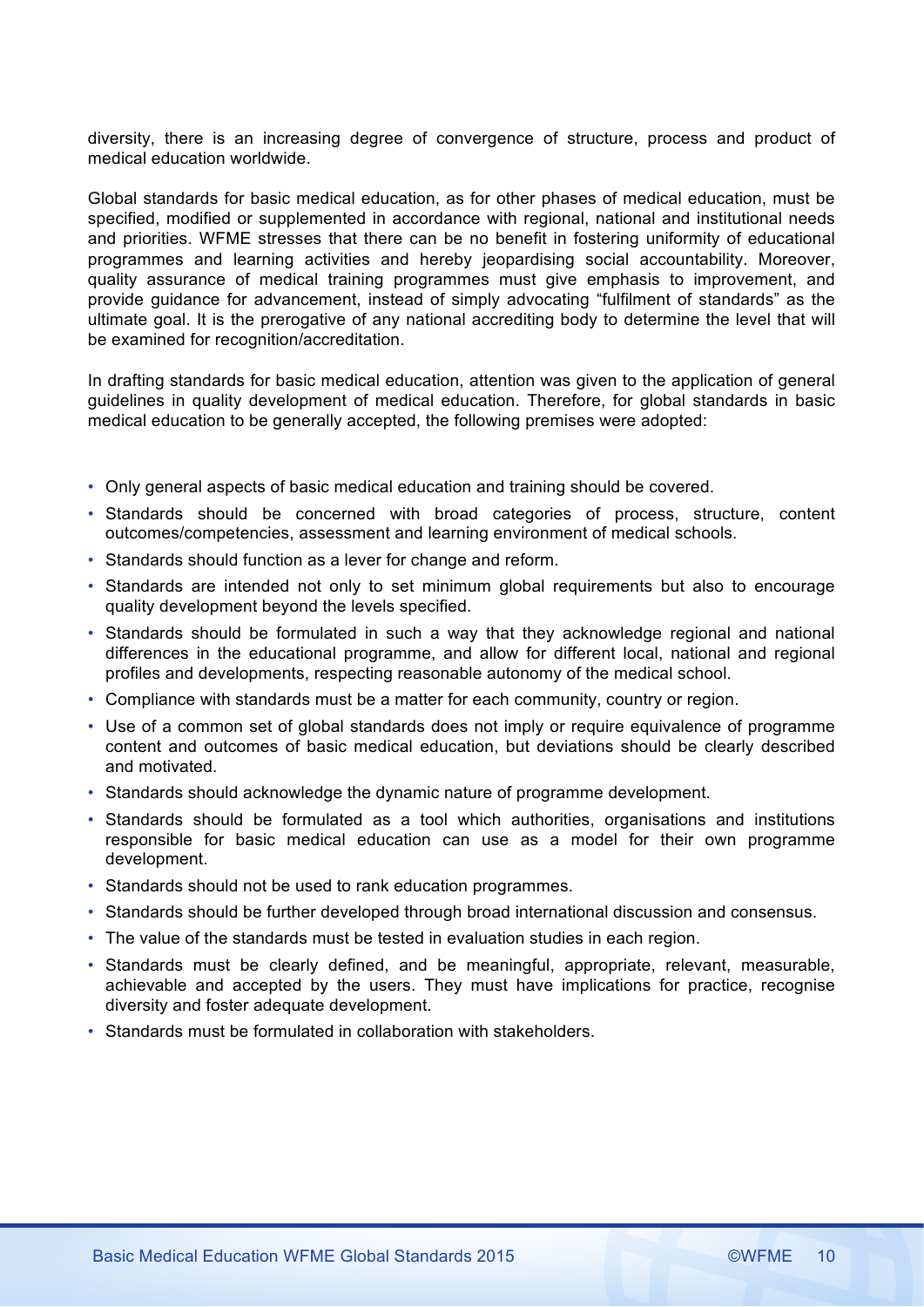diversity, there is an increasing degree of convergence of structure, process and product of medical education worldwide.

Global standards for basic medical education, as for other phases of medical education, must be specified, modified or supplemented in accordance with regional, national and institutional needs and priorities. WFME stresses that there can be no benefit in fostering uniformity of educational programmes and learning activities and hereby jeopardising social accountability. Moreover, quality assurance of medical training programmes must give emphasis to improvement, and provide guidance for advancement, instead of simply advocating "fulfilment of standards" as the ultimate goal. It is the prerogative of any national accrediting body to determine the level that will be examined for recognition/accreditation.

In drafting standards for basic medical education, attention was given to the application of general guidelines in quality development of medical education. Therefore, for global standards in basic medical education to be generally accepted, the following premises were adopted:

- Only general aspects of basic medical education and training should be covered.
- Standards should be concerned with broad categories of process, structure, content outcomes/competencies, assessment and learning environment of medical schools.
- Standards should function as a lever for change and reform.
- Standards are intended not only to set minimum global requirements but also to encourage quality development beyond the levels specified.
- Standards should be formulated in such a way that they acknowledge regional and national differences in the educational programme, and allow for different local, national and regional profiles and developments, respecting reasonable autonomy of the medical school.
- Compliance with standards must be a matter for each community, country or region.
- Use of a common set of global standards does not imply or require equivalence of programme content and outcomes of basic medical education, but deviations should be clearly described and motivated.
- Standards should acknowledge the dynamic nature of programme development.
- Standards should be formulated as a tool which authorities, organisations and institutions responsible for basic medical education can use as a model for their own programme development.
- Standards should not be used to rank education programmes.
- Standards should be further developed through broad international discussion and consensus.
- The value of the standards must be tested in evaluation studies in each region.
- Standards must be clearly defined, and be meaningful, appropriate, relevant, measurable, achievable and accepted by the users. They must have implications for practice, recognise diversity and foster adequate development.
- Standards must be formulated in collaboration with stakeholders.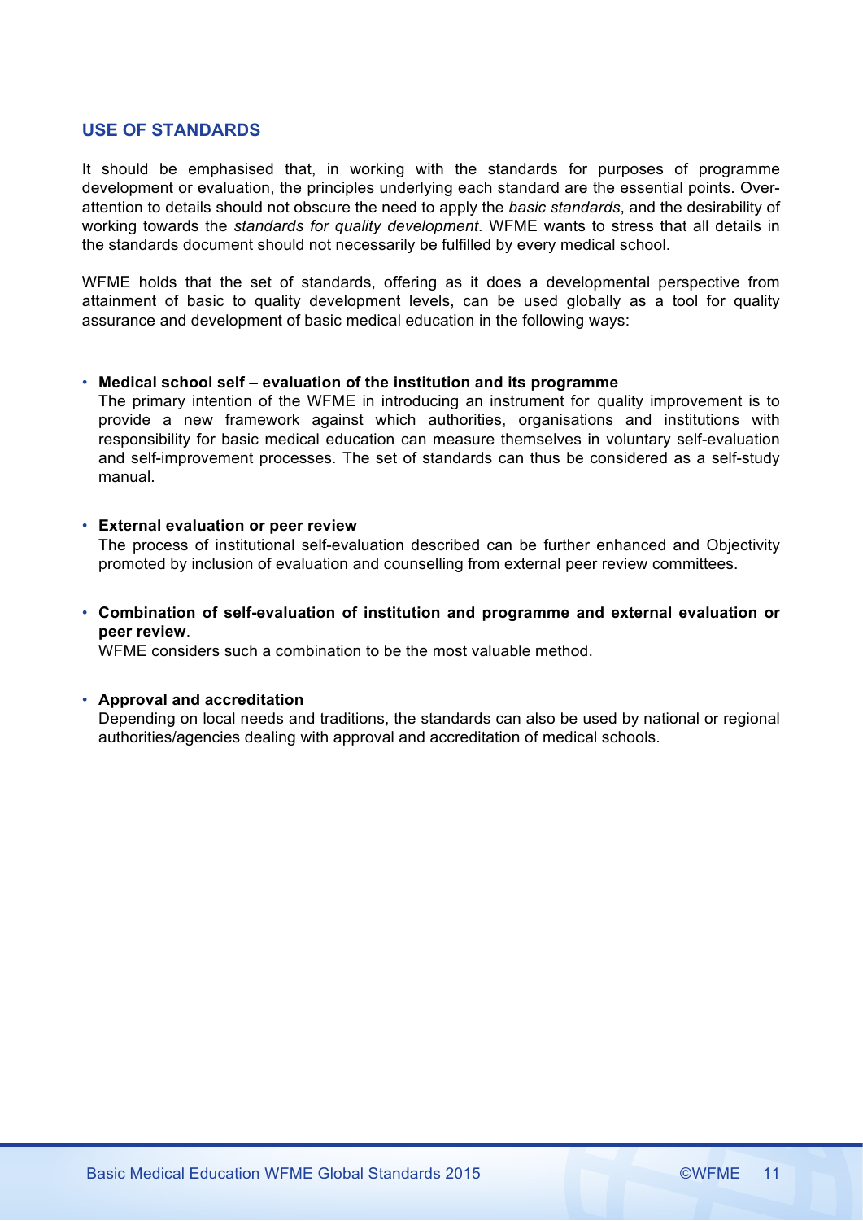## USE OF STANDARDS

It should be emphasised that, in working with the standards for purposes of programme development or evaluation, the principles underlying each standard are the essential points. Over-attention to details should not obscure the need to apply the *basic standards*, and the desirability of working towards the *standards for quality development*. WFME wants to stress that all details in the standards document should not necessarily be fulfilled by every medical school.

WFME holds that the set of standards, offering as it does a developmental perspective from attainment of basic to quality development levels, can be used globally as a tool for quality assurance and development of basic medical education in the following ways:

- **Medical school self – evaluation of the institution and its programme**
  The primary intention of the WFME in introducing an instrument for quality improvement is to provide a new framework against which authorities, organisations and institutions with responsibility for basic medical education can measure themselves in voluntary self-evaluation and self-improvement processes. The set of standards can thus be considered as a self-study manual.

- **External evaluation or peer review**
  The process of institutional self-evaluation described can be further enhanced and Objectivity promoted by inclusion of evaluation and counselling from external peer review committees.

- **Combination of self-evaluation of institution and programme and external evaluation or peer review**.
  WFME considers such a combination to be the most valuable method.

- **Approval and accreditation**
  Depending on local needs and traditions, the standards can also be used by national or regional authorities/agencies dealing with approval and accreditation of medical schools.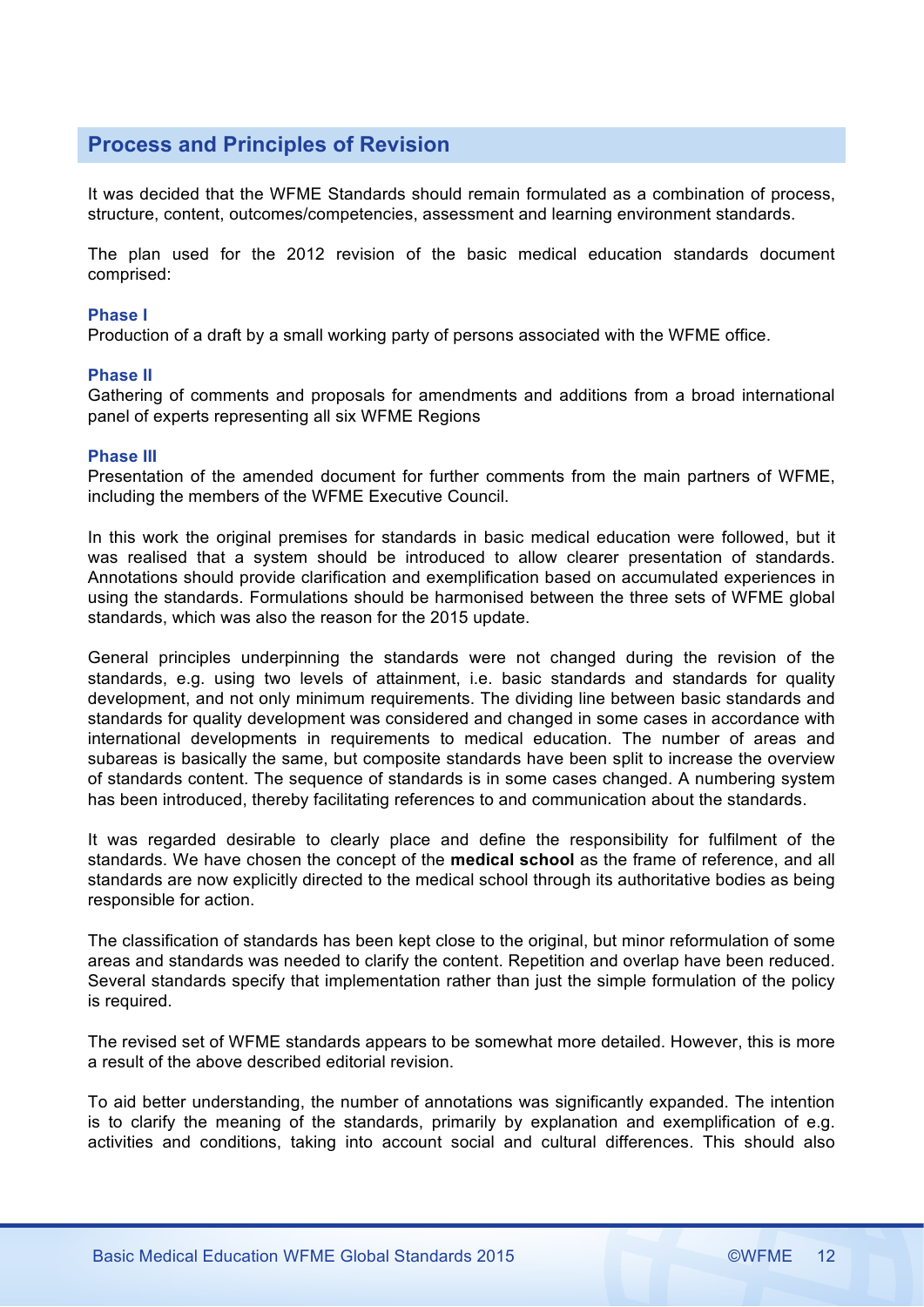## Process and Principles of Revision

It was decided that the WFME Standards should remain formulated as a combination of process, structure, content, outcomes/competencies, assessment and learning environment standards.

The plan used for the 2012 revision of the basic medical education standards document comprised:

**Phase I**
Production of a draft by a small working party of persons associated with the WFME office.

**Phase II**
Gathering of comments and proposals for amendments and additions from a broad international panel of experts representing all six WFME Regions

**Phase III**
Presentation of the amended document for further comments from the main partners of WFME, including the members of the WFME Executive Council.

In this work the original premises for standards in basic medical education were followed, but it was realised that a system should be introduced to allow clearer presentation of standards. Annotations should provide clarification and exemplification based on accumulated experiences in using the standards. Formulations should be harmonised between the three sets of WFME global standards, which was also the reason for the 2015 update.

General principles underpinning the standards were not changed during the revision of the standards, e.g. using two levels of attainment, i.e. basic standards and standards for quality development, and not only minimum requirements. The dividing line between basic standards and standards for quality development was considered and changed in some cases in accordance with international developments in requirements to medical education. The number of areas and subareas is basically the same, but composite standards have been split to increase the overview of standards content. The sequence of standards is in some cases changed. A numbering system has been introduced, thereby facilitating references to and communication about the standards.

It was regarded desirable to clearly place and define the responsibility for fulfilment of the standards. We have chosen the concept of the **medical school** as the frame of reference, and all standards are now explicitly directed to the medical school through its authoritative bodies as being responsible for action.

The classification of standards has been kept close to the original, but minor reformulation of some areas and standards was needed to clarify the content. Repetition and overlap have been reduced. Several standards specify that implementation rather than just the simple formulation of the policy is required.

The revised set of WFME standards appears to be somewhat more detailed. However, this is more a result of the above described editorial revision.

To aid better understanding, the number of annotations was significantly expanded. The intention is to clarify the meaning of the standards, primarily by explanation and exemplification of e.g. activities and conditions, taking into account social and cultural differences. This should also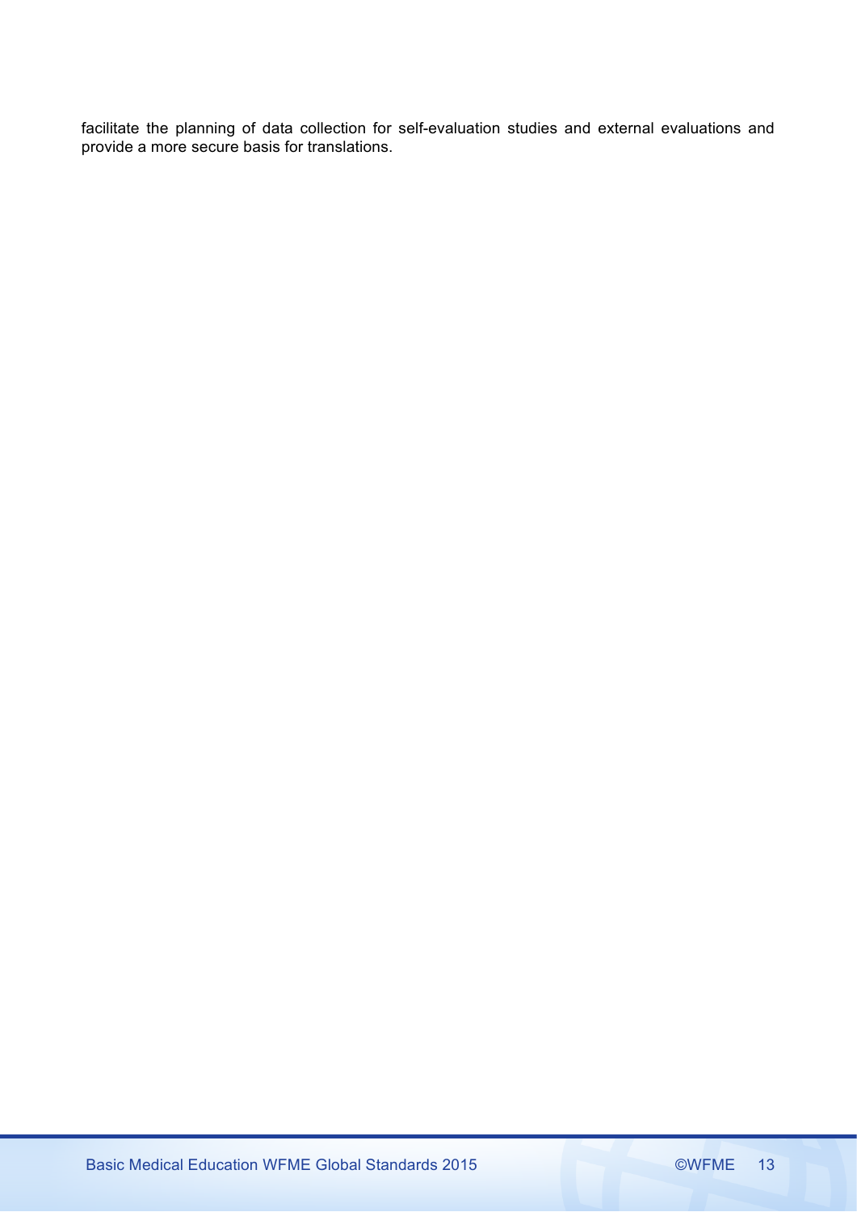facilitate the planning of data collection for self-evaluation studies and external evaluations and provide a more secure basis for translations.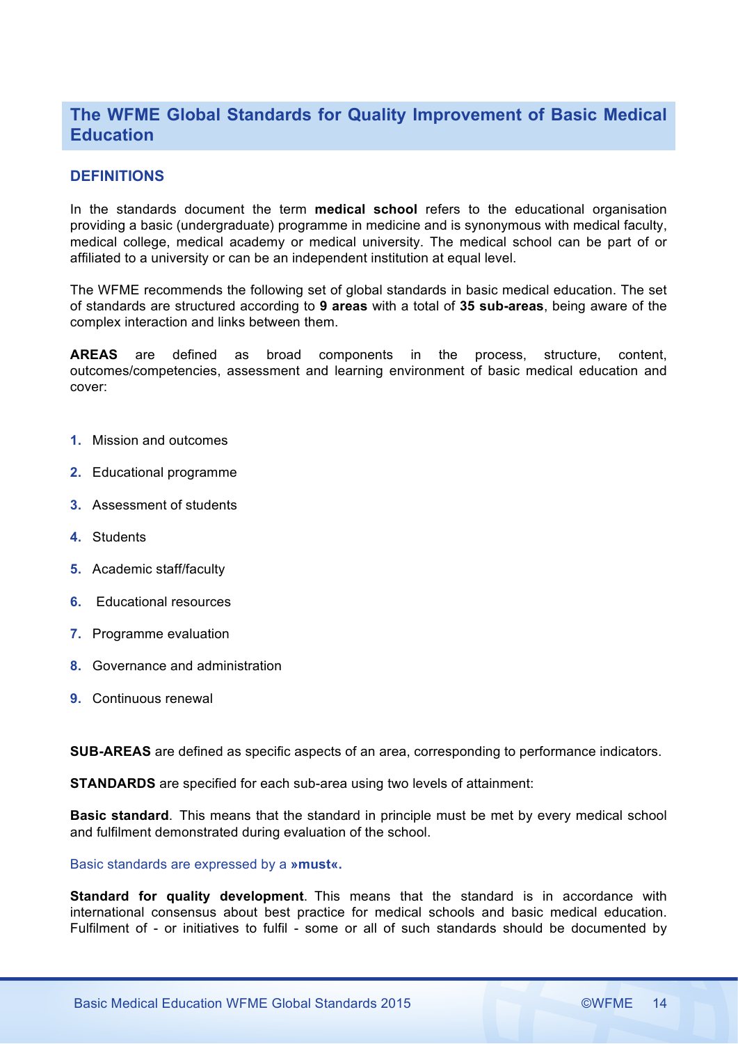## The WFME Global Standards for Quality Improvement of Basic Medical Education

### DEFINITIONS

In the standards document the term **medical school** refers to the educational organisation providing a basic (undergraduate) programme in medicine and is synonymous with medical faculty, medical college, medical academy or medical university. The medical school can be part of or affiliated to a university or can be an independent institution at equal level.

The WFME recommends the following set of global standards in basic medical education. The set of standards are structured according to **9 areas** with a total of **35 sub-areas**, being aware of the complex interaction and links between them.

**AREAS** are defined as broad components in the process, structure, content, outcomes/competencies, assessment and learning environment of basic medical education and cover:

1. Mission and outcomes
2. Educational programme
3. Assessment of students
4. Students
5. Academic staff/faculty
6. Educational resources
7. Programme evaluation
8. Governance and administration
9. Continuous renewal

**SUB-AREAS** are defined as specific aspects of an area, corresponding to performance indicators.

**STANDARDS** are specified for each sub-area using two levels of attainment:

**Basic standard**. This means that the standard in principle must be met by every medical school and fulfilment demonstrated during evaluation of the school.

Basic standards are expressed by a **»must«.**

**Standard for quality development**. This means that the standard is in accordance with international consensus about best practice for medical schools and basic medical education. Fulfilment of - or initiatives to fulfil - some or all of such standards should be documented by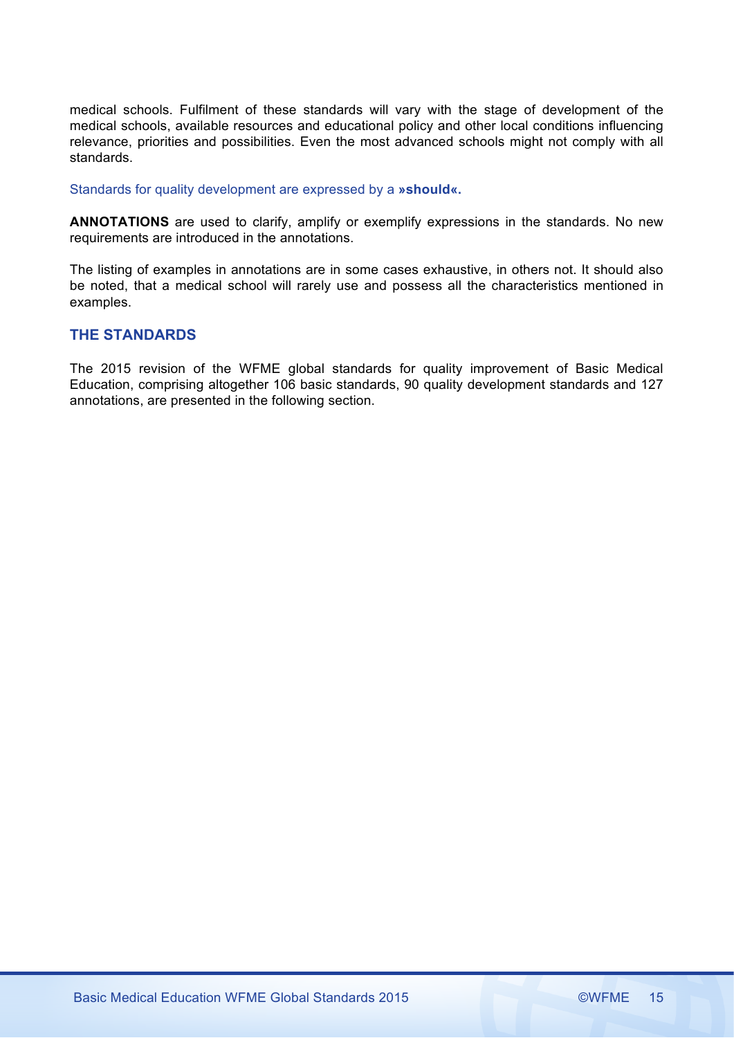medical schools. Fulfilment of these standards will vary with the stage of development of the medical schools, available resources and educational policy and other local conditions influencing relevance, priorities and possibilities. Even the most advanced schools might not comply with all standards.

Standards for quality development are expressed by a **»should«.**

**ANNOTATIONS** are used to clarify, amplify or exemplify expressions in the standards. No new requirements are introduced in the annotations.

The listing of examples in annotations are in some cases exhaustive, in others not. It should also be noted, that a medical school will rarely use and possess all the characteristics mentioned in examples.

## THE STANDARDS

The 2015 revision of the WFME global standards for quality improvement of Basic Medical Education, comprising altogether 106 basic standards, 90 quality development standards and 127 annotations, are presented in the following section.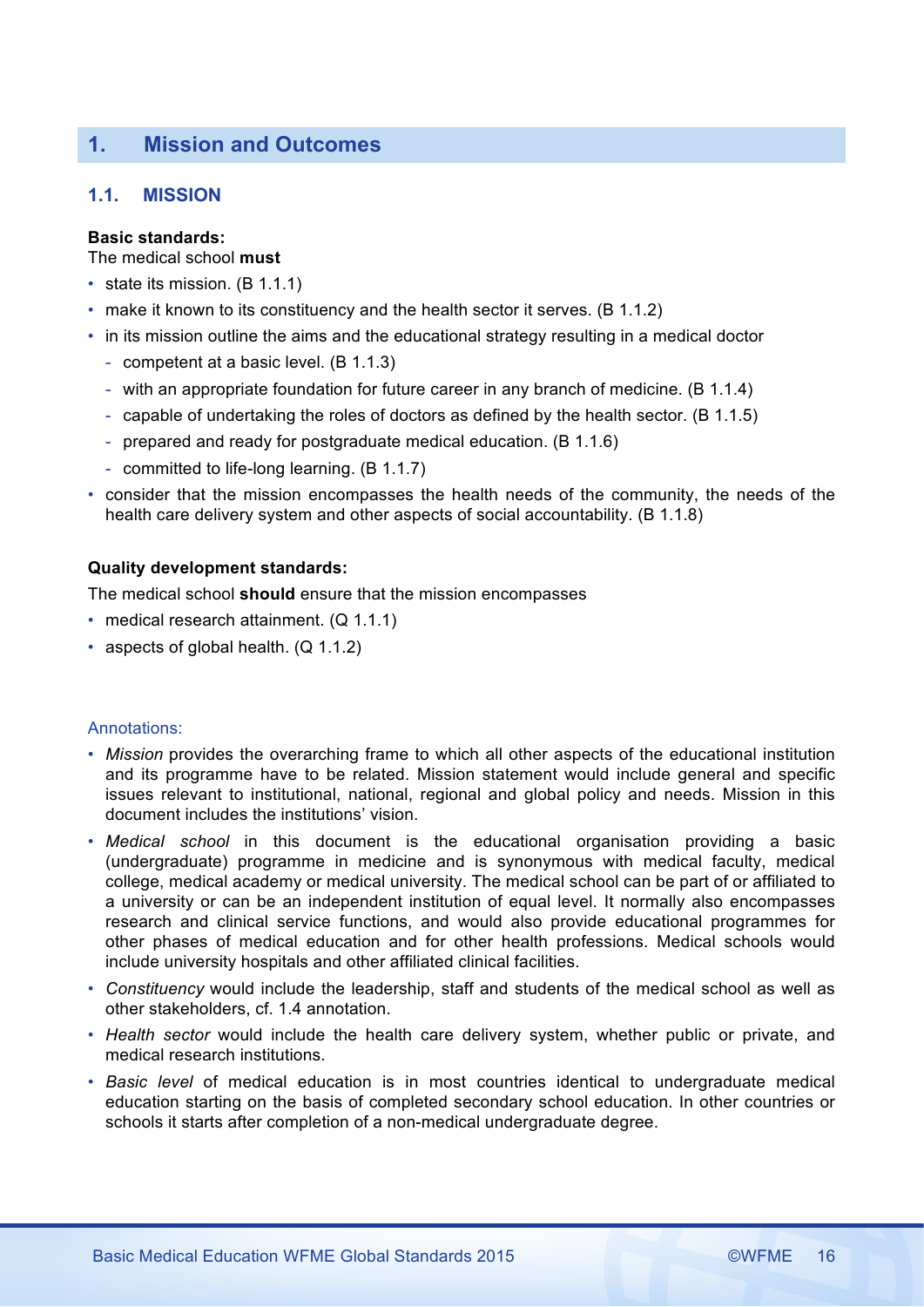# 1. Mission and Outcomes

## 1.1. MISSION

**Basic standards:**

The medical school **must**

- state its mission. (B 1.1.1)
- make it known to its constituency and the health sector it serves. (B 1.1.2)
- in its mission outline the aims and the educational strategy resulting in a medical doctor
  - competent at a basic level. (B 1.1.3)
  - with an appropriate foundation for future career in any branch of medicine. (B 1.1.4)
  - capable of undertaking the roles of doctors as defined by the health sector. (B 1.1.5)
  - prepared and ready for postgraduate medical education. (B 1.1.6)
  - committed to life-long learning. (B 1.1.7)
- consider that the mission encompasses the health needs of the community, the needs of the health care delivery system and other aspects of social accountability. (B 1.1.8)

**Quality development standards:**

The medical school **should** ensure that the mission encompasses

- medical research attainment. (Q 1.1.1)
- aspects of global health. (Q 1.1.2)

Annotations:

- *Mission* provides the overarching frame to which all other aspects of the educational institution and its programme have to be related. Mission statement would include general and specific issues relevant to institutional, national, regional and global policy and needs. Mission in this document includes the institutions' vision.
- *Medical school* in this document is the educational organisation providing a basic (undergraduate) programme in medicine and is synonymous with medical faculty, medical college, medical academy or medical university. The medical school can be part of or affiliated to a university or can be an independent institution of equal level. It normally also encompasses research and clinical service functions, and would also provide educational programmes for other phases of medical education and for other health professions. Medical schools would include university hospitals and other affiliated clinical facilities.
- *Constituency* would include the leadership, staff and students of the medical school as well as other stakeholders, cf. 1.4 annotation.
- *Health sector* would include the health care delivery system, whether public or private, and medical research institutions.
- *Basic level* of medical education is in most countries identical to undergraduate medical education starting on the basis of completed secondary school education. In other countries or schools it starts after completion of a non-medical undergraduate degree.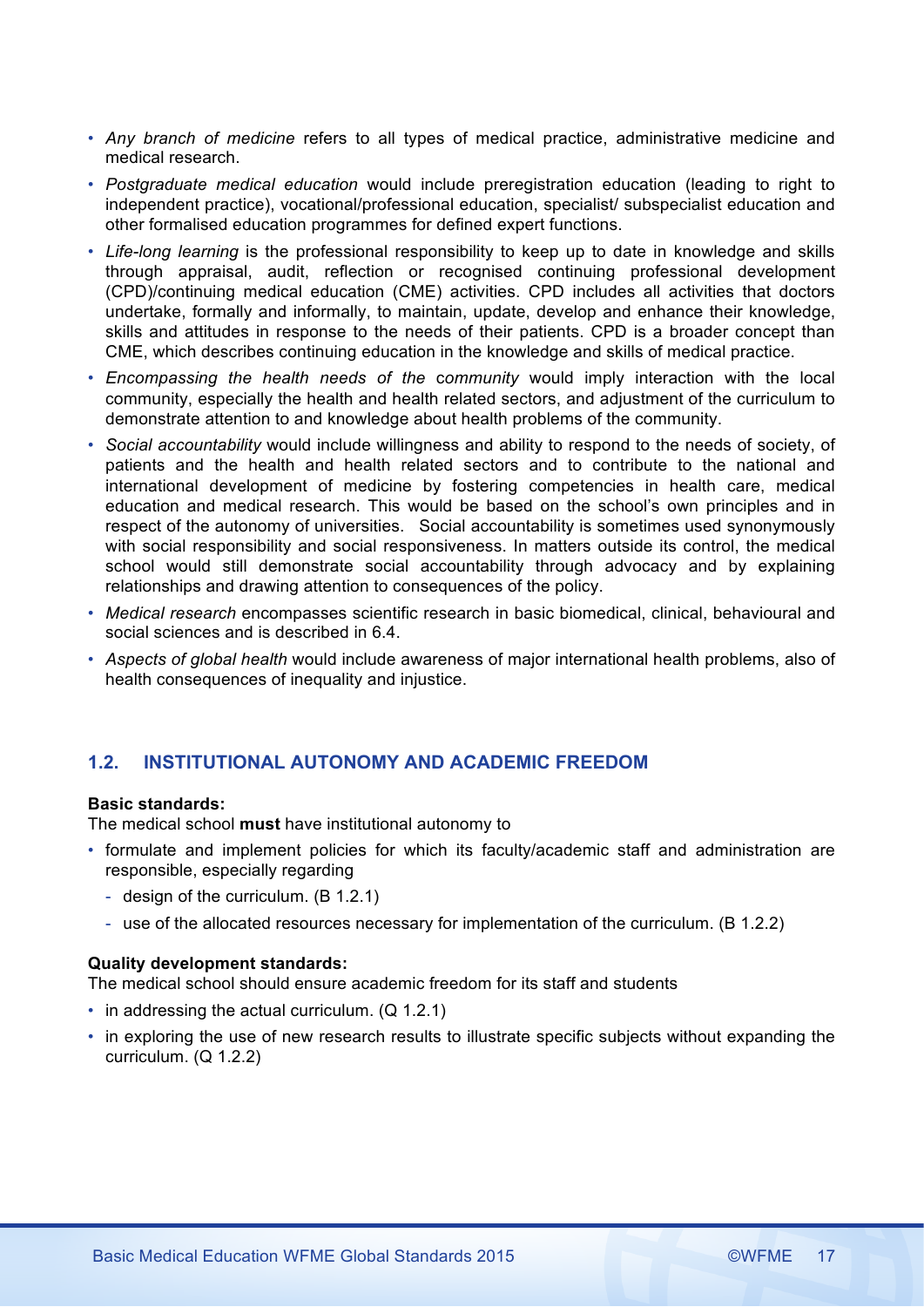- *Any branch of medicine* refers to all types of medical practice, administrative medicine and medical research.
- *Postgraduate medical education* would include preregistration education (leading to right to independent practice), vocational/professional education, specialist/ subspecialist education and other formalised education programmes for defined expert functions.
- *Life-long learning* is the professional responsibility to keep up to date in knowledge and skills through appraisal, audit, reflection or recognised continuing professional development (CPD)/continuing medical education (CME) activities. CPD includes all activities that doctors undertake, formally and informally, to maintain, update, develop and enhance their knowledge, skills and attitudes in response to the needs of their patients. CPD is a broader concept than CME, which describes continuing education in the knowledge and skills of medical practice.
- *Encompassing the health needs of the community* would imply interaction with the local community, especially the health and health related sectors, and adjustment of the curriculum to demonstrate attention to and knowledge about health problems of the community.
- *Social accountability* would include willingness and ability to respond to the needs of society, of patients and the health and health related sectors and to contribute to the national and international development of medicine by fostering competencies in health care, medical education and medical research. This would be based on the school's own principles and in respect of the autonomy of universities. Social accountability is sometimes used synonymously with social responsibility and social responsiveness. In matters outside its control, the medical school would still demonstrate social accountability through advocacy and by explaining relationships and drawing attention to consequences of the policy.
- *Medical research* encompasses scientific research in basic biomedical, clinical, behavioural and social sciences and is described in 6.4.
- *Aspects of global health* would include awareness of major international health problems, also of health consequences of inequality and injustice.

## 1.2. INSTITUTIONAL AUTONOMY AND ACADEMIC FREEDOM

**Basic standards:**

The medical school **must** have institutional autonomy to

- formulate and implement policies for which its faculty/academic staff and administration are responsible, especially regarding
  - design of the curriculum. (B 1.2.1)
  - use of the allocated resources necessary for implementation of the curriculum. (B 1.2.2)

**Quality development standards:**

The medical school should ensure academic freedom for its staff and students

- in addressing the actual curriculum. (Q 1.2.1)
- in exploring the use of new research results to illustrate specific subjects without expanding the curriculum. (Q 1.2.2)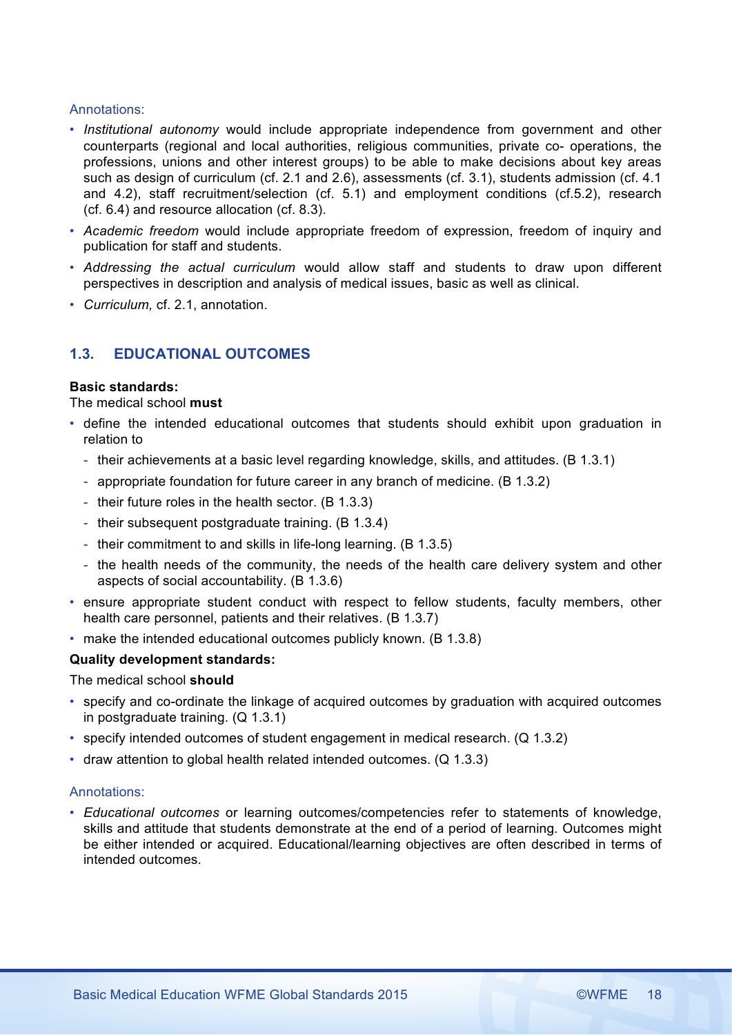Annotations:

- *Institutional autonomy* would include appropriate independence from government and other counterparts (regional and local authorities, religious communities, private co- operations, the professions, unions and other interest groups) to be able to make decisions about key areas such as design of curriculum (cf. 2.1 and 2.6), assessments (cf. 3.1), students admission (cf. 4.1 and 4.2), staff recruitment/selection (cf. 5.1) and employment conditions (cf.5.2), research (cf. 6.4) and resource allocation (cf. 8.3).
- *Academic freedom* would include appropriate freedom of expression, freedom of inquiry and publication for staff and students.
- *Addressing the actual curriculum* would allow staff and students to draw upon different perspectives in description and analysis of medical issues, basic as well as clinical.
- *Curriculum,* cf. 2.1, annotation.

## 1.3. EDUCATIONAL OUTCOMES

**Basic standards:**

The medical school **must**

- define the intended educational outcomes that students should exhibit upon graduation in relation to
  - their achievements at a basic level regarding knowledge, skills, and attitudes. (B 1.3.1)
  - appropriate foundation for future career in any branch of medicine. (B 1.3.2)
  - their future roles in the health sector. (B 1.3.3)
  - their subsequent postgraduate training. (B 1.3.4)
  - their commitment to and skills in life-long learning. (B 1.3.5)
  - the health needs of the community, the needs of the health care delivery system and other aspects of social accountability. (B 1.3.6)
- ensure appropriate student conduct with respect to fellow students, faculty members, other health care personnel, patients and their relatives. (B 1.3.7)
- make the intended educational outcomes publicly known. (B 1.3.8)

**Quality development standards:**

The medical school **should**

- specify and co-ordinate the linkage of acquired outcomes by graduation with acquired outcomes in postgraduate training. (Q 1.3.1)
- specify intended outcomes of student engagement in medical research. (Q 1.3.2)
- draw attention to global health related intended outcomes. (Q 1.3.3)

Annotations:

- *Educational outcomes* or learning outcomes/competencies refer to statements of knowledge, skills and attitude that students demonstrate at the end of a period of learning. Outcomes might be either intended or acquired. Educational/learning objectives are often described in terms of intended outcomes.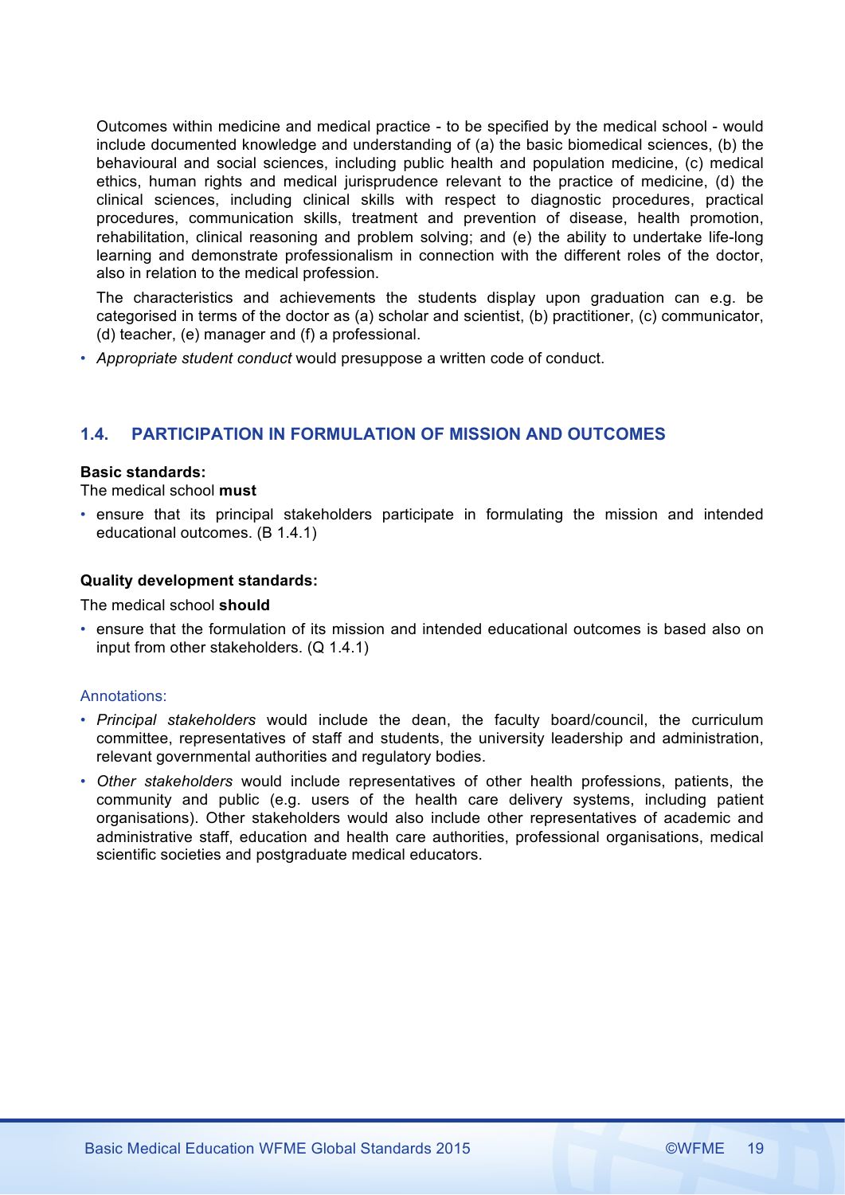Outcomes within medicine and medical practice - to be specified by the medical school - would include documented knowledge and understanding of (a) the basic biomedical sciences, (b) the behavioural and social sciences, including public health and population medicine, (c) medical ethics, human rights and medical jurisprudence relevant to the practice of medicine, (d) the clinical sciences, including clinical skills with respect to diagnostic procedures, practical procedures, communication skills, treatment and prevention of disease, health promotion, rehabilitation, clinical reasoning and problem solving; and (e) the ability to undertake life-long learning and demonstrate professionalism in connection with the different roles of the doctor, also in relation to the medical profession.

The characteristics and achievements the students display upon graduation can e.g. be categorised in terms of the doctor as (a) scholar and scientist, (b) practitioner, (c) communicator, (d) teacher, (e) manager and (f) a professional.

- *Appropriate student conduct* would presuppose a written code of conduct.

## 1.4. PARTICIPATION IN FORMULATION OF MISSION AND OUTCOMES

**Basic standards:**

The medical school **must**

- ensure that its principal stakeholders participate in formulating the mission and intended educational outcomes. (B 1.4.1)

**Quality development standards:**

The medical school **should**

- ensure that the formulation of its mission and intended educational outcomes is based also on input from other stakeholders. (Q 1.4.1)

Annotations:

- *Principal stakeholders* would include the dean, the faculty board/council, the curriculum committee, representatives of staff and students, the university leadership and administration, relevant governmental authorities and regulatory bodies.
- *Other stakeholders* would include representatives of other health professions, patients, the community and public (e.g. users of the health care delivery systems, including patient organisations). Other stakeholders would also include other representatives of academic and administrative staff, education and health care authorities, professional organisations, medical scientific societies and postgraduate medical educators.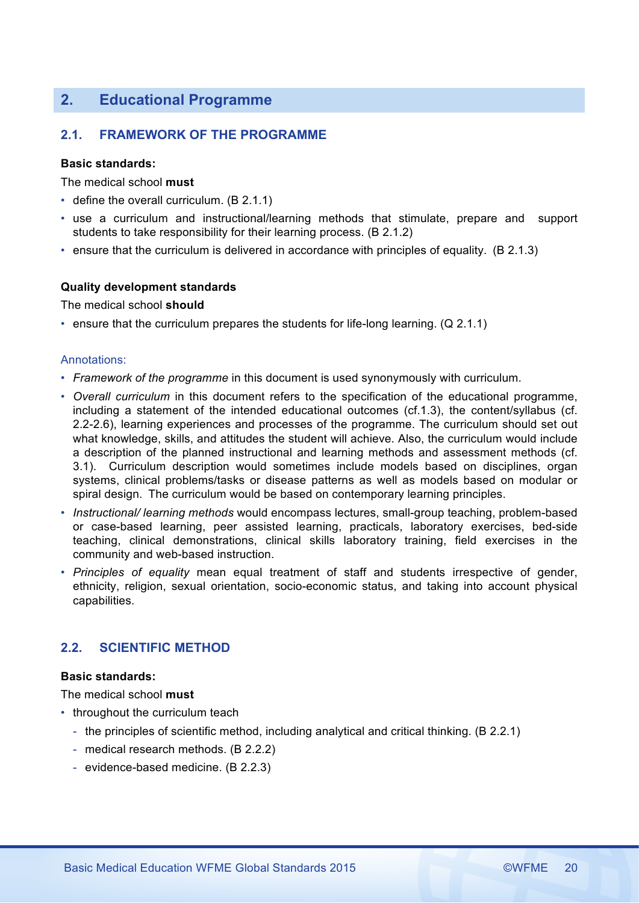## 2. Educational Programme

### 2.1. FRAMEWORK OF THE PROGRAMME

**Basic standards:**

The medical school **must**

- define the overall curriculum. (B 2.1.1)
- use a curriculum and instructional/learning methods that stimulate, prepare and support students to take responsibility for their learning process. (B 2.1.2)
- ensure that the curriculum is delivered in accordance with principles of equality. (B 2.1.3)

**Quality development standards**

The medical school **should**

- ensure that the curriculum prepares the students for life-long learning. (Q 2.1.1)

Annotations:

- *Framework of the programme* in this document is used synonymously with curriculum.
- *Overall curriculum* in this document refers to the specification of the educational programme, including a statement of the intended educational outcomes (cf.1.3), the content/syllabus (cf. 2.2-2.6), learning experiences and processes of the programme. The curriculum should set out what knowledge, skills, and attitudes the student will achieve. Also, the curriculum would include a description of the planned instructional and learning methods and assessment methods (cf. 3.1). Curriculum description would sometimes include models based on disciplines, organ systems, clinical problems/tasks or disease patterns as well as models based on modular or spiral design. The curriculum would be based on contemporary learning principles.
- *Instructional/ learning methods* would encompass lectures, small-group teaching, problem-based or case-based learning, peer assisted learning, practicals, laboratory exercises, bed-side teaching, clinical demonstrations, clinical skills laboratory training, field exercises in the community and web-based instruction.
- *Principles of equality* mean equal treatment of staff and students irrespective of gender, ethnicity, religion, sexual orientation, socio-economic status, and taking into account physical capabilities.

### 2.2. SCIENTIFIC METHOD

**Basic standards:**

The medical school **must**

- throughout the curriculum teach
  - the principles of scientific method, including analytical and critical thinking. (B 2.2.1)
  - medical research methods. (B 2.2.2)
  - evidence-based medicine. (B 2.2.3)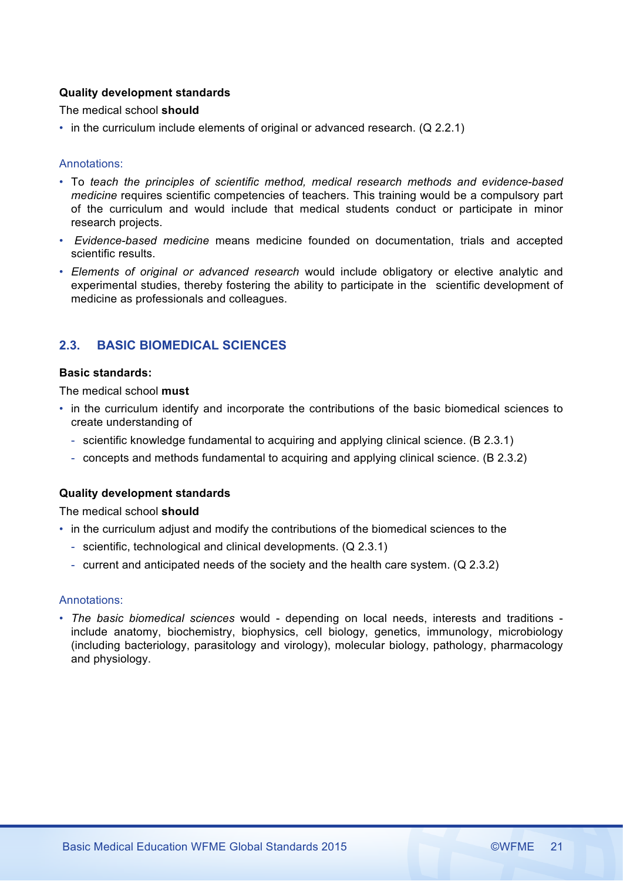**Quality development standards**

The medical school **should**

- in the curriculum include elements of original or advanced research. (Q 2.2.1)

Annotations:

- To *teach the principles of scientific method, medical research methods and evidence-based medicine* requires scientific competencies of teachers. This training would be a compulsory part of the curriculum and would include that medical students conduct or participate in minor research projects.
- *Evidence-based medicine* means medicine founded on documentation, trials and accepted scientific results.
- *Elements of original or advanced research* would include obligatory or elective analytic and experimental studies, thereby fostering the ability to participate in the scientific development of medicine as professionals and colleagues.

## 2.3. BASIC BIOMEDICAL SCIENCES

**Basic standards:**

The medical school **must**

- in the curriculum identify and incorporate the contributions of the basic biomedical sciences to create understanding of
  - scientific knowledge fundamental to acquiring and applying clinical science. (B 2.3.1)
  - concepts and methods fundamental to acquiring and applying clinical science. (B 2.3.2)

**Quality development standards**

The medical school **should**

- in the curriculum adjust and modify the contributions of the biomedical sciences to the
  - scientific, technological and clinical developments. (Q 2.3.1)
  - current and anticipated needs of the society and the health care system. (Q 2.3.2)

Annotations:

- *The basic biomedical sciences* would - depending on local needs, interests and traditions - include anatomy, biochemistry, biophysics, cell biology, genetics, immunology, microbiology (including bacteriology, parasitology and virology), molecular biology, pathology, pharmacology and physiology.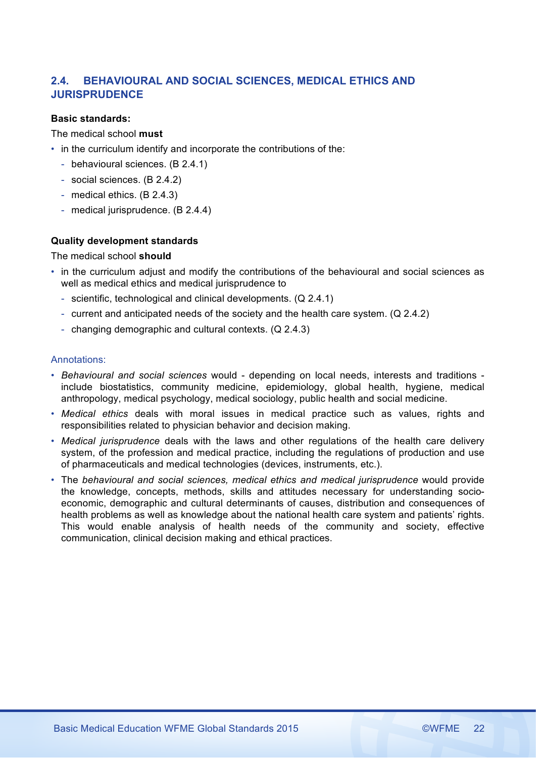## 2.4. BEHAVIOURAL AND SOCIAL SCIENCES, MEDICAL ETHICS AND JURISPRUDENCE

**Basic standards:**

The medical school **must**

- in the curriculum identify and incorporate the contributions of the:
  - behavioural sciences. (B 2.4.1)
  - social sciences. (B 2.4.2)
  - medical ethics. (B 2.4.3)
  - medical jurisprudence. (B 2.4.4)

**Quality development standards**

The medical school **should**

- in the curriculum adjust and modify the contributions of the behavioural and social sciences as well as medical ethics and medical jurisprudence to
  - scientific, technological and clinical developments. (Q 2.4.1)
  - current and anticipated needs of the society and the health care system. (Q 2.4.2)
  - changing demographic and cultural contexts. (Q 2.4.3)

Annotations:

- *Behavioural and social sciences* would - depending on local needs, interests and traditions - include biostatistics, community medicine, epidemiology, global health, hygiene, medical anthropology, medical psychology, medical sociology, public health and social medicine.
- *Medical ethics* deals with moral issues in medical practice such as values, rights and responsibilities related to physician behavior and decision making.
- *Medical jurisprudence* deals with the laws and other regulations of the health care delivery system, of the profession and medical practice, including the regulations of production and use of pharmaceuticals and medical technologies (devices, instruments, etc.).
- The *behavioural and social sciences, medical ethics and medical jurisprudence* would provide the knowledge, concepts, methods, skills and attitudes necessary for understanding socio-economic, demographic and cultural determinants of causes, distribution and consequences of health problems as well as knowledge about the national health care system and patients' rights. This would enable analysis of health needs of the community and society, effective communication, clinical decision making and ethical practices.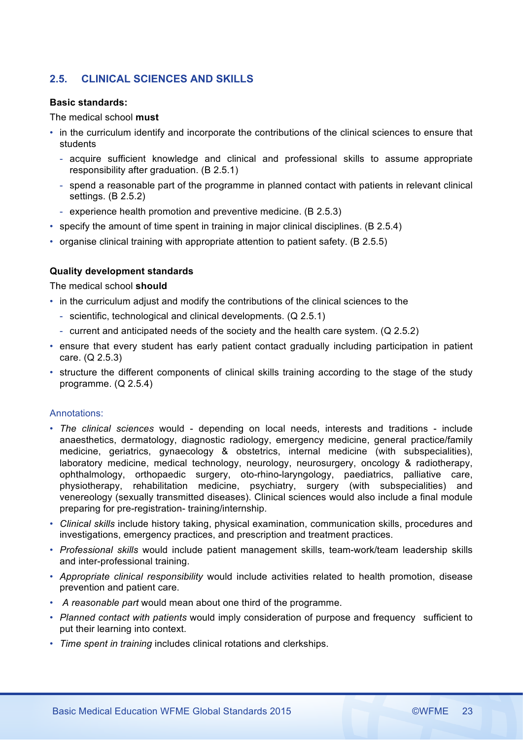## 2.5. CLINICAL SCIENCES AND SKILLS

**Basic standards:**

The medical school **must**

- in the curriculum identify and incorporate the contributions of the clinical sciences to ensure that students
  - acquire sufficient knowledge and clinical and professional skills to assume appropriate responsibility after graduation. (B 2.5.1)
  - spend a reasonable part of the programme in planned contact with patients in relevant clinical settings. (B 2.5.2)
  - experience health promotion and preventive medicine. (B 2.5.3)
- specify the amount of time spent in training in major clinical disciplines. (B 2.5.4)
- organise clinical training with appropriate attention to patient safety. (B 2.5.5)

**Quality development standards**

The medical school **should**

- in the curriculum adjust and modify the contributions of the clinical sciences to the
  - scientific, technological and clinical developments. (Q 2.5.1)
  - current and anticipated needs of the society and the health care system. (Q 2.5.2)
- ensure that every student has early patient contact gradually including participation in patient care. (Q 2.5.3)
- structure the different components of clinical skills training according to the stage of the study programme. (Q 2.5.4)

Annotations:

- *The clinical sciences* would - depending on local needs, interests and traditions - include anaesthetics, dermatology, diagnostic radiology, emergency medicine, general practice/family medicine, geriatrics, gynaecology & obstetrics, internal medicine (with subspecialities), laboratory medicine, medical technology, neurology, neurosurgery, oncology & radiotherapy, ophthalmology, orthopaedic surgery, oto-rhino-laryngology, paediatrics, palliative care, physiotherapy, rehabilitation medicine, psychiatry, surgery (with subspecialities) and venereology (sexually transmitted diseases). Clinical sciences would also include a final module preparing for pre-registration- training/internship.
- *Clinical skills* include history taking, physical examination, communication skills, procedures and investigations, emergency practices, and prescription and treatment practices.
- *Professional skills* would include patient management skills, team-work/team leadership skills and inter-professional training.
- *Appropriate clinical responsibility* would include activities related to health promotion, disease prevention and patient care.
- *A reasonable part* would mean about one third of the programme.
- *Planned contact with patients* would imply consideration of purpose and frequency sufficient to put their learning into context.
- *Time spent in training* includes clinical rotations and clerkships.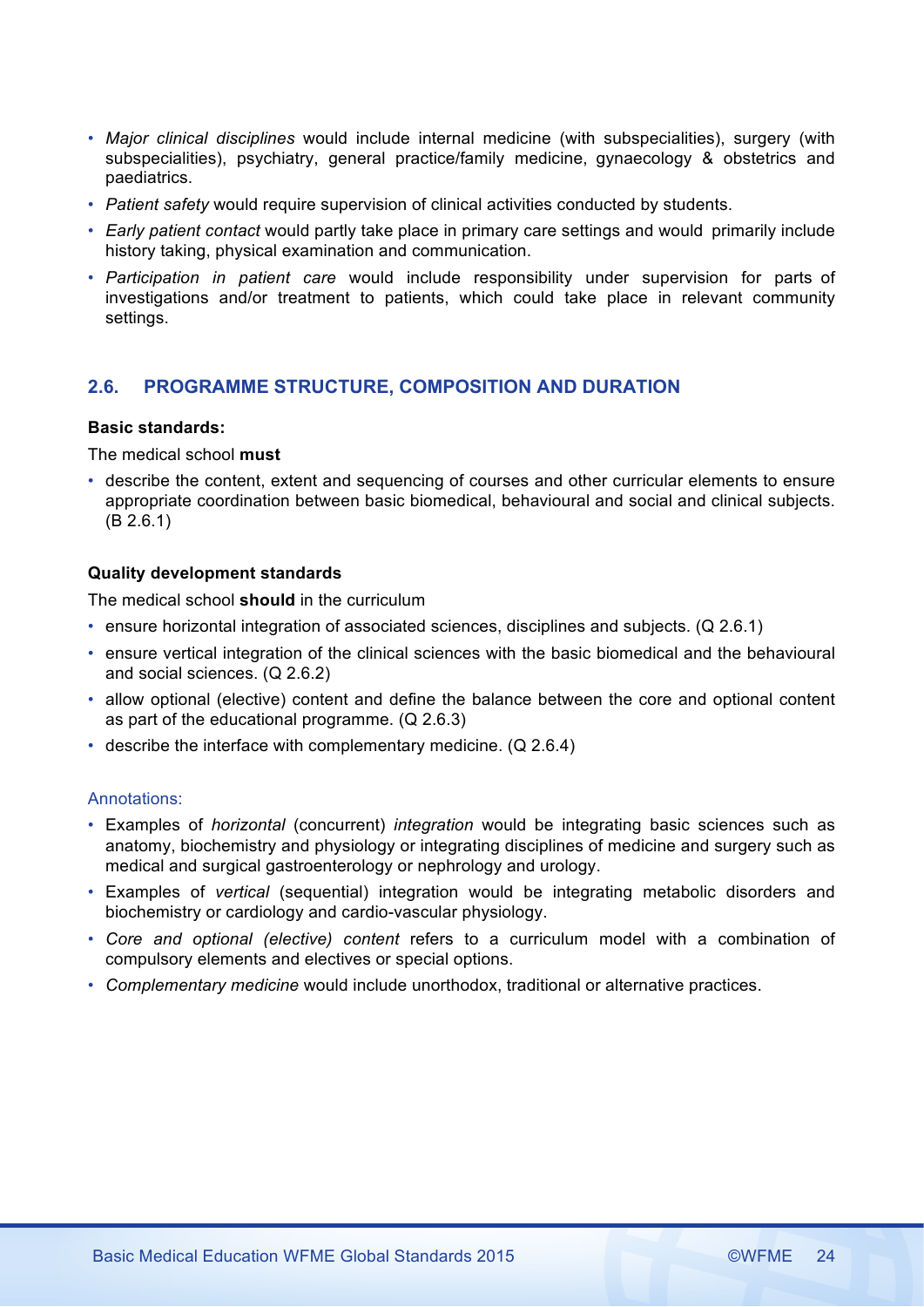- *Major clinical disciplines* would include internal medicine (with subspecialities), surgery (with subspecialities), psychiatry, general practice/family medicine, gynaecology & obstetrics and paediatrics.
- *Patient safety* would require supervision of clinical activities conducted by students.
- *Early patient contact* would partly take place in primary care settings and would primarily include history taking, physical examination and communication.
- *Participation in patient care* would include responsibility under supervision for parts of investigations and/or treatment to patients, which could take place in relevant community settings.

## 2.6. PROGRAMME STRUCTURE, COMPOSITION AND DURATION

**Basic standards:**

The medical school **must**

- describe the content, extent and sequencing of courses and other curricular elements to ensure appropriate coordination between basic biomedical, behavioural and social and clinical subjects. (B 2.6.1)

**Quality development standards**

The medical school **should** in the curriculum

- ensure horizontal integration of associated sciences, disciplines and subjects. (Q 2.6.1)
- ensure vertical integration of the clinical sciences with the basic biomedical and the behavioural and social sciences. (Q 2.6.2)
- allow optional (elective) content and define the balance between the core and optional content as part of the educational programme. (Q 2.6.3)
- describe the interface with complementary medicine. (Q 2.6.4)

Annotations:

- Examples of *horizontal* (concurrent) *integration* would be integrating basic sciences such as anatomy, biochemistry and physiology or integrating disciplines of medicine and surgery such as medical and surgical gastroenterology or nephrology and urology.
- Examples of *vertical* (sequential) integration would be integrating metabolic disorders and biochemistry or cardiology and cardio-vascular physiology.
- *Core and optional (elective) content* refers to a curriculum model with a combination of compulsory elements and electives or special options.
- *Complementary medicine* would include unorthodox, traditional or alternative practices.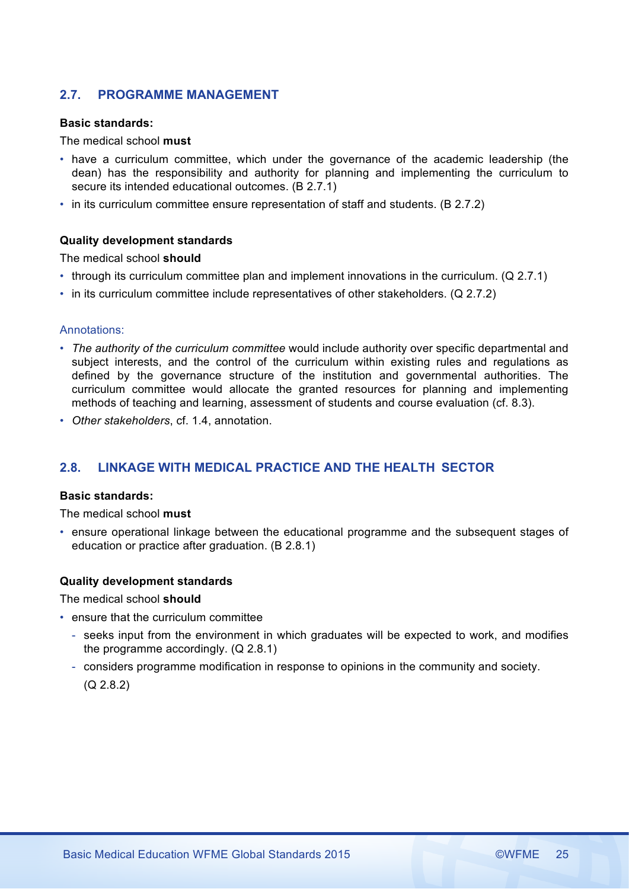## 2.7. PROGRAMME MANAGEMENT

**Basic standards:**

The medical school **must**

- have a curriculum committee, which under the governance of the academic leadership (the dean) has the responsibility and authority for planning and implementing the curriculum to secure its intended educational outcomes. (B 2.7.1)
- in its curriculum committee ensure representation of staff and students. (B 2.7.2)

**Quality development standards**

The medical school **should**

- through its curriculum committee plan and implement innovations in the curriculum. (Q 2.7.1)
- in its curriculum committee include representatives of other stakeholders. (Q 2.7.2)

Annotations:

- *The authority of the curriculum committee* would include authority over specific departmental and subject interests, and the control of the curriculum within existing rules and regulations as defined by the governance structure of the institution and governmental authorities. The curriculum committee would allocate the granted resources for planning and implementing methods of teaching and learning, assessment of students and course evaluation (cf. 8.3).
- *Other stakeholders*, cf. 1.4, annotation.

## 2.8. LINKAGE WITH MEDICAL PRACTICE AND THE HEALTH SECTOR

**Basic standards:**

The medical school **must**

- ensure operational linkage between the educational programme and the subsequent stages of education or practice after graduation. (B 2.8.1)

**Quality development standards**

The medical school **should**

- ensure that the curriculum committee
  - seeks input from the environment in which graduates will be expected to work, and modifies the programme accordingly. (Q 2.8.1)
  - considers programme modification in response to opinions in the community and society. (Q 2.8.2)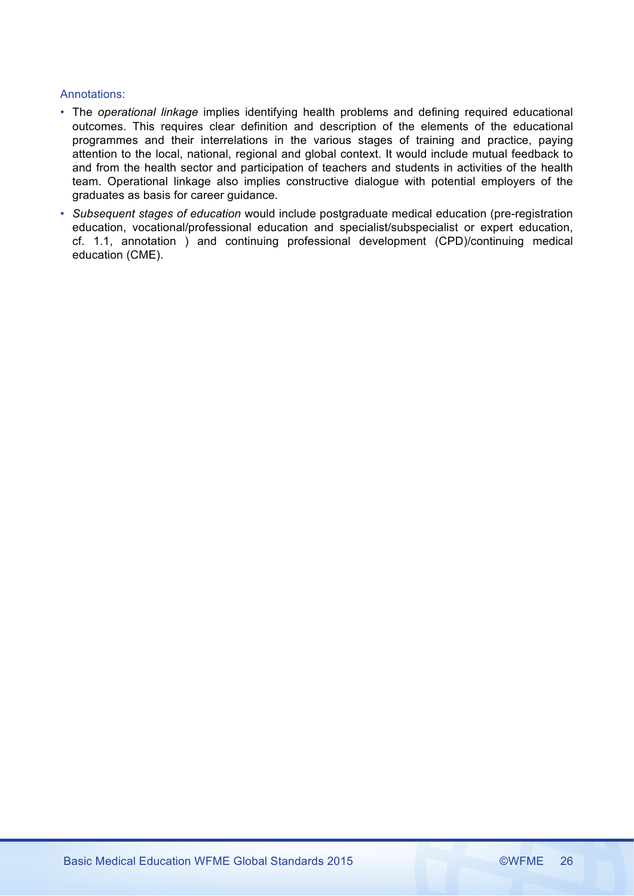Annotations:

- The *operational linkage* implies identifying health problems and defining required educational outcomes. This requires clear definition and description of the elements of the educational programmes and their interrelations in the various stages of training and practice, paying attention to the local, national, regional and global context. It would include mutual feedback to and from the health sector and participation of teachers and students in activities of the health team. Operational linkage also implies constructive dialogue with potential employers of the graduates as basis for career guidance.
- *Subsequent stages of education* would include postgraduate medical education (pre-registration education, vocational/professional education and specialist/subspecialist or expert education, cf. 1.1, annotation ) and continuing professional development (CPD)/continuing medical education (CME).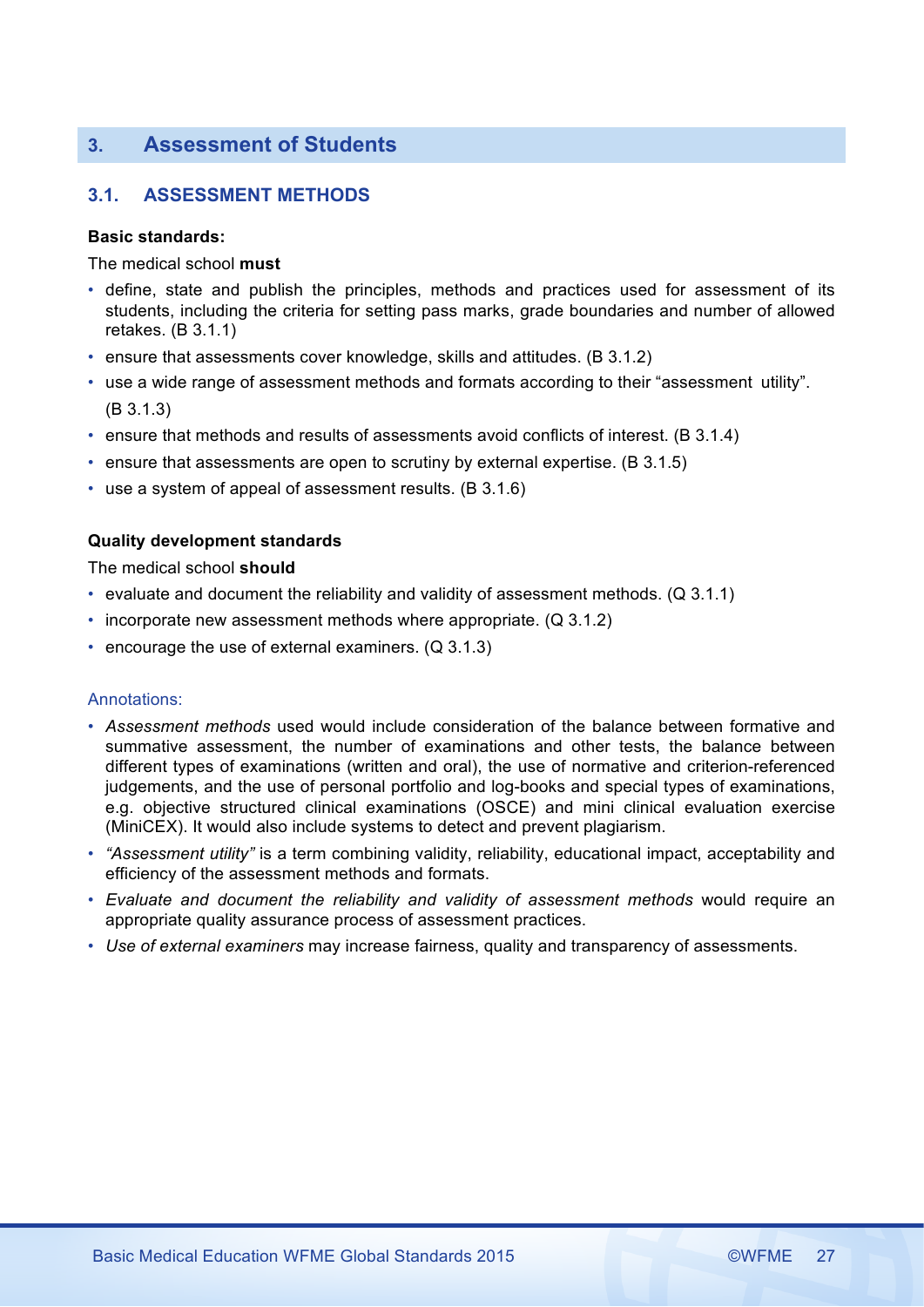## 3. Assessment of Students

### 3.1. ASSESSMENT METHODS

**Basic standards:**

The medical school **must**

- define, state and publish the principles, methods and practices used for assessment of its students, including the criteria for setting pass marks, grade boundaries and number of allowed retakes. (B 3.1.1)
- ensure that assessments cover knowledge, skills and attitudes. (B 3.1.2)
- use a wide range of assessment methods and formats according to their "assessment utility". (B 3.1.3)
- ensure that methods and results of assessments avoid conflicts of interest. (B 3.1.4)
- ensure that assessments are open to scrutiny by external expertise. (B 3.1.5)
- use a system of appeal of assessment results. (B 3.1.6)

**Quality development standards**

The medical school **should**

- evaluate and document the reliability and validity of assessment methods. (Q 3.1.1)
- incorporate new assessment methods where appropriate. (Q 3.1.2)
- encourage the use of external examiners. (Q 3.1.3)

Annotations:

- *Assessment methods* used would include consideration of the balance between formative and summative assessment, the number of examinations and other tests, the balance between different types of examinations (written and oral), the use of normative and criterion-referenced judgements, and the use of personal portfolio and log-books and special types of examinations, e.g. objective structured clinical examinations (OSCE) and mini clinical evaluation exercise (MiniCEX). It would also include systems to detect and prevent plagiarism.
- *"Assessment utility"* is a term combining validity, reliability, educational impact, acceptability and efficiency of the assessment methods and formats.
- *Evaluate and document the reliability and validity of assessment methods* would require an appropriate quality assurance process of assessment practices.
- *Use of external examiners* may increase fairness, quality and transparency of assessments.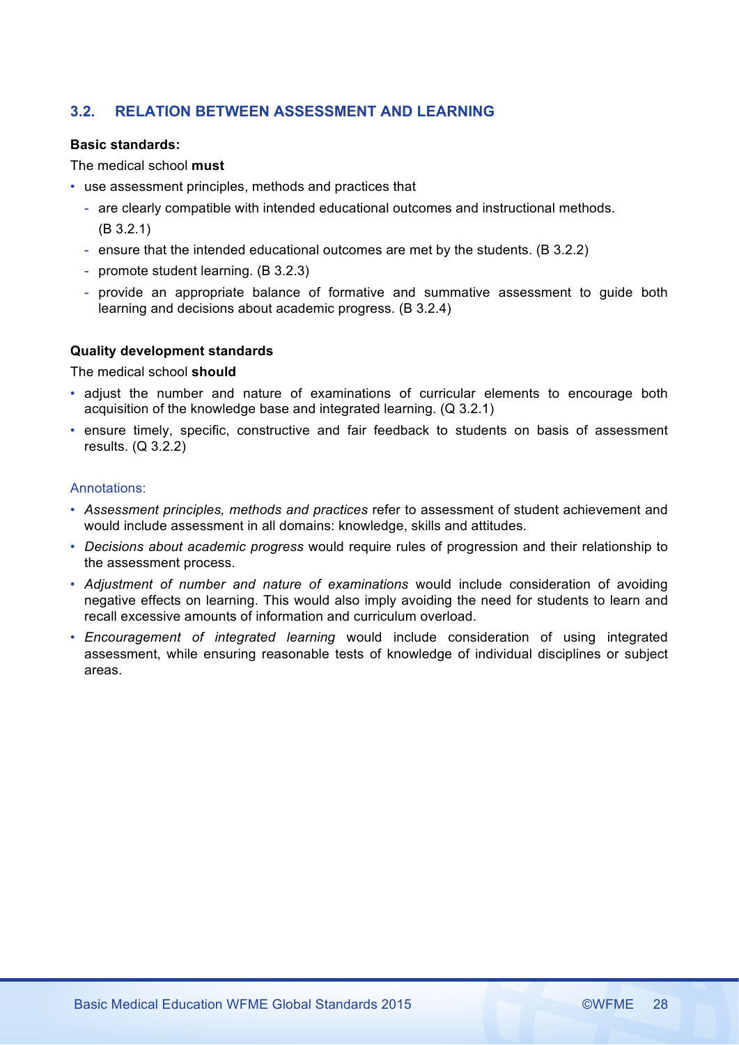## 3.2. RELATION BETWEEN ASSESSMENT AND LEARNING

**Basic standards:**

The medical school **must**

- use assessment principles, methods and practices that
  - are clearly compatible with intended educational outcomes and instructional methods. (B 3.2.1)
  - ensure that the intended educational outcomes are met by the students. (B 3.2.2)
  - promote student learning. (B 3.2.3)
  - provide an appropriate balance of formative and summative assessment to guide both learning and decisions about academic progress. (B 3.2.4)

**Quality development standards**

The medical school **should**

- adjust the number and nature of examinations of curricular elements to encourage both acquisition of the knowledge base and integrated learning. (Q 3.2.1)
- ensure timely, specific, constructive and fair feedback to students on basis of assessment results. (Q 3.2.2)

Annotations:

- *Assessment principles, methods and practices* refer to assessment of student achievement and would include assessment in all domains: knowledge, skills and attitudes.
- *Decisions about academic progress* would require rules of progression and their relationship to the assessment process.
- *Adjustment of number and nature of examinations* would include consideration of avoiding negative effects on learning. This would also imply avoiding the need for students to learn and recall excessive amounts of information and curriculum overload.
- *Encouragement of integrated learning* would include consideration of using integrated assessment, while ensuring reasonable tests of knowledge of individual disciplines or subject areas.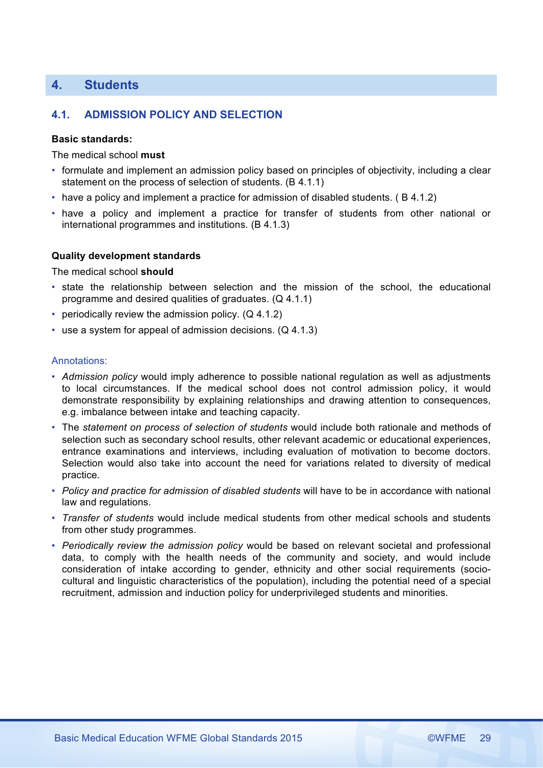## 4. Students

### 4.1. ADMISSION POLICY AND SELECTION

**Basic standards:**

The medical school **must**

- formulate and implement an admission policy based on principles of objectivity, including a clear statement on the process of selection of students. (B 4.1.1)
- have a policy and implement a practice for admission of disabled students. ( B 4.1.2)
- have a policy and implement a practice for transfer of students from other national or international programmes and institutions. (B 4.1.3)

**Quality development standards**

The medical school **should**

- state the relationship between selection and the mission of the school, the educational programme and desired qualities of graduates. (Q 4.1.1)
- periodically review the admission policy. (Q 4.1.2)
- use a system for appeal of admission decisions. (Q 4.1.3)

Annotations:

- *Admission policy* would imply adherence to possible national regulation as well as adjustments to local circumstances. If the medical school does not control admission policy, it would demonstrate responsibility by explaining relationships and drawing attention to consequences, e.g. imbalance between intake and teaching capacity.
- The *statement on process of selection of students* would include both rationale and methods of selection such as secondary school results, other relevant academic or educational experiences, entrance examinations and interviews, including evaluation of motivation to become doctors. Selection would also take into account the need for variations related to diversity of medical practice.
- *Policy and practice for admission of disabled students* will have to be in accordance with national law and regulations.
- *Transfer of students* would include medical students from other medical schools and students from other study programmes.
- *Periodically review the admission policy* would be based on relevant societal and professional data, to comply with the health needs of the community and society, and would include consideration of intake according to gender, ethnicity and other social requirements (socio-cultural and linguistic characteristics of the population), including the potential need of a special recruitment, admission and induction policy for underprivileged students and minorities.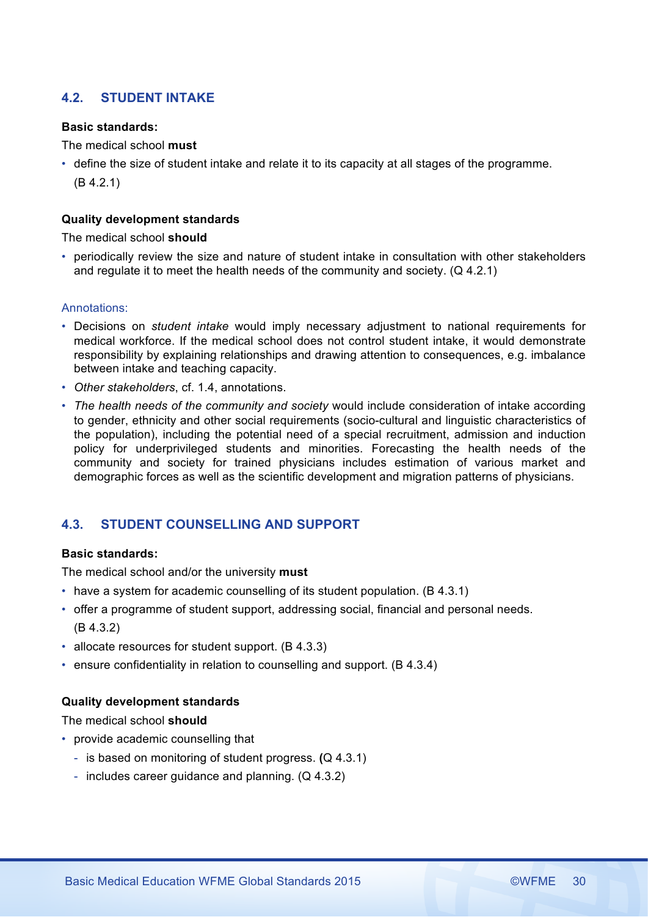## 4.2. STUDENT INTAKE

**Basic standards:**

The medical school **must**

- define the size of student intake and relate it to its capacity at all stages of the programme. (B 4.2.1)

**Quality development standards**

The medical school **should**

- periodically review the size and nature of student intake in consultation with other stakeholders and regulate it to meet the health needs of the community and society. (Q 4.2.1)

Annotations:

- Decisions on *student intake* would imply necessary adjustment to national requirements for medical workforce. If the medical school does not control student intake, it would demonstrate responsibility by explaining relationships and drawing attention to consequences, e.g. imbalance between intake and teaching capacity.
- *Other stakeholders*, cf. 1.4, annotations.
- *The health needs of the community and society* would include consideration of intake according to gender, ethnicity and other social requirements (socio-cultural and linguistic characteristics of the population), including the potential need of a special recruitment, admission and induction policy for underprivileged students and minorities. Forecasting the health needs of the community and society for trained physicians includes estimation of various market and demographic forces as well as the scientific development and migration patterns of physicians.

## 4.3. STUDENT COUNSELLING AND SUPPORT

**Basic standards:**

The medical school and/or the university **must**

- have a system for academic counselling of its student population. (B 4.3.1)
- offer a programme of student support, addressing social, financial and personal needs. (B 4.3.2)
- allocate resources for student support. (B 4.3.3)
- ensure confidentiality in relation to counselling and support. (B 4.3.4)

**Quality development standards**

The medical school **should**

- provide academic counselling that
  - is based on monitoring of student progress. **(**Q 4.3.1)
  - includes career guidance and planning. (Q 4.3.2)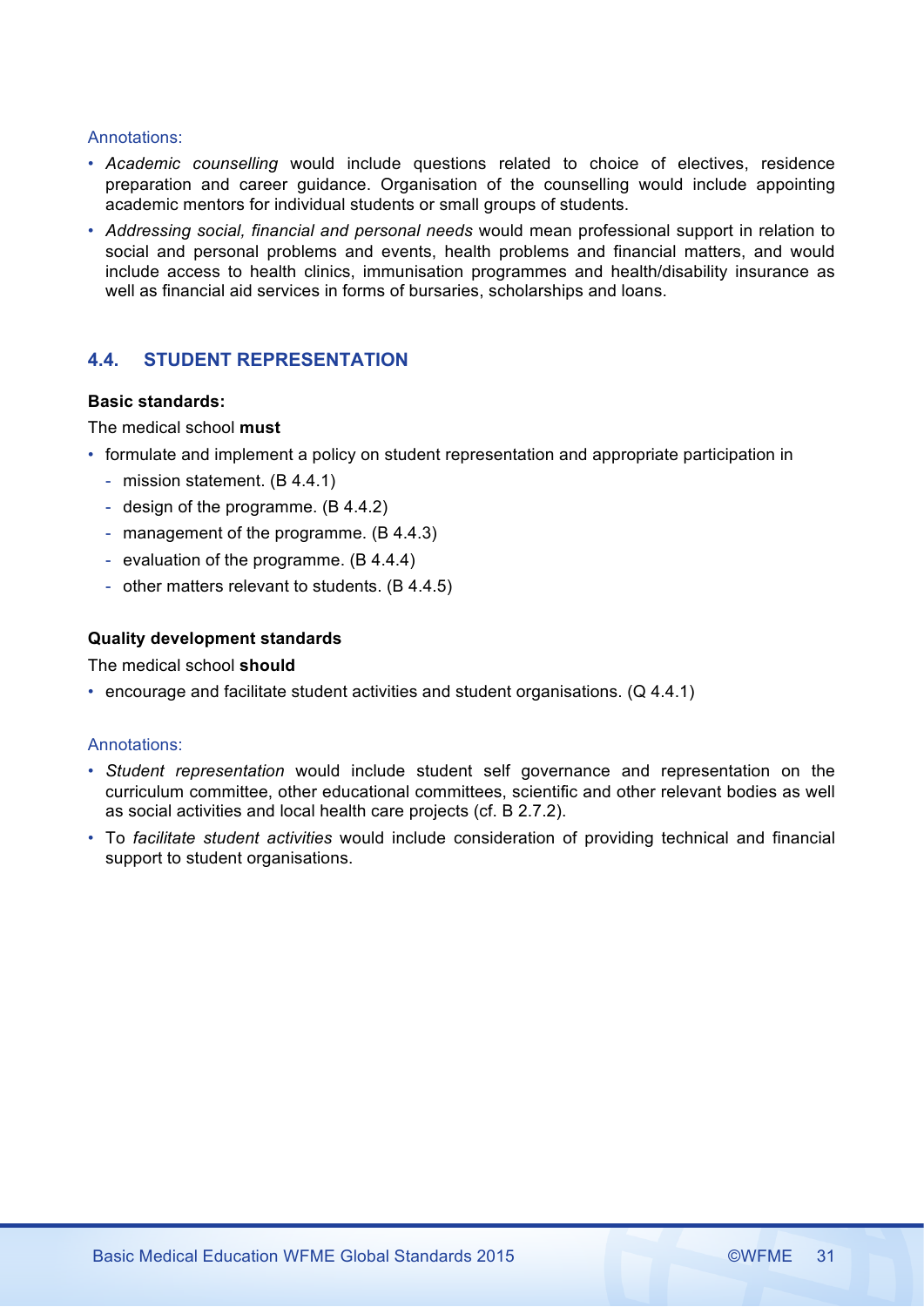Annotations:

- *Academic counselling* would include questions related to choice of electives, residence preparation and career guidance. Organisation of the counselling would include appointing academic mentors for individual students or small groups of students.
- *Addressing social, financial and personal needs* would mean professional support in relation to social and personal problems and events, health problems and financial matters, and would include access to health clinics, immunisation programmes and health/disability insurance as well as financial aid services in forms of bursaries, scholarships and loans.

## 4.4. STUDENT REPRESENTATION

**Basic standards:**

The medical school **must**

- formulate and implement a policy on student representation and appropriate participation in
  - mission statement. (B 4.4.1)
  - design of the programme. (B 4.4.2)
  - management of the programme. (B 4.4.3)
  - evaluation of the programme. (B 4.4.4)
  - other matters relevant to students. (B 4.4.5)

**Quality development standards**

The medical school **should**

- encourage and facilitate student activities and student organisations. (Q 4.4.1)

Annotations:

- *Student representation* would include student self governance and representation on the curriculum committee, other educational committees, scientific and other relevant bodies as well as social activities and local health care projects (cf. B 2.7.2).
- To *facilitate student activities* would include consideration of providing technical and financial support to student organisations.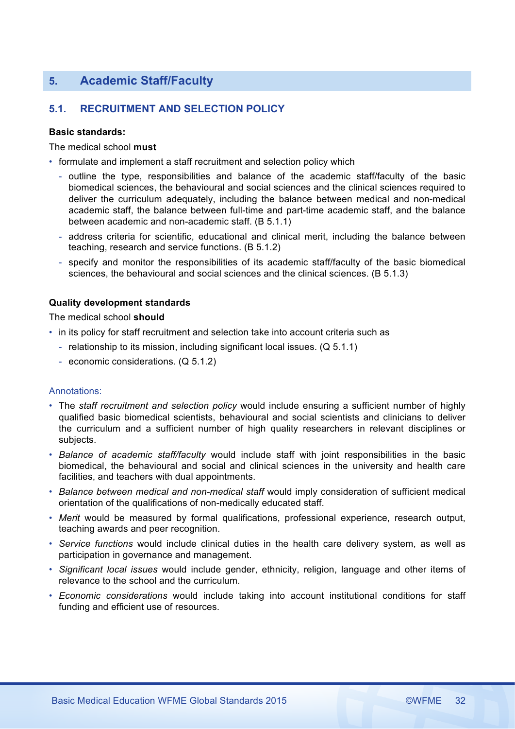## 5. Academic Staff/Faculty

### 5.1. RECRUITMENT AND SELECTION POLICY

**Basic standards:**

The medical school **must**

- formulate and implement a staff recruitment and selection policy which
  - outline the type, responsibilities and balance of the academic staff/faculty of the basic biomedical sciences, the behavioural and social sciences and the clinical sciences required to deliver the curriculum adequately, including the balance between medical and non-medical academic staff, the balance between full-time and part-time academic staff, and the balance between academic and non-academic staff. (B 5.1.1)
  - address criteria for scientific, educational and clinical merit, including the balance between teaching, research and service functions. (B 5.1.2)
  - specify and monitor the responsibilities of its academic staff/faculty of the basic biomedical sciences, the behavioural and social sciences and the clinical sciences. (B 5.1.3)

**Quality development standards**

The medical school **should**

- in its policy for staff recruitment and selection take into account criteria such as
  - relationship to its mission, including significant local issues. (Q 5.1.1)
  - economic considerations. (Q 5.1.2)

Annotations:

- The *staff recruitment and selection policy* would include ensuring a sufficient number of highly qualified basic biomedical scientists, behavioural and social scientists and clinicians to deliver the curriculum and a sufficient number of high quality researchers in relevant disciplines or subjects.
- *Balance of academic staff/faculty* would include staff with joint responsibilities in the basic biomedical, the behavioural and social and clinical sciences in the university and health care facilities, and teachers with dual appointments.
- *Balance between medical and non-medical staff* would imply consideration of sufficient medical orientation of the qualifications of non-medically educated staff.
- *Merit* would be measured by formal qualifications, professional experience, research output, teaching awards and peer recognition.
- *Service functions* would include clinical duties in the health care delivery system, as well as participation in governance and management.
- *Significant local issues* would include gender, ethnicity, religion, language and other items of relevance to the school and the curriculum.
- *Economic considerations* would include taking into account institutional conditions for staff funding and efficient use of resources.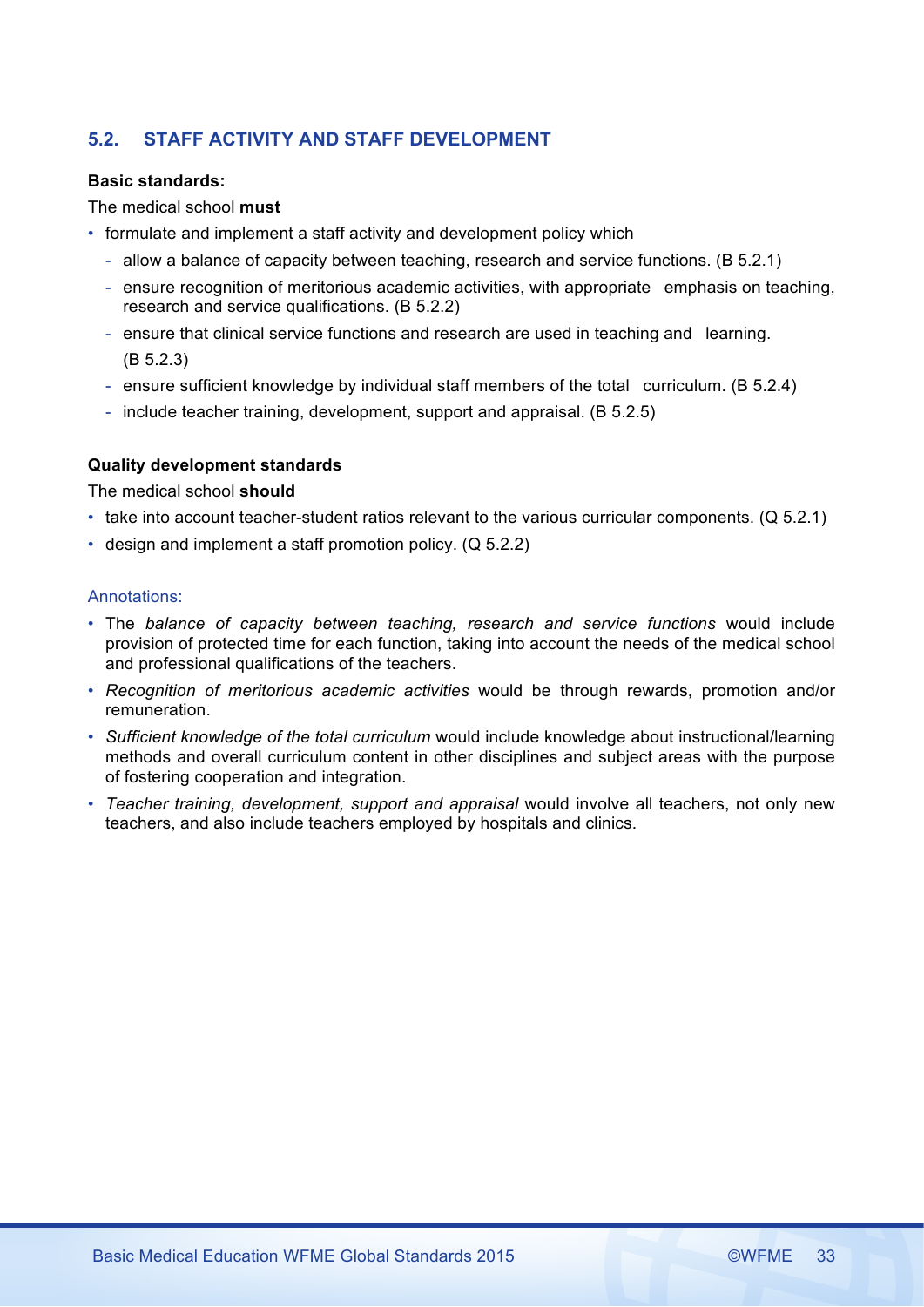## 5.2. STAFF ACTIVITY AND STAFF DEVELOPMENT

**Basic standards:**

The medical school **must**

- formulate and implement a staff activity and development policy which
  - allow a balance of capacity between teaching, research and service functions. (B 5.2.1)
  - ensure recognition of meritorious academic activities, with appropriate emphasis on teaching, research and service qualifications. (B 5.2.2)
  - ensure that clinical service functions and research are used in teaching and learning. (B 5.2.3)
  - ensure sufficient knowledge by individual staff members of the total curriculum. (B 5.2.4)
  - include teacher training, development, support and appraisal. (B 5.2.5)

**Quality development standards**

The medical school **should**

- take into account teacher-student ratios relevant to the various curricular components. (Q 5.2.1)
- design and implement a staff promotion policy. (Q 5.2.2)

Annotations:

- The *balance of capacity between teaching, research and service functions* would include provision of protected time for each function, taking into account the needs of the medical school and professional qualifications of the teachers.
- *Recognition of meritorious academic activities* would be through rewards, promotion and/or remuneration.
- *Sufficient knowledge of the total curriculum* would include knowledge about instructional/learning methods and overall curriculum content in other disciplines and subject areas with the purpose of fostering cooperation and integration.
- *Teacher training, development, support and appraisal* would involve all teachers, not only new teachers, and also include teachers employed by hospitals and clinics.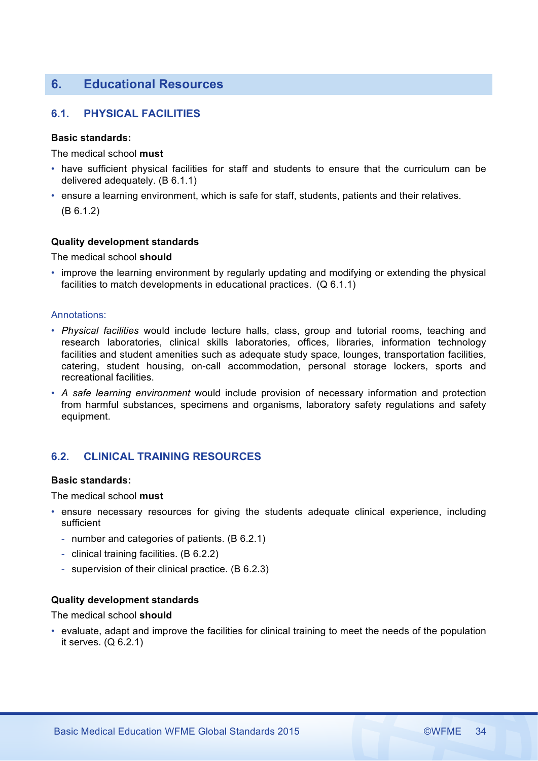## 6. Educational Resources

### 6.1. PHYSICAL FACILITIES

**Basic standards:**

The medical school **must**

- have sufficient physical facilities for staff and students to ensure that the curriculum can be delivered adequately. (B 6.1.1)
- ensure a learning environment, which is safe for staff, students, patients and their relatives. (B 6.1.2)

**Quality development standards**

The medical school **should**

- improve the learning environment by regularly updating and modifying or extending the physical facilities to match developments in educational practices. (Q 6.1.1)

Annotations:

- *Physical facilities* would include lecture halls, class, group and tutorial rooms, teaching and research laboratories, clinical skills laboratories, offices, libraries, information technology facilities and student amenities such as adequate study space, lounges, transportation facilities, catering, student housing, on-call accommodation, personal storage lockers, sports and recreational facilities.
- *A safe learning environment* would include provision of necessary information and protection from harmful substances, specimens and organisms, laboratory safety regulations and safety equipment.

### 6.2. CLINICAL TRAINING RESOURCES

**Basic standards:**

The medical school **must**

- ensure necessary resources for giving the students adequate clinical experience, including sufficient
  - number and categories of patients. (B 6.2.1)
  - clinical training facilities. (B 6.2.2)
  - supervision of their clinical practice. (B 6.2.3)

**Quality development standards**

The medical school **should**

- evaluate, adapt and improve the facilities for clinical training to meet the needs of the population it serves. (Q 6.2.1)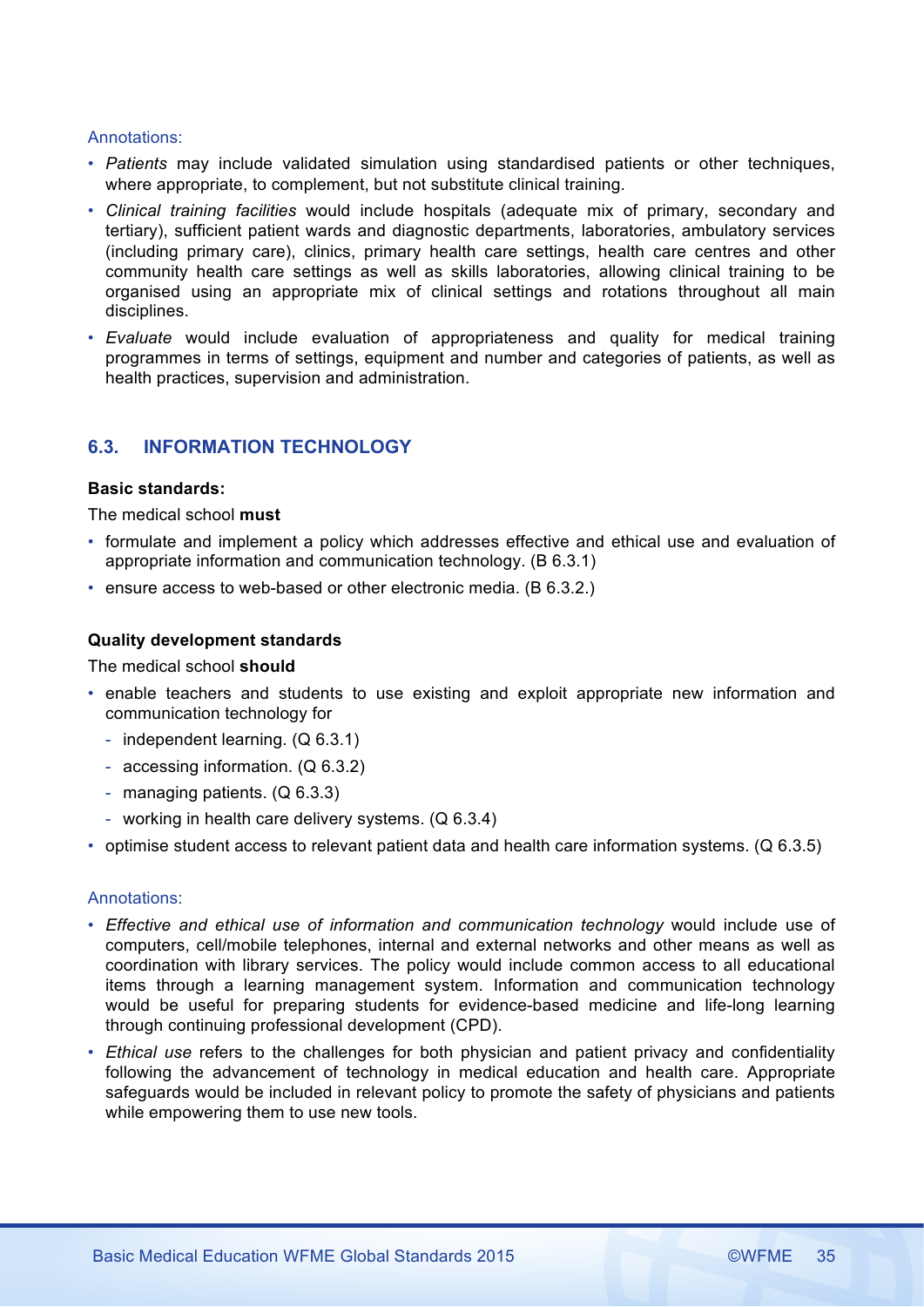Annotations:

- *Patients* may include validated simulation using standardised patients or other techniques, where appropriate, to complement, but not substitute clinical training.
- *Clinical training facilities* would include hospitals (adequate mix of primary, secondary and tertiary), sufficient patient wards and diagnostic departments, laboratories, ambulatory services (including primary care), clinics, primary health care settings, health care centres and other community health care settings as well as skills laboratories, allowing clinical training to be organised using an appropriate mix of clinical settings and rotations throughout all main disciplines.
- *Evaluate* would include evaluation of appropriateness and quality for medical training programmes in terms of settings, equipment and number and categories of patients, as well as health practices, supervision and administration.

## 6.3. INFORMATION TECHNOLOGY

**Basic standards:**

The medical school **must**

- formulate and implement a policy which addresses effective and ethical use and evaluation of appropriate information and communication technology. (B 6.3.1)
- ensure access to web-based or other electronic media. (B 6.3.2.)

**Quality development standards**

The medical school **should**

- enable teachers and students to use existing and exploit appropriate new information and communication technology for
  - independent learning. (Q 6.3.1)
  - accessing information. (Q 6.3.2)
  - managing patients. (Q 6.3.3)
  - working in health care delivery systems. (Q 6.3.4)
- optimise student access to relevant patient data and health care information systems. (Q 6.3.5)

Annotations:

- *Effective and ethical use of information and communication technology* would include use of computers, cell/mobile telephones, internal and external networks and other means as well as coordination with library services. The policy would include common access to all educational items through a learning management system. Information and communication technology would be useful for preparing students for evidence-based medicine and life-long learning through continuing professional development (CPD).
- *Ethical use* refers to the challenges for both physician and patient privacy and confidentiality following the advancement of technology in medical education and health care. Appropriate safeguards would be included in relevant policy to promote the safety of physicians and patients while empowering them to use new tools.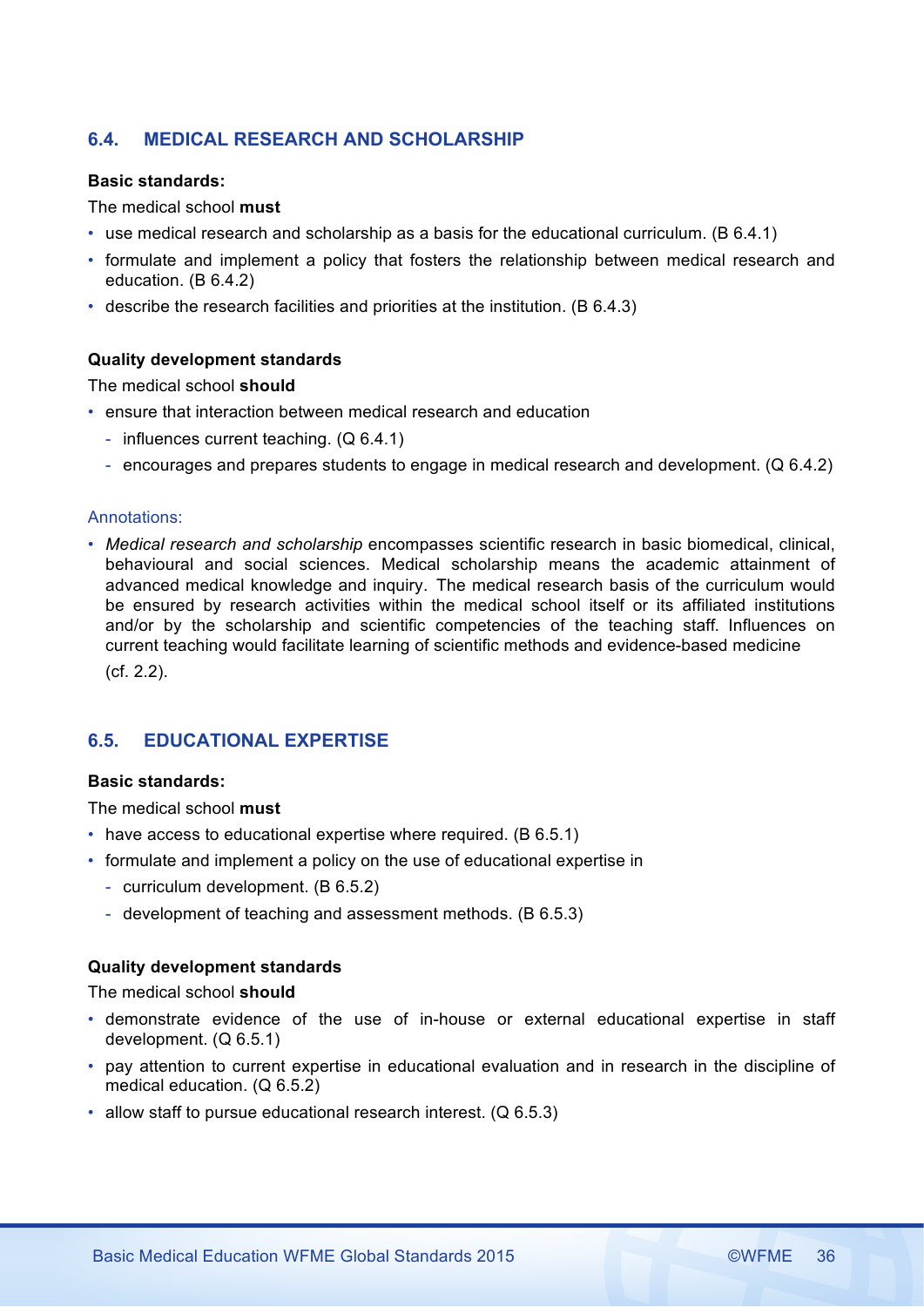## 6.4. MEDICAL RESEARCH AND SCHOLARSHIP

**Basic standards:**

The medical school **must**

- use medical research and scholarship as a basis for the educational curriculum. (B 6.4.1)
- formulate and implement a policy that fosters the relationship between medical research and education. (B 6.4.2)
- describe the research facilities and priorities at the institution. (B 6.4.3)

**Quality development standards**

The medical school **should**

- ensure that interaction between medical research and education
  - influences current teaching. (Q 6.4.1)
  - encourages and prepares students to engage in medical research and development. (Q 6.4.2)

Annotations:

- *Medical research and scholarship* encompasses scientific research in basic biomedical, clinical, behavioural and social sciences. Medical scholarship means the academic attainment of advanced medical knowledge and inquiry. The medical research basis of the curriculum would be ensured by research activities within the medical school itself or its affiliated institutions and/or by the scholarship and scientific competencies of the teaching staff. Influences on current teaching would facilitate learning of scientific methods and evidence-based medicine (cf. 2.2).

## 6.5. EDUCATIONAL EXPERTISE

**Basic standards:**

The medical school **must**

- have access to educational expertise where required. (B 6.5.1)
- formulate and implement a policy on the use of educational expertise in
  - curriculum development. (B 6.5.2)
  - development of teaching and assessment methods. (B 6.5.3)

**Quality development standards**

The medical school **should**

- demonstrate evidence of the use of in-house or external educational expertise in staff development. (Q 6.5.1)
- pay attention to current expertise in educational evaluation and in research in the discipline of medical education. (Q 6.5.2)
- allow staff to pursue educational research interest. (Q 6.5.3)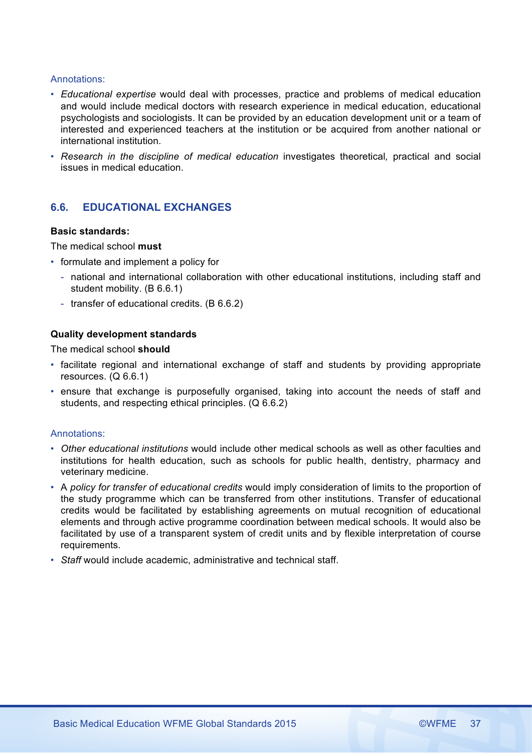Annotations:

- *Educational expertise* would deal with processes, practice and problems of medical education and would include medical doctors with research experience in medical education, educational psychologists and sociologists. It can be provided by an education development unit or a team of interested and experienced teachers at the institution or be acquired from another national or international institution.
- *Research in the discipline of medical education* investigates theoretical*,* practical and social issues in medical education.

## 6.6. EDUCATIONAL EXCHANGES

**Basic standards:**

The medical school **must**

- formulate and implement a policy for
  - national and international collaboration with other educational institutions, including staff and student mobility. (B 6.6.1)
  - transfer of educational credits. (B 6.6.2)

**Quality development standards**

The medical school **should**

- facilitate regional and international exchange of staff and students by providing appropriate resources. (Q 6.6.1)
- ensure that exchange is purposefully organised, taking into account the needs of staff and students, and respecting ethical principles. (Q 6.6.2)

Annotations:

- *Other educational institutions* would include other medical schools as well as other faculties and institutions for health education, such as schools for public health, dentistry, pharmacy and veterinary medicine.
- A *policy for transfer of educational credits* would imply consideration of limits to the proportion of the study programme which can be transferred from other institutions. Transfer of educational credits would be facilitated by establishing agreements on mutual recognition of educational elements and through active programme coordination between medical schools. It would also be facilitated by use of a transparent system of credit units and by flexible interpretation of course requirements.
- *Staff* would include academic, administrative and technical staff.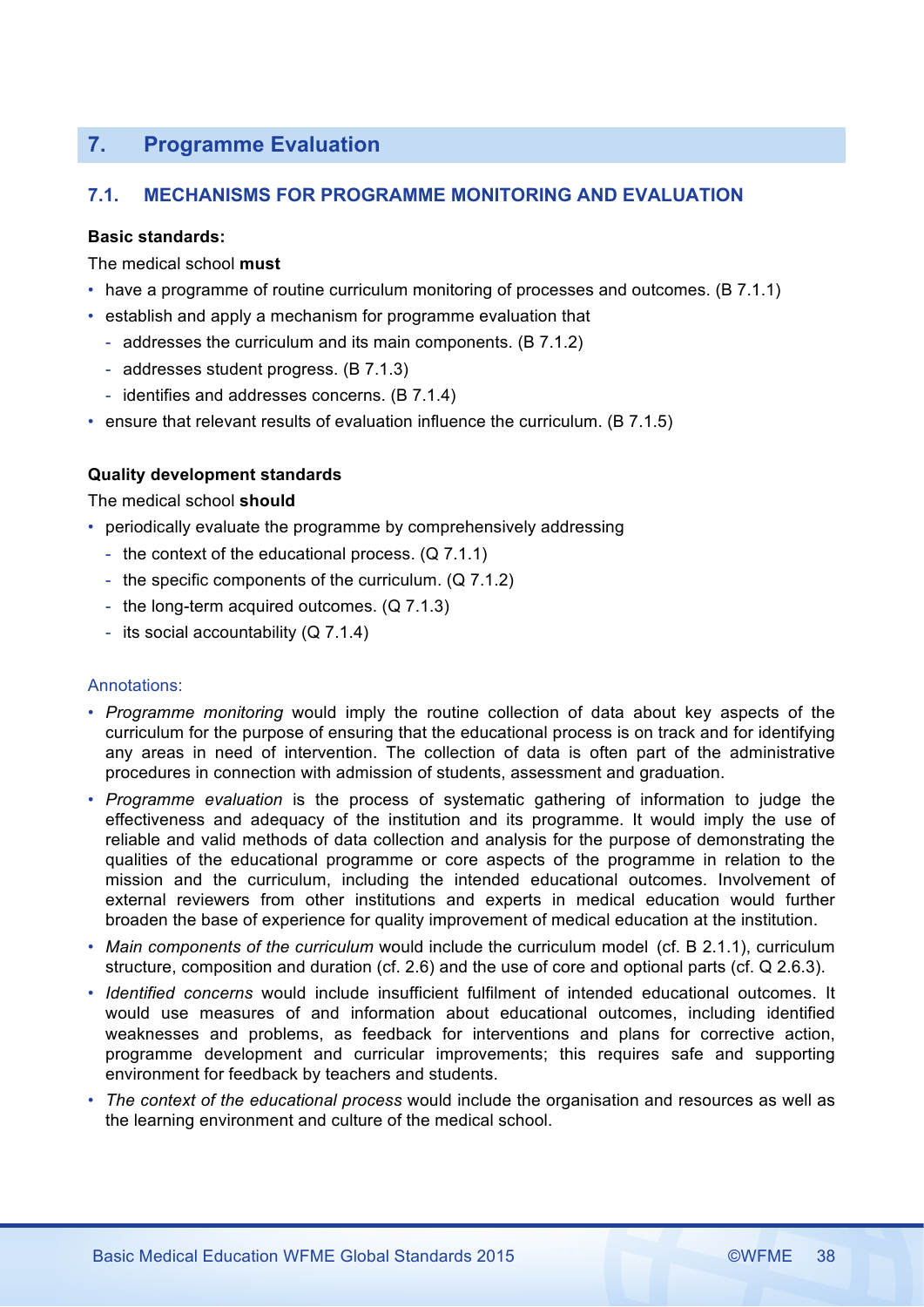## 7. Programme Evaluation

### 7.1. MECHANISMS FOR PROGRAMME MONITORING AND EVALUATION

**Basic standards:**

The medical school **must**

- have a programme of routine curriculum monitoring of processes and outcomes. (B 7.1.1)
- establish and apply a mechanism for programme evaluation that
  - addresses the curriculum and its main components. (B 7.1.2)
  - addresses student progress. (B 7.1.3)
  - identifies and addresses concerns. (B 7.1.4)
- ensure that relevant results of evaluation influence the curriculum. (B 7.1.5)

**Quality development standards**

The medical school **should**

- periodically evaluate the programme by comprehensively addressing
  - the context of the educational process. (Q 7.1.1)
  - the specific components of the curriculum. (Q 7.1.2)
  - the long-term acquired outcomes. (Q 7.1.3)
  - its social accountability (Q 7.1.4)

Annotations:

- *Programme monitoring* would imply the routine collection of data about key aspects of the curriculum for the purpose of ensuring that the educational process is on track and for identifying any areas in need of intervention. The collection of data is often part of the administrative procedures in connection with admission of students, assessment and graduation.
- *Programme evaluation* is the process of systematic gathering of information to judge the effectiveness and adequacy of the institution and its programme. It would imply the use of reliable and valid methods of data collection and analysis for the purpose of demonstrating the qualities of the educational programme or core aspects of the programme in relation to the mission and the curriculum, including the intended educational outcomes. Involvement of external reviewers from other institutions and experts in medical education would further broaden the base of experience for quality improvement of medical education at the institution.
- *Main components of the curriculum* would include the curriculum model (cf. B 2.1.1), curriculum structure, composition and duration (cf. 2.6) and the use of core and optional parts (cf. Q 2.6.3).
- *Identified concerns* would include insufficient fulfilment of intended educational outcomes. It would use measures of and information about educational outcomes, including identified weaknesses and problems, as feedback for interventions and plans for corrective action, programme development and curricular improvements; this requires safe and supporting environment for feedback by teachers and students.
- *The context of the educational process* would include the organisation and resources as well as the learning environment and culture of the medical school.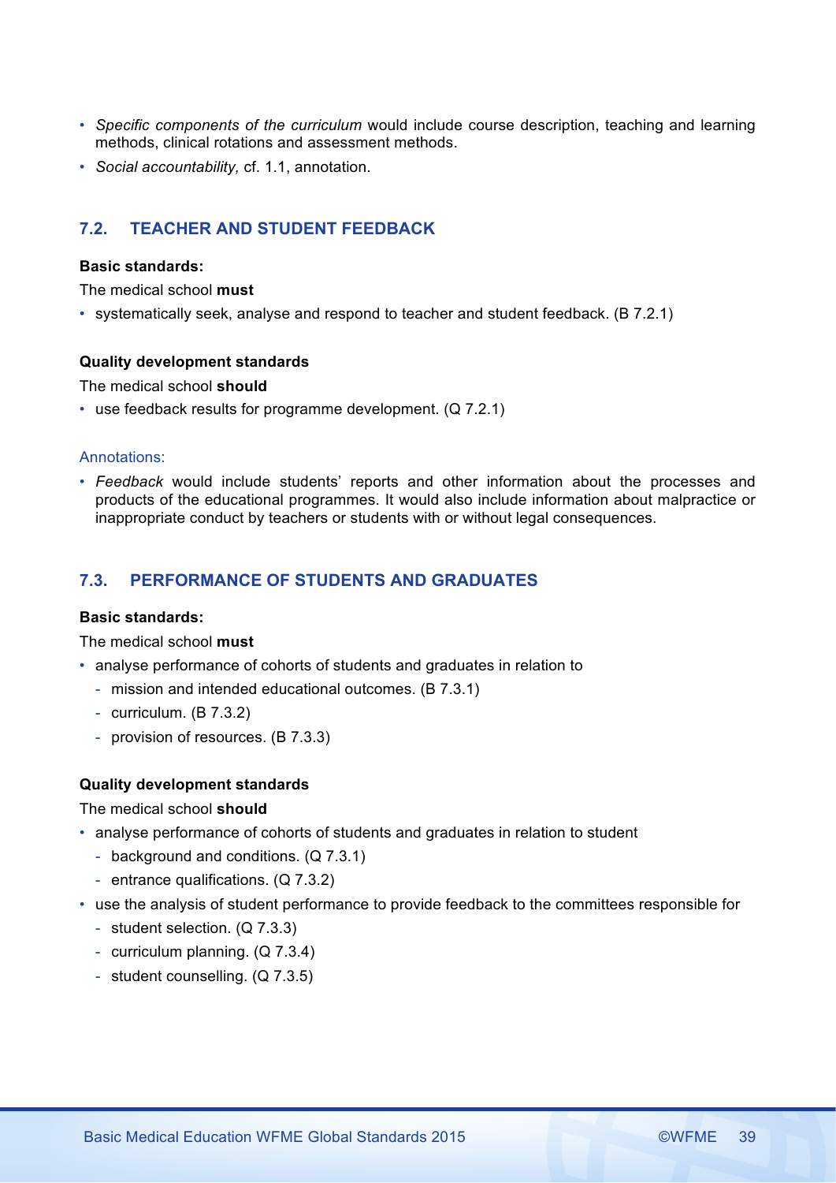- *Specific components of the curriculum* would include course description, teaching and learning methods, clinical rotations and assessment methods.
- *Social accountability,* cf. 1.1, annotation.

## 7.2. TEACHER AND STUDENT FEEDBACK

**Basic standards:**

The medical school **must**

- systematically seek, analyse and respond to teacher and student feedback. (B 7.2.1)

**Quality development standards**

The medical school **should**

- use feedback results for programme development. (Q 7.2.1)

Annotations:

- *Feedback* would include students' reports and other information about the processes and products of the educational programmes. It would also include information about malpractice or inappropriate conduct by teachers or students with or without legal consequences.

## 7.3. PERFORMANCE OF STUDENTS AND GRADUATES

**Basic standards:**

The medical school **must**

- analyse performance of cohorts of students and graduates in relation to
  - mission and intended educational outcomes. (B 7.3.1)
  - curriculum. (B 7.3.2)
  - provision of resources. (B 7.3.3)

**Quality development standards**

The medical school **should**

- analyse performance of cohorts of students and graduates in relation to student
  - background and conditions. (Q 7.3.1)
  - entrance qualifications. (Q 7.3.2)
- use the analysis of student performance to provide feedback to the committees responsible for
  - student selection. (Q 7.3.3)
  - curriculum planning. (Q 7.3.4)
  - student counselling. (Q 7.3.5)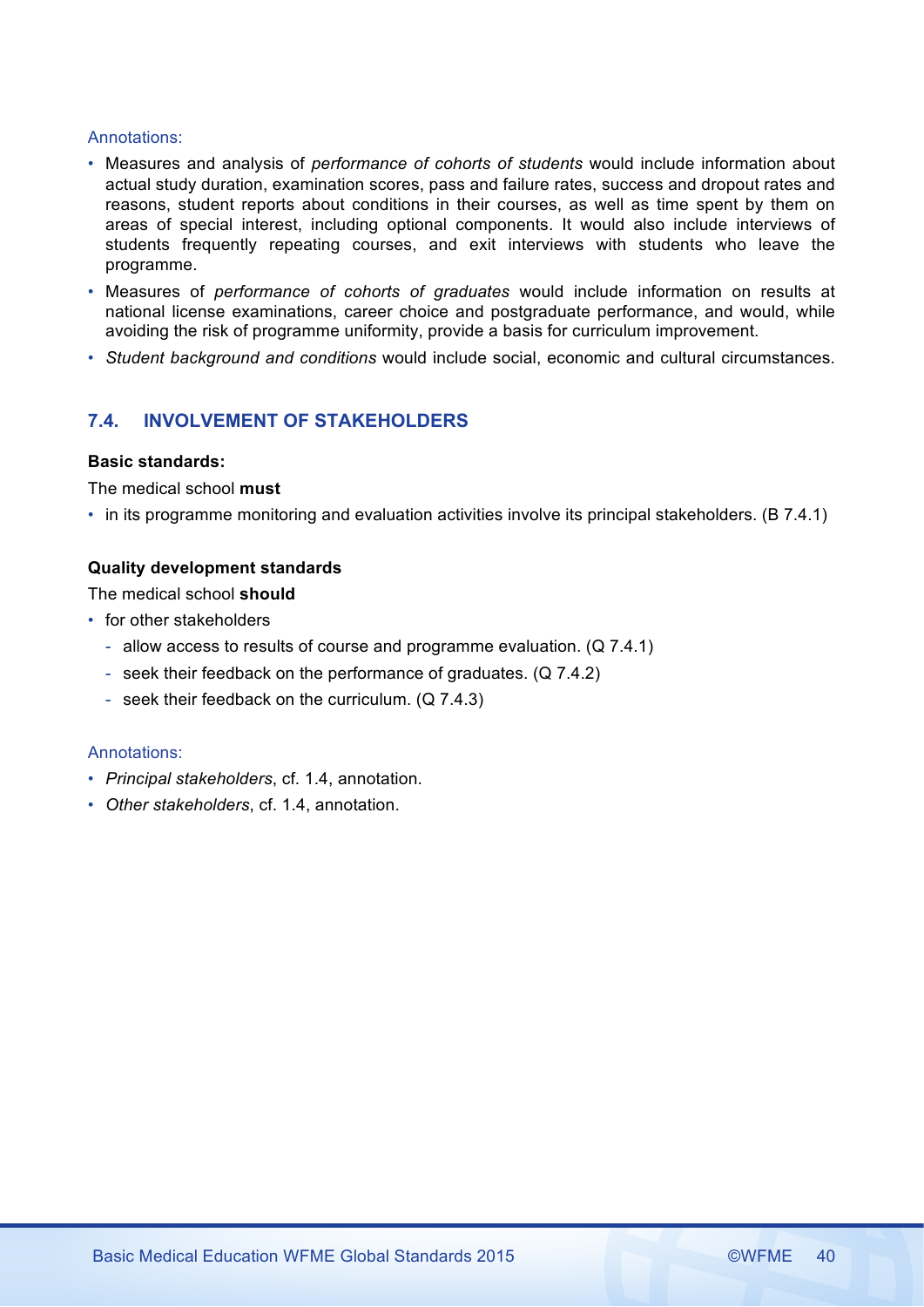Annotations:

- Measures and analysis of *performance of cohorts of students* would include information about actual study duration, examination scores, pass and failure rates, success and dropout rates and reasons, student reports about conditions in their courses, as well as time spent by them on areas of special interest, including optional components. It would also include interviews of students frequently repeating courses, and exit interviews with students who leave the programme.
- Measures of *performance of cohorts of graduates* would include information on results at national license examinations, career choice and postgraduate performance, and would, while avoiding the risk of programme uniformity, provide a basis for curriculum improvement.
- *Student background and conditions* would include social, economic and cultural circumstances.

## 7.4. INVOLVEMENT OF STAKEHOLDERS

**Basic standards:**

The medical school **must**

- in its programme monitoring and evaluation activities involve its principal stakeholders. (B 7.4.1)

**Quality development standards**

The medical school **should**

- for other stakeholders
  - allow access to results of course and programme evaluation. (Q 7.4.1)
  - seek their feedback on the performance of graduates. (Q 7.4.2)
  - seek their feedback on the curriculum. (Q 7.4.3)

Annotations:

- *Principal stakeholders*, cf. 1.4, annotation.
- *Other stakeholders*, cf. 1.4, annotation.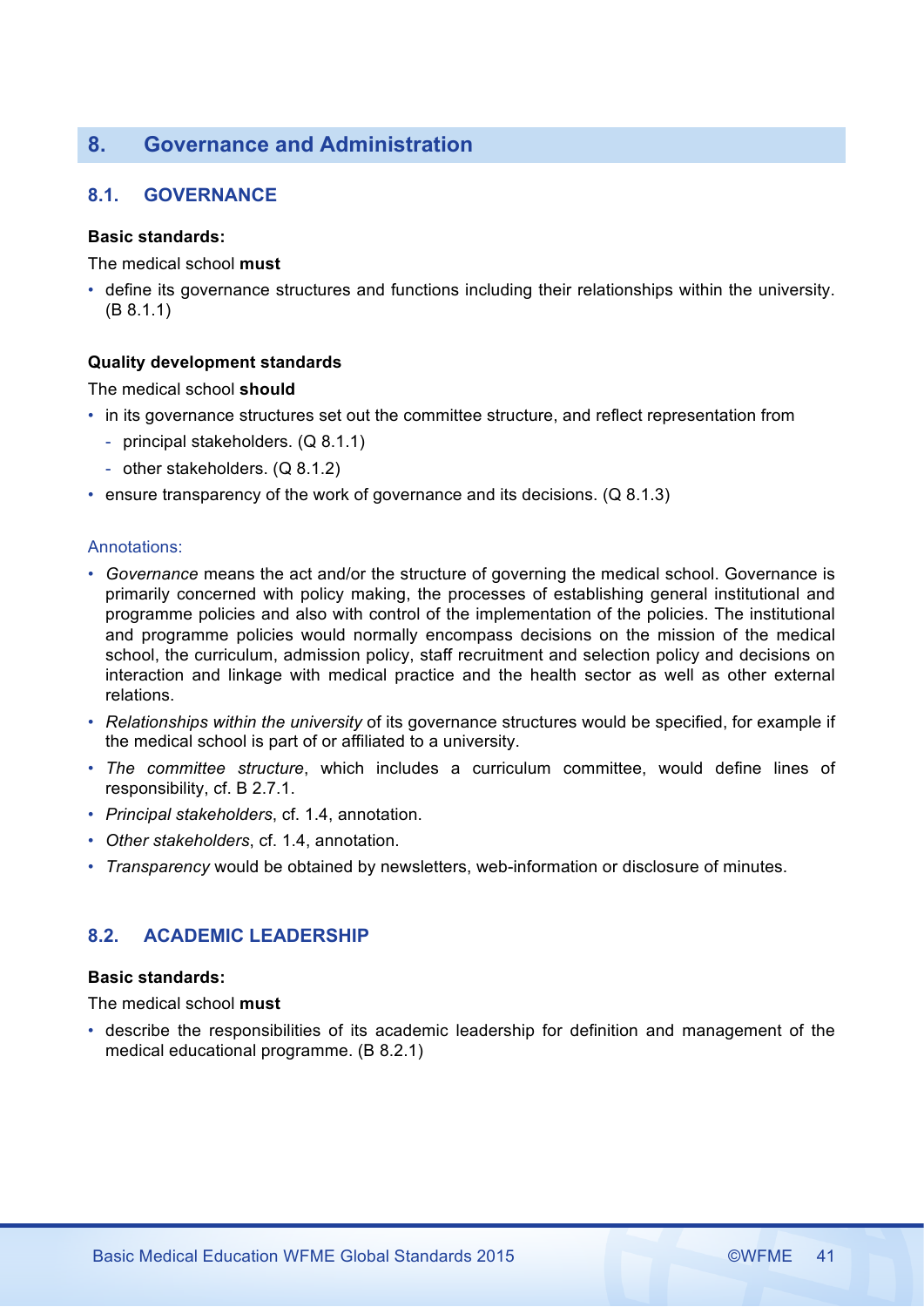## 8. Governance and Administration

### 8.1. GOVERNANCE

**Basic standards:**

The medical school **must**

- define its governance structures and functions including their relationships within the university. (B 8.1.1)

**Quality development standards**

The medical school **should**

- in its governance structures set out the committee structure, and reflect representation from
  - principal stakeholders. (Q 8.1.1)
  - other stakeholders. (Q 8.1.2)
- ensure transparency of the work of governance and its decisions. (Q 8.1.3)

Annotations:

- *Governance* means the act and/or the structure of governing the medical school. Governance is primarily concerned with policy making, the processes of establishing general institutional and programme policies and also with control of the implementation of the policies. The institutional and programme policies would normally encompass decisions on the mission of the medical school, the curriculum, admission policy, staff recruitment and selection policy and decisions on interaction and linkage with medical practice and the health sector as well as other external relations.
- *Relationships within the university* of its governance structures would be specified, for example if the medical school is part of or affiliated to a university.
- *The committee structure*, which includes a curriculum committee, would define lines of responsibility, cf. B 2.7.1.
- *Principal stakeholders*, cf. 1.4, annotation.
- *Other stakeholders*, cf. 1.4, annotation.
- *Transparency* would be obtained by newsletters, web-information or disclosure of minutes.

### 8.2. ACADEMIC LEADERSHIP

**Basic standards:**

The medical school **must**

- describe the responsibilities of its academic leadership for definition and management of the medical educational programme. (B 8.2.1)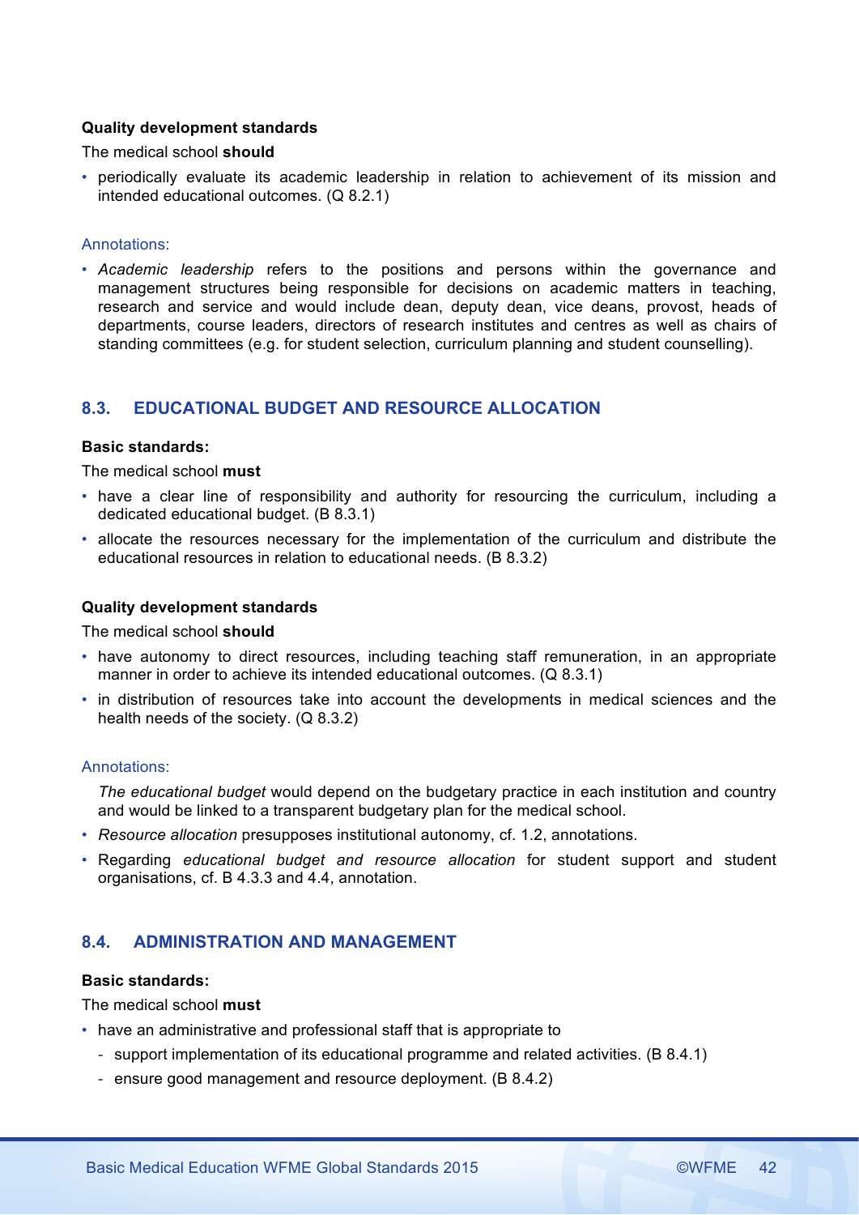**Quality development standards**

The medical school **should**

- periodically evaluate its academic leadership in relation to achievement of its mission and intended educational outcomes. (Q 8.2.1)

Annotations:

- *Academic leadership* refers to the positions and persons within the governance and management structures being responsible for decisions on academic matters in teaching, research and service and would include dean, deputy dean, vice deans, provost, heads of departments, course leaders, directors of research institutes and centres as well as chairs of standing committees (e.g. for student selection, curriculum planning and student counselling).

## 8.3. EDUCATIONAL BUDGET AND RESOURCE ALLOCATION

**Basic standards:**

The medical school **must**

- have a clear line of responsibility and authority for resourcing the curriculum, including a dedicated educational budget. (B 8.3.1)
- allocate the resources necessary for the implementation of the curriculum and distribute the educational resources in relation to educational needs. (B 8.3.2)

**Quality development standards**

The medical school **should**

- have autonomy to direct resources, including teaching staff remuneration, in an appropriate manner in order to achieve its intended educational outcomes. (Q 8.3.1)
- in distribution of resources take into account the developments in medical sciences and the health needs of the society. (Q 8.3.2)

Annotations:

*The educational budget* would depend on the budgetary practice in each institution and country and would be linked to a transparent budgetary plan for the medical school.

- *Resource allocation* presupposes institutional autonomy, cf. 1.2, annotations.
- Regarding *educational budget and resource allocation* for student support and student organisations, cf. B 4.3.3 and 4.4, annotation.

## 8.4. ADMINISTRATION AND MANAGEMENT

**Basic standards:**

The medical school **must**

- have an administrative and professional staff that is appropriate to
  - support implementation of its educational programme and related activities. (B 8.4.1)
  - ensure good management and resource deployment. (B 8.4.2)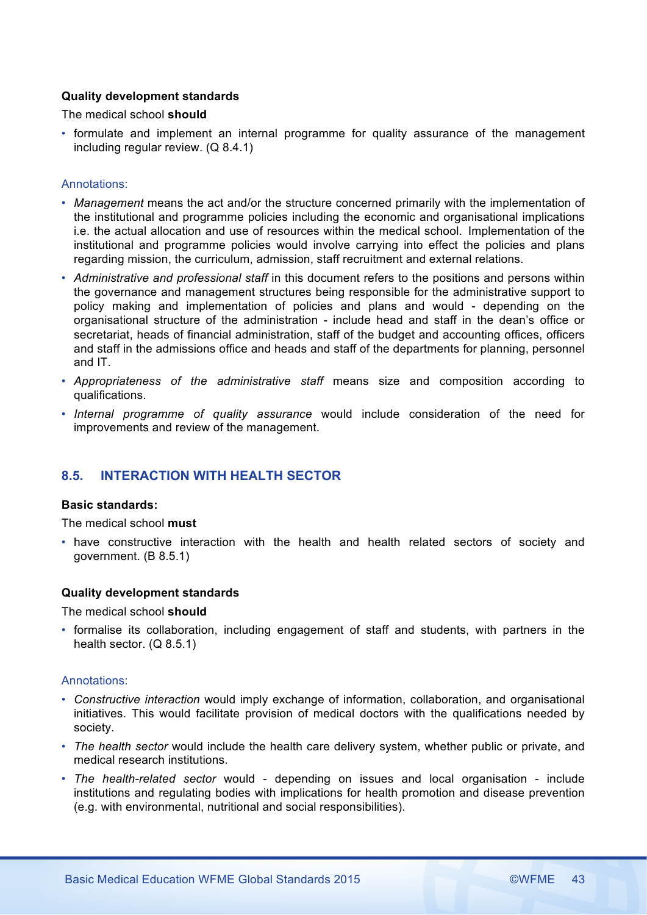**Quality development standards**

The medical school **should**

- formulate and implement an internal programme for quality assurance of the management including regular review. (Q 8.4.1)

Annotations:

- *Management* means the act and/or the structure concerned primarily with the implementation of the institutional and programme policies including the economic and organisational implications i.e. the actual allocation and use of resources within the medical school. Implementation of the institutional and programme policies would involve carrying into effect the policies and plans regarding mission, the curriculum, admission, staff recruitment and external relations.
- *Administrative and professional staff* in this document refers to the positions and persons within the governance and management structures being responsible for the administrative support to policy making and implementation of policies and plans and would - depending on the organisational structure of the administration - include head and staff in the dean's office or secretariat, heads of financial administration, staff of the budget and accounting offices, officers and staff in the admissions office and heads and staff of the departments for planning, personnel and IT.
- *Appropriateness of the administrative staff* means size and composition according to qualifications.
- *Internal programme of quality assurance* would include consideration of the need for improvements and review of the management.

## 8.5. INTERACTION WITH HEALTH SECTOR

**Basic standards:**

The medical school **must**

- have constructive interaction with the health and health related sectors of society and government. (B 8.5.1)

**Quality development standards**

The medical school **should**

- formalise its collaboration, including engagement of staff and students, with partners in the health sector. (Q 8.5.1)

Annotations:

- *Constructive interaction* would imply exchange of information, collaboration, and organisational initiatives. This would facilitate provision of medical doctors with the qualifications needed by society.
- *The health sector* would include the health care delivery system, whether public or private, and medical research institutions.
- *The health-related sector* would - depending on issues and local organisation - include institutions and regulating bodies with implications for health promotion and disease prevention (e.g. with environmental, nutritional and social responsibilities).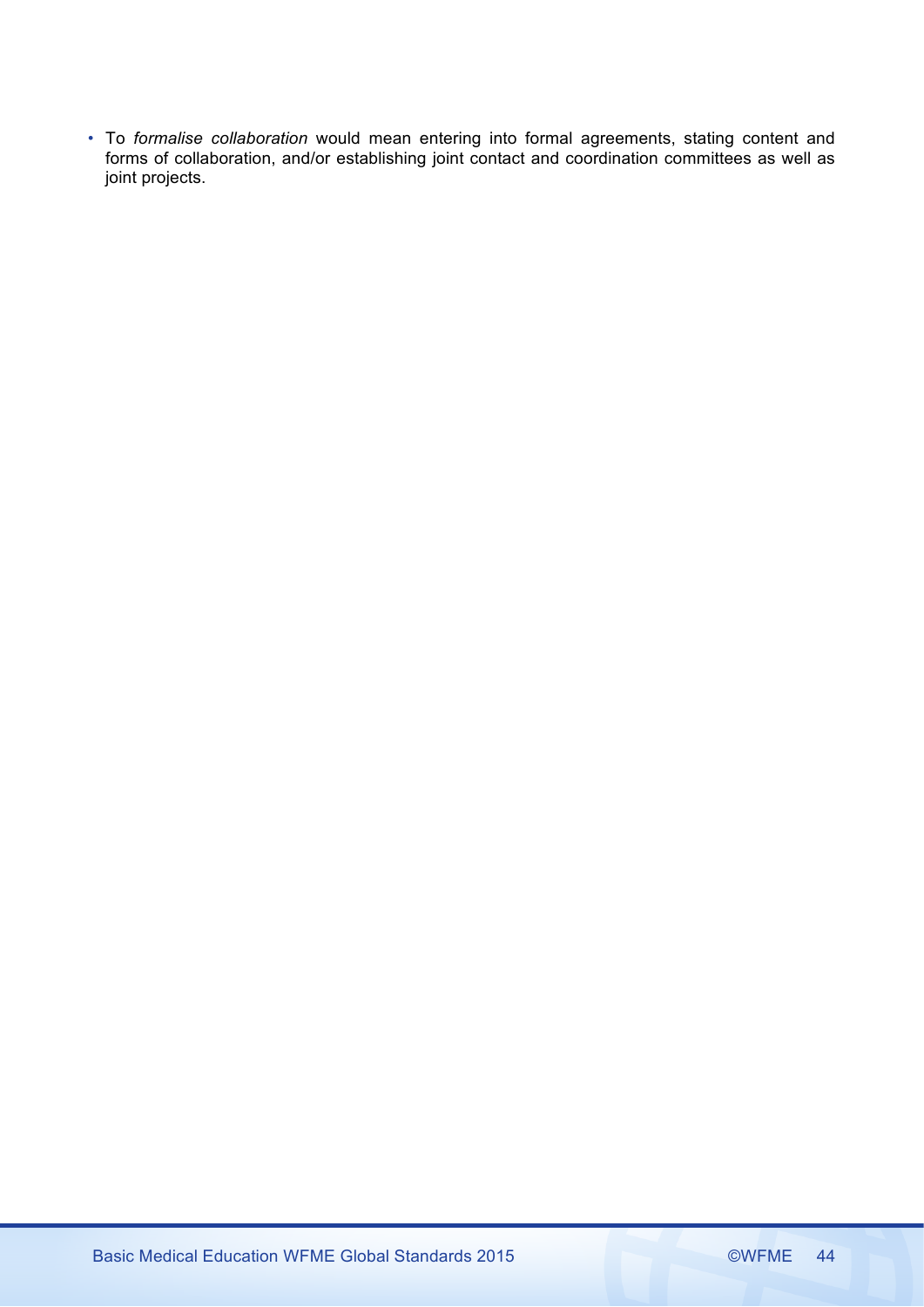- To *formalise collaboration* would mean entering into formal agreements, stating content and forms of collaboration, and/or establishing joint contact and coordination committees as well as joint projects.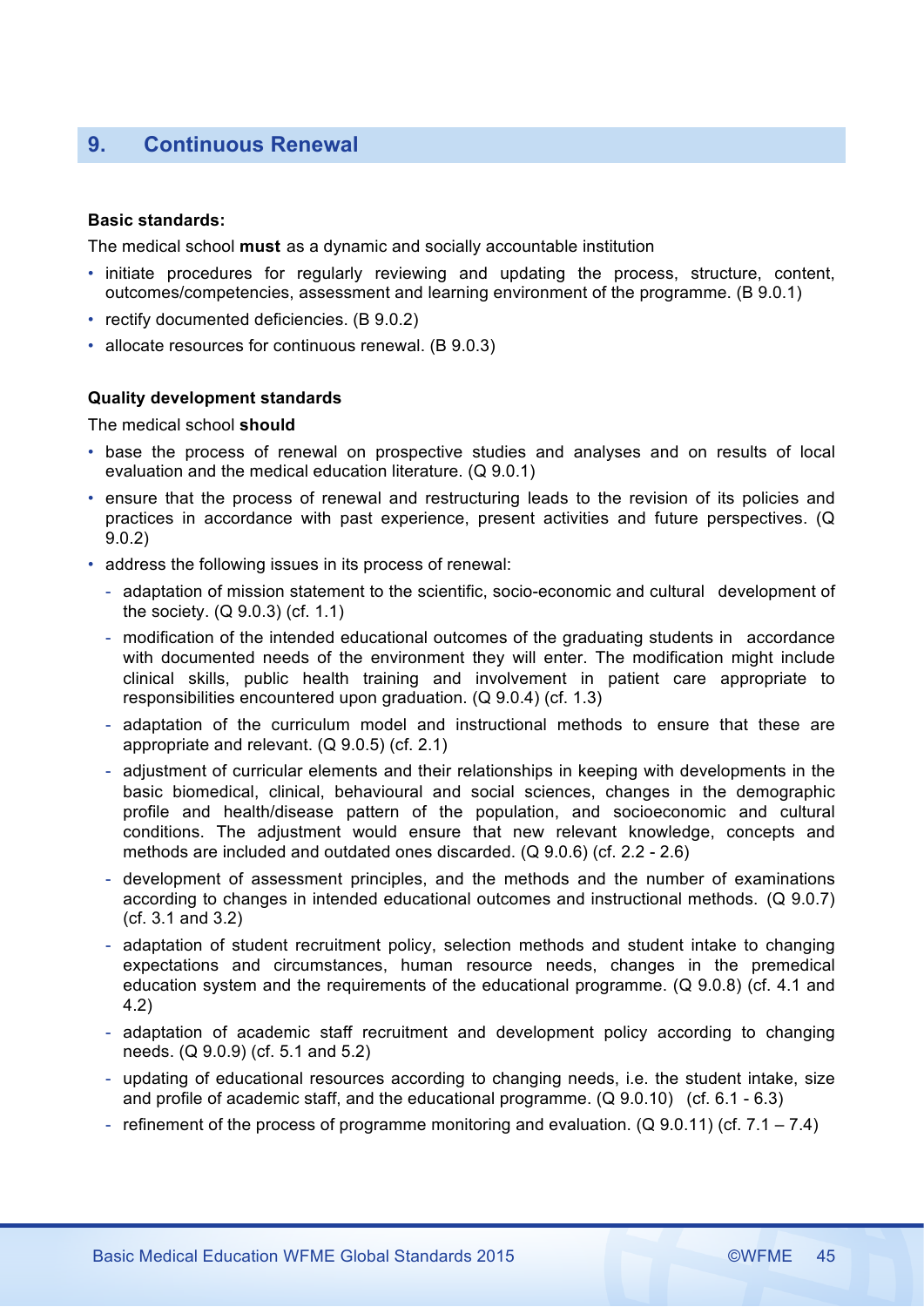## 9. Continuous Renewal

**Basic standards:**

The medical school **must** as a dynamic and socially accountable institution

- initiate procedures for regularly reviewing and updating the process, structure, content, outcomes/competencies, assessment and learning environment of the programme. (B 9.0.1)
- rectify documented deficiencies. (B 9.0.2)
- allocate resources for continuous renewal. (B 9.0.3)

**Quality development standards**

The medical school **should**

- base the process of renewal on prospective studies and analyses and on results of local evaluation and the medical education literature. (Q 9.0.1)
- ensure that the process of renewal and restructuring leads to the revision of its policies and practices in accordance with past experience, present activities and future perspectives. (Q 9.0.2)
- address the following issues in its process of renewal:
  - adaptation of mission statement to the scientific, socio-economic and cultural development of the society. (Q 9.0.3) (cf. 1.1)
  - modification of the intended educational outcomes of the graduating students in accordance with documented needs of the environment they will enter. The modification might include clinical skills, public health training and involvement in patient care appropriate to responsibilities encountered upon graduation. (Q 9.0.4) (cf. 1.3)
  - adaptation of the curriculum model and instructional methods to ensure that these are appropriate and relevant. (Q 9.0.5) (cf. 2.1)
  - adjustment of curricular elements and their relationships in keeping with developments in the basic biomedical, clinical, behavioural and social sciences, changes in the demographic profile and health/disease pattern of the population, and socioeconomic and cultural conditions. The adjustment would ensure that new relevant knowledge, concepts and methods are included and outdated ones discarded. (Q 9.0.6) (cf. 2.2 - 2.6)
  - development of assessment principles, and the methods and the number of examinations according to changes in intended educational outcomes and instructional methods. (Q 9.0.7) (cf. 3.1 and 3.2)
  - adaptation of student recruitment policy, selection methods and student intake to changing expectations and circumstances, human resource needs, changes in the premedical education system and the requirements of the educational programme. (Q 9.0.8) (cf. 4.1 and 4.2)
  - adaptation of academic staff recruitment and development policy according to changing needs. (Q 9.0.9) (cf. 5.1 and 5.2)
  - updating of educational resources according to changing needs, i.e. the student intake, size and profile of academic staff, and the educational programme. (Q 9.0.10) (cf. 6.1 - 6.3)
  - refinement of the process of programme monitoring and evaluation. (Q 9.0.11) (cf. 7.1 – 7.4)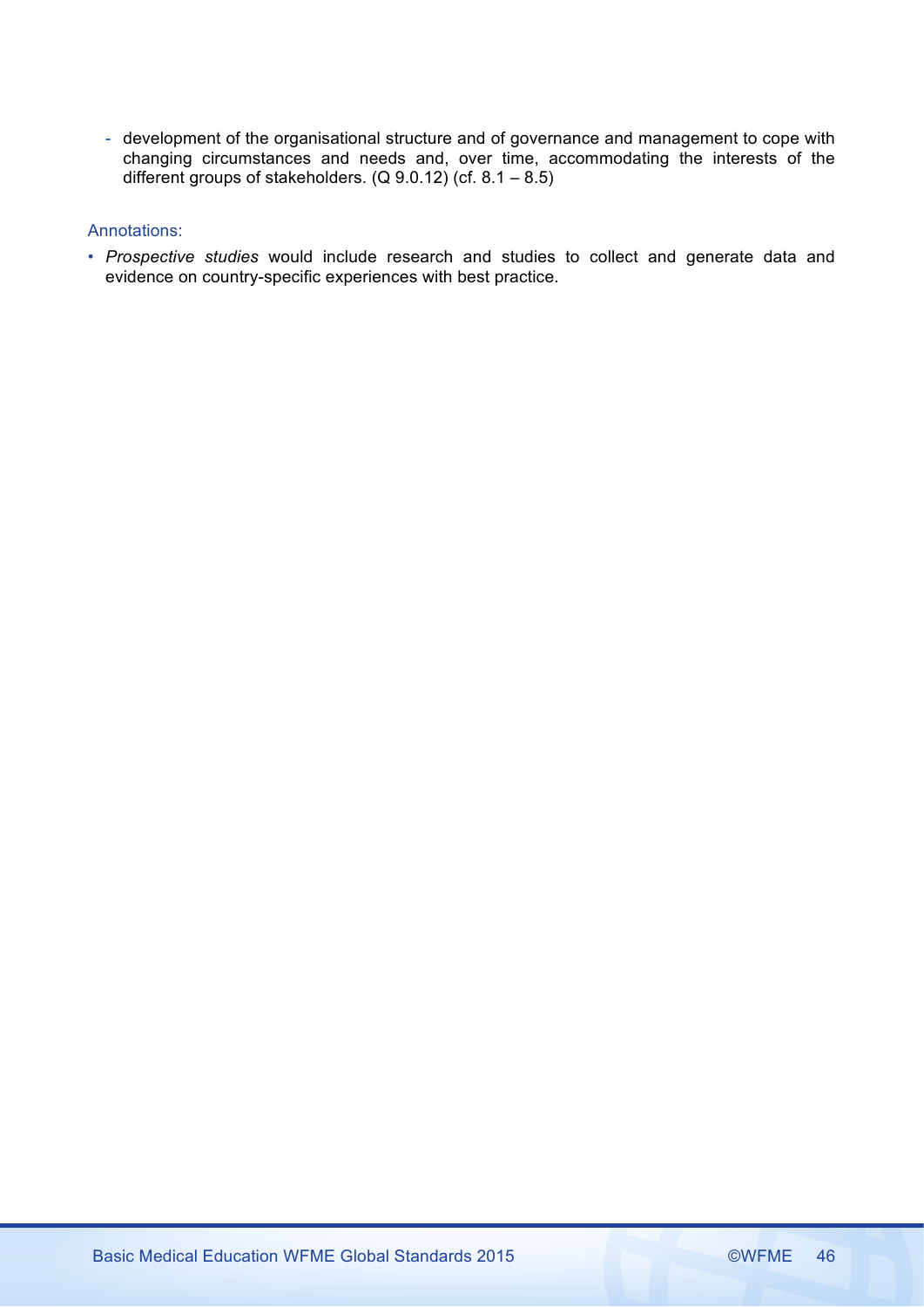- development of the organisational structure and of governance and management to cope with changing circumstances and needs and, over time, accommodating the interests of the different groups of stakeholders. (Q 9.0.12) (cf. 8.1 – 8.5)

Annotations:

- *Prospective studies* would include research and studies to collect and generate data and evidence on country-specific experiences with best practice.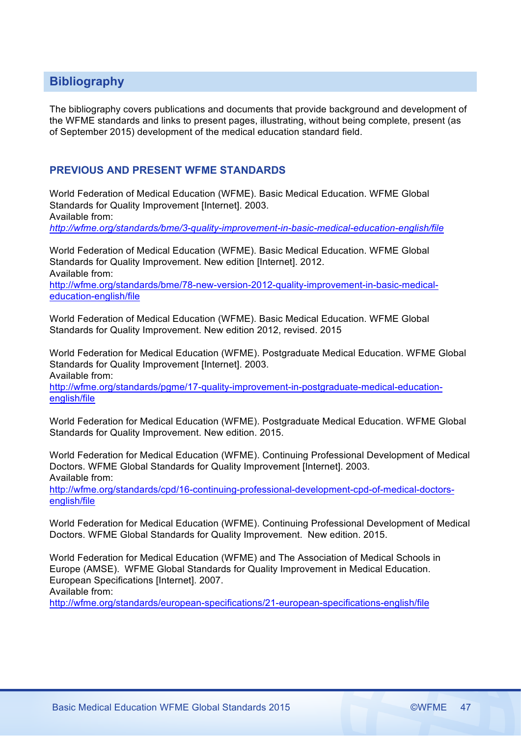## Bibliography

The bibliography covers publications and documents that provide background and development of the WFME standards and links to present pages, illustrating, without being complete, present (as of September 2015) development of the medical education standard field.

### PREVIOUS AND PRESENT WFME STANDARDS

World Federation of Medical Education (WFME). Basic Medical Education. WFME Global Standards for Quality Improvement [Internet]. 2003.
Available from:
*http://wfme.org/standards/bme/3-quality-improvement-in-basic-medical-education-english/file*

World Federation of Medical Education (WFME). Basic Medical Education. WFME Global Standards for Quality Improvement. New edition [Internet]. 2012.
Available from:
http://wfme.org/standards/bme/78-new-version-2012-quality-improvement-in-basic-medical-education-english/file

World Federation of Medical Education (WFME). Basic Medical Education. WFME Global Standards for Quality Improvement. New edition 2012, revised. 2015

World Federation for Medical Education (WFME). Postgraduate Medical Education. WFME Global Standards for Quality Improvement [Internet]. 2003.
Available from:
http://wfme.org/standards/pgme/17-quality-improvement-in-postgraduate-medical-education-english/file

World Federation for Medical Education (WFME). Postgraduate Medical Education. WFME Global Standards for Quality Improvement. New edition. 2015.

World Federation for Medical Education (WFME). Continuing Professional Development of Medical Doctors. WFME Global Standards for Quality Improvement [Internet]. 2003.
Available from:
http://wfme.org/standards/cpd/16-continuing-professional-development-cpd-of-medical-doctors-english/file

World Federation for Medical Education (WFME). Continuing Professional Development of Medical Doctors. WFME Global Standards for Quality Improvement. New edition. 2015.

World Federation for Medical Education (WFME) and The Association of Medical Schools in Europe (AMSE). WFME Global Standards for Quality Improvement in Medical Education. European Specifications [Internet]. 2007.
Available from:
http://wfme.org/standards/european-specifications/21-european-specifications-english/file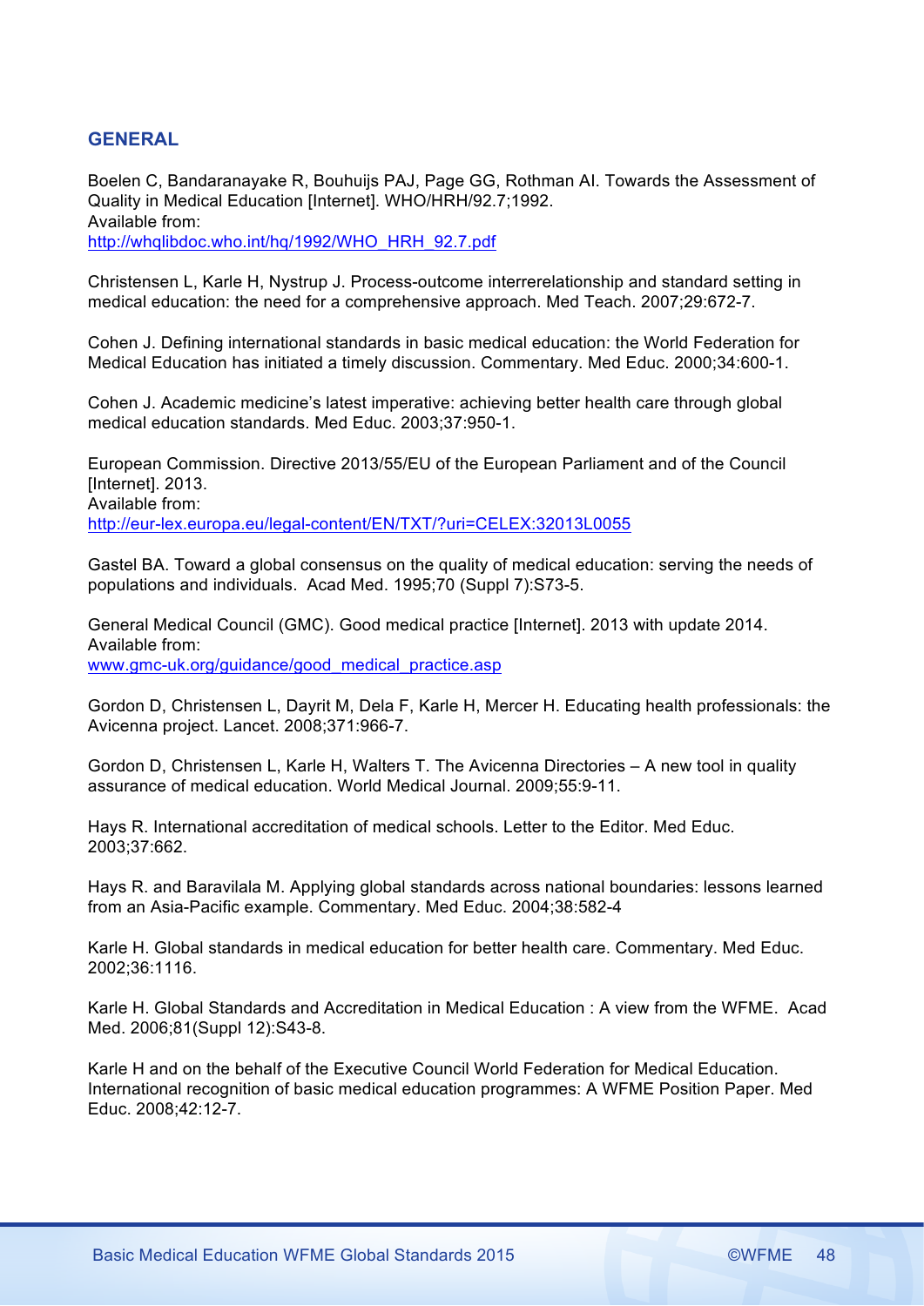## GENERAL

Boelen C, Bandaranayake R, Bouhuijs PAJ, Page GG, Rothman AI. Towards the Assessment of Quality in Medical Education [Internet]. WHO/HRH/92.7;1992.
Available from:
http://whqlibdoc.who.int/hq/1992/WHO_HRH_92.7.pdf

Christensen L, Karle H, Nystrup J. Process-outcome interrerelationship and standard setting in medical education: the need for a comprehensive approach. Med Teach. 2007;29:672-7.

Cohen J. Defining international standards in basic medical education: the World Federation for Medical Education has initiated a timely discussion. Commentary. Med Educ. 2000;34:600-1.

Cohen J. Academic medicine's latest imperative: achieving better health care through global medical education standards. Med Educ. 2003;37:950-1.

European Commission. Directive 2013/55/EU of the European Parliament and of the Council [Internet]. 2013.
Available from:
http://eur-lex.europa.eu/legal-content/EN/TXT/?uri=CELEX:32013L0055

Gastel BA. Toward a global consensus on the quality of medical education: serving the needs of populations and individuals. Acad Med. 1995;70 (Suppl 7):S73-5.

General Medical Council (GMC). Good medical practice [Internet]. 2013 with update 2014.
Available from:
www.gmc-uk.org/guidance/good_medical_practice.asp

Gordon D, Christensen L, Dayrit M, Dela F, Karle H, Mercer H. Educating health professionals: the Avicenna project. Lancet. 2008;371:966-7.

Gordon D, Christensen L, Karle H, Walters T. The Avicenna Directories – A new tool in quality assurance of medical education. World Medical Journal. 2009;55:9-11.

Hays R. International accreditation of medical schools. Letter to the Editor. Med Educ. 2003;37:662.

Hays R. and Baravilala M. Applying global standards across national boundaries: lessons learned from an Asia-Pacific example. Commentary. Med Educ. 2004;38:582-4

Karle H. Global standards in medical education for better health care. Commentary. Med Educ. 2002;36:1116.

Karle H. Global Standards and Accreditation in Medical Education : A view from the WFME. Acad Med. 2006;81(Suppl 12):S43-8.

Karle H and on the behalf of the Executive Council World Federation for Medical Education. International recognition of basic medical education programmes: A WFME Position Paper. Med Educ. 2008;42:12-7.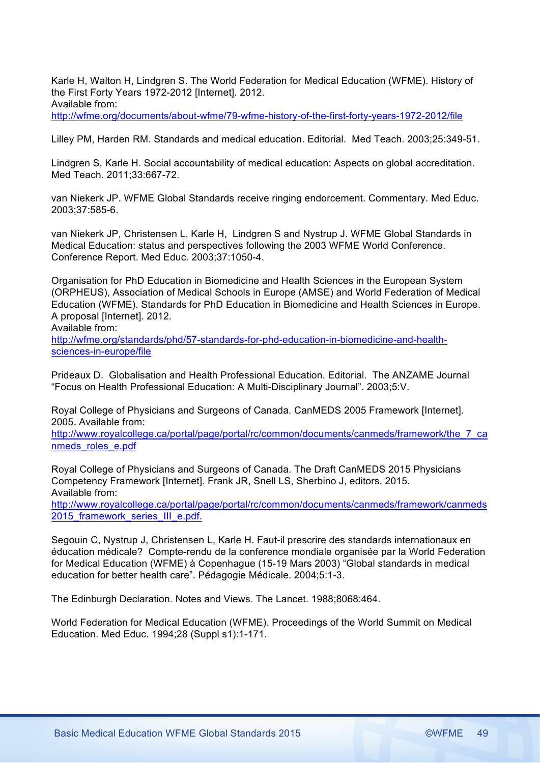Karle H, Walton H, Lindgren S. The World Federation for Medical Education (WFME). History of the First Forty Years 1972-2012 [Internet]. 2012.
Available from:
http://wfme.org/documents/about-wfme/79-wfme-history-of-the-first-forty-years-1972-2012/file

Lilley PM, Harden RM. Standards and medical education. Editorial. Med Teach. 2003;25:349-51.

Lindgren S, Karle H. Social accountability of medical education: Aspects on global accreditation. Med Teach. 2011;33:667-72.

van Niekerk JP. WFME Global Standards receive ringing endorcement. Commentary. Med Educ. 2003;37:585-6.

van Niekerk JP, Christensen L, Karle H, Lindgren S and Nystrup J. WFME Global Standards in Medical Education: status and perspectives following the 2003 WFME World Conference. Conference Report. Med Educ. 2003;37:1050-4.

Organisation for PhD Education in Biomedicine and Health Sciences in the European System (ORPHEUS), Association of Medical Schools in Europe (AMSE) and World Federation of Medical Education (WFME). Standards for PhD Education in Biomedicine and Health Sciences in Europe. A proposal [Internet]. 2012.
Available from:
http://wfme.org/standards/phd/57-standards-for-phd-education-in-biomedicine-and-health-sciences-in-europe/file

Prideaux D. Globalisation and Health Professional Education. Editorial. The ANZAME Journal "Focus on Health Professional Education: A Multi-Disciplinary Journal". 2003;5:V.

Royal College of Physicians and Surgeons of Canada. CanMEDS 2005 Framework [Internet]. 2005. Available from:
http://www.royalcollege.ca/portal/page/portal/rc/common/documents/canmeds/framework/the_7_canmeds_roles_e.pdf

Royal College of Physicians and Surgeons of Canada. The Draft CanMEDS 2015 Physicians Competency Framework [Internet]. Frank JR, Snell LS, Sherbino J, editors. 2015.
Available from:
http://www.royalcollege.ca/portal/page/portal/rc/common/documents/canmeds/framework/canmeds2015_framework_series_III_e.pdf.

Segouin C, Nystrup J, Christensen L, Karle H. Faut-il prescrire des standards internationaux en éducation médicale? Compte-rendu de la conference mondiale organisée par la World Federation for Medical Education (WFME) à Copenhague (15-19 Mars 2003) "Global standards in medical education for better health care". Pédagogie Médicale. 2004;5:1-3.

The Edinburgh Declaration. Notes and Views. The Lancet. 1988;8068:464.

World Federation for Medical Education (WFME). Proceedings of the World Summit on Medical Education. Med Educ. 1994;28 (Suppl s1):1-171.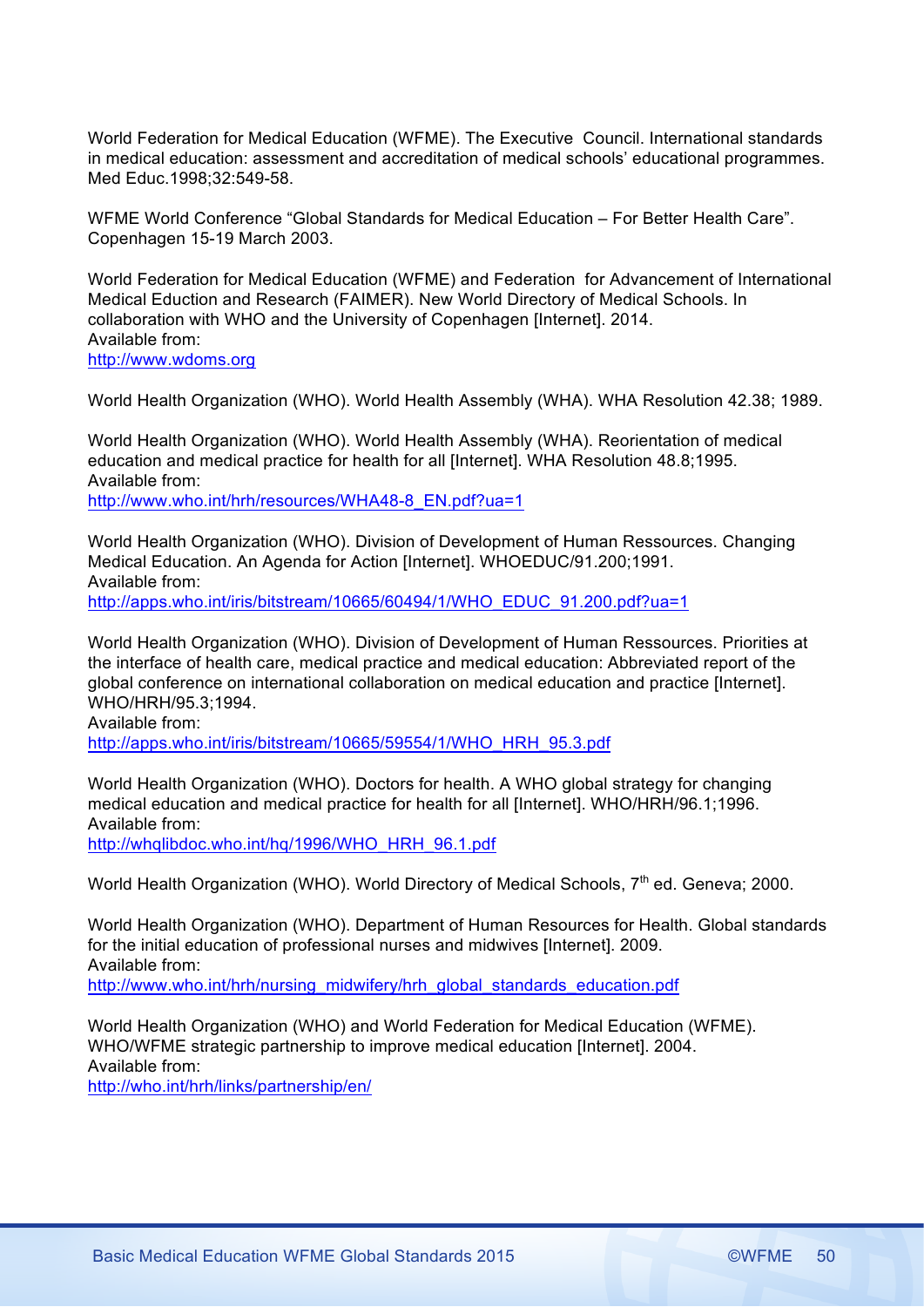World Federation for Medical Education (WFME). The Executive Council. International standards in medical education: assessment and accreditation of medical schools' educational programmes. Med Educ.1998;32:549-58.

WFME World Conference "Global Standards for Medical Education – For Better Health Care". Copenhagen 15-19 March 2003.

World Federation for Medical Education (WFME) and Federation for Advancement of International Medical Eduction and Research (FAIMER). New World Directory of Medical Schools. In collaboration with WHO and the University of Copenhagen [Internet]. 2014.
Available from:
http://www.wdoms.org

World Health Organization (WHO). World Health Assembly (WHA). WHA Resolution 42.38; 1989.

World Health Organization (WHO). World Health Assembly (WHA). Reorientation of medical education and medical practice for health for all [Internet]. WHA Resolution 48.8;1995.
Available from:
http://www.who.int/hrh/resources/WHA48-8_EN.pdf?ua=1

World Health Organization (WHO). Division of Development of Human Ressources. Changing Medical Education. An Agenda for Action [Internet]. WHOEDUC/91.200;1991.
Available from:
http://apps.who.int/iris/bitstream/10665/60494/1/WHO_EDUC_91.200.pdf?ua=1

World Health Organization (WHO). Division of Development of Human Ressources. Priorities at the interface of health care, medical practice and medical education: Abbreviated report of the global conference on international collaboration on medical education and practice [Internet]. WHO/HRH/95.3;1994.
Available from:
http://apps.who.int/iris/bitstream/10665/59554/1/WHO_HRH_95.3.pdf

World Health Organization (WHO). Doctors for health. A WHO global strategy for changing medical education and medical practice for health for all [Internet]. WHO/HRH/96.1;1996.
Available from:
http://whqlibdoc.who.int/hq/1996/WHO_HRH_96.1.pdf

World Health Organization (WHO). World Directory of Medical Schools, 7th ed. Geneva; 2000.

World Health Organization (WHO). Department of Human Resources for Health. Global standards for the initial education of professional nurses and midwives [Internet]. 2009.
Available from:
http://www.who.int/hrh/nursing_midwifery/hrh_global_standards_education.pdf

World Health Organization (WHO) and World Federation for Medical Education (WFME). WHO/WFME strategic partnership to improve medical education [Internet]. 2004.
Available from:
http://who.int/hrh/links/partnership/en/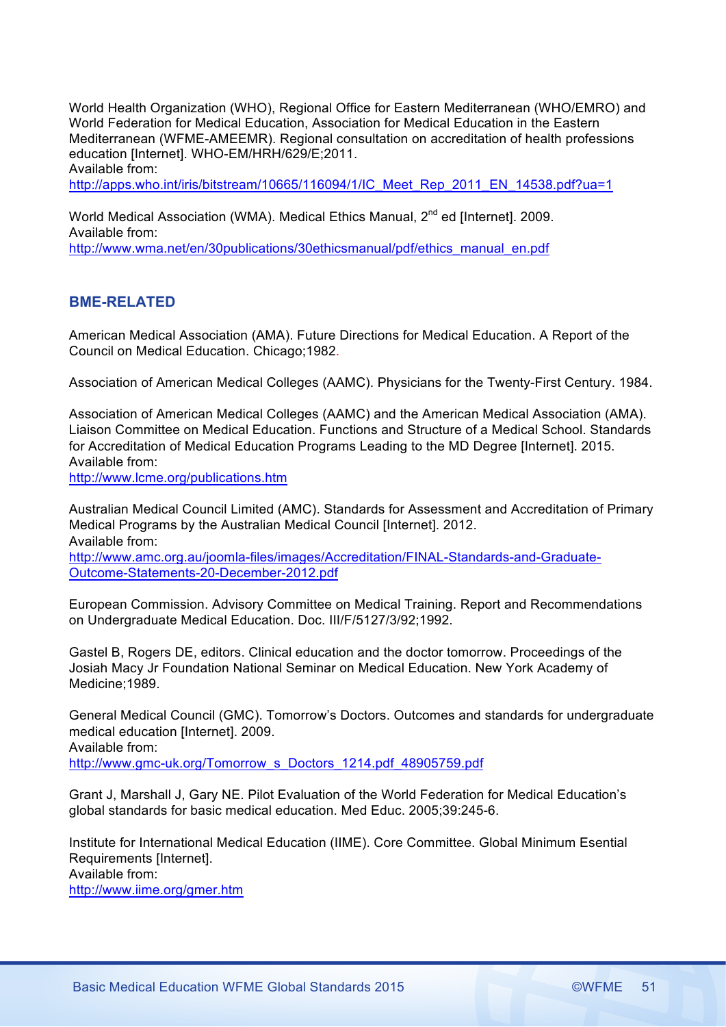World Health Organization (WHO), Regional Office for Eastern Mediterranean (WHO/EMRO) and World Federation for Medical Education, Association for Medical Education in the Eastern Mediterranean (WFME-AMEEMR). Regional consultation on accreditation of health professions education [Internet]. WHO-EM/HRH/629/E;2011.
Available from:
http://apps.who.int/iris/bitstream/10665/116094/1/IC_Meet_Rep_2011_EN_14538.pdf?ua=1

World Medical Association (WMA). Medical Ethics Manual, 2nd ed [Internet]. 2009.
Available from:
http://www.wma.net/en/30publications/30ethicsmanual/pdf/ethics_manual_en.pdf

## BME-RELATED

American Medical Association (AMA). Future Directions for Medical Education. A Report of the Council on Medical Education. Chicago;1982.

Association of American Medical Colleges (AAMC). Physicians for the Twenty-First Century. 1984.

Association of American Medical Colleges (AAMC) and the American Medical Association (AMA). Liaison Committee on Medical Education. Functions and Structure of a Medical School. Standards for Accreditation of Medical Education Programs Leading to the MD Degree [Internet]. 2015.
Available from:
http://www.lcme.org/publications.htm

Australian Medical Council Limited (AMC). Standards for Assessment and Accreditation of Primary Medical Programs by the Australian Medical Council [Internet]. 2012.
Available from:
http://www.amc.org.au/joomla-files/images/Accreditation/FINAL-Standards-and-Graduate-Outcome-Statements-20-December-2012.pdf

European Commission. Advisory Committee on Medical Training. Report and Recommendations on Undergraduate Medical Education. Doc. III/F/5127/3/92;1992.

Gastel B, Rogers DE, editors. Clinical education and the doctor tomorrow. Proceedings of the Josiah Macy Jr Foundation National Seminar on Medical Education. New York Academy of Medicine;1989.

General Medical Council (GMC). Tomorrow's Doctors. Outcomes and standards for undergraduate medical education [Internet]. 2009.
Available from:
http://www.gmc-uk.org/Tomorrow_s_Doctors_1214.pdf_48905759.pdf

Grant J, Marshall J, Gary NE. Pilot Evaluation of the World Federation for Medical Education's global standards for basic medical education. Med Educ. 2005;39:245-6.

Institute for International Medical Education (IIME). Core Committee. Global Minimum Esential Requirements [Internet].
Available from:
http://www.iime.org/gmer.htm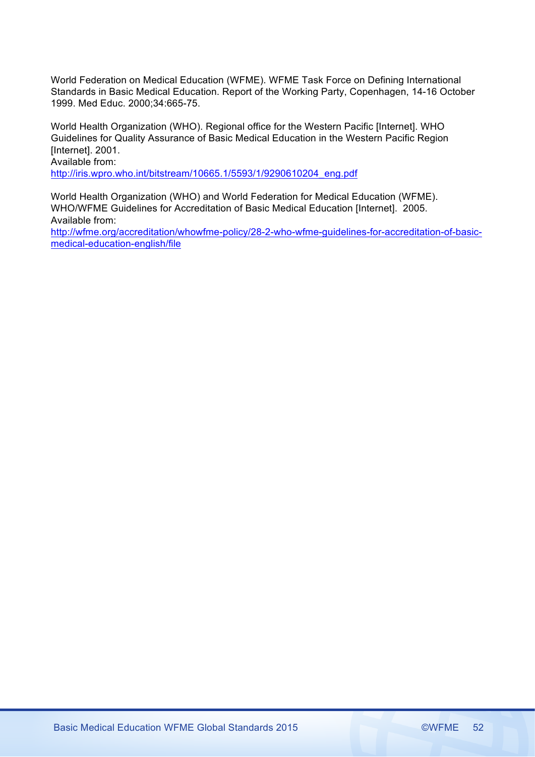World Federation on Medical Education (WFME). WFME Task Force on Defining International Standards in Basic Medical Education. Report of the Working Party, Copenhagen, 14-16 October 1999. Med Educ. 2000;34:665-75.

World Health Organization (WHO). Regional office for the Western Pacific [Internet]. WHO Guidelines for Quality Assurance of Basic Medical Education in the Western Pacific Region [Internet]. 2001.
Available from:
http://iris.wpro.who.int/bitstream/10665.1/5593/1/9290610204_eng.pdf

World Health Organization (WHO) and World Federation for Medical Education (WFME). WHO/WFME Guidelines for Accreditation of Basic Medical Education [Internet]. 2005.
Available from:
http://wfme.org/accreditation/whowfme-policy/28-2-who-wfme-guidelines-for-accreditation-of-basic-medical-education-english/file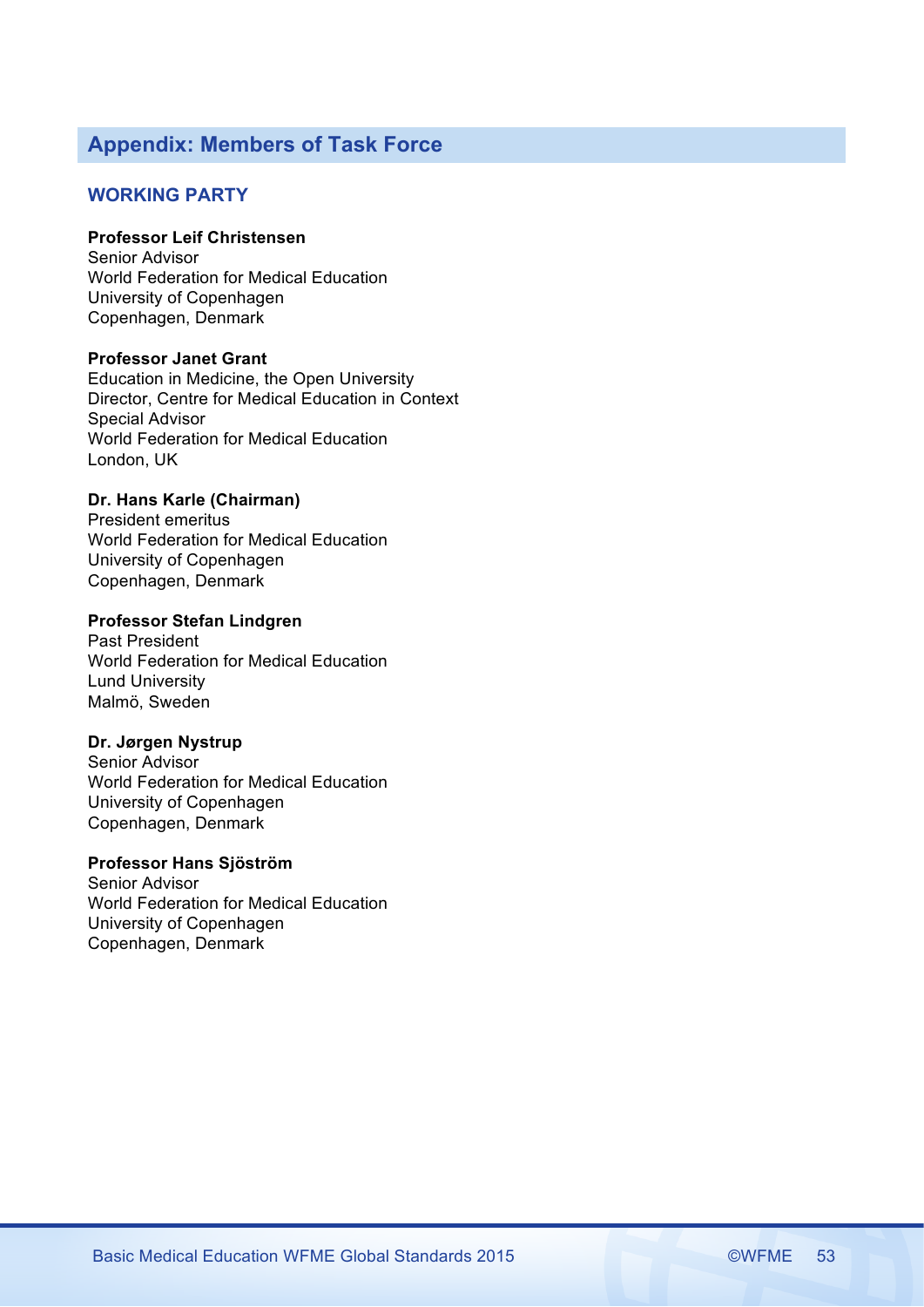## Appendix: Members of Task Force

### WORKING PARTY

**Professor Leif Christensen**
Senior Advisor
World Federation for Medical Education
University of Copenhagen
Copenhagen, Denmark

**Professor Janet Grant**
Education in Medicine, the Open University
Director, Centre for Medical Education in Context
Special Advisor
World Federation for Medical Education
London, UK

**Dr. Hans Karle (Chairman)**
President emeritus
World Federation for Medical Education
University of Copenhagen
Copenhagen, Denmark

**Professor Stefan Lindgren**
Past President
World Federation for Medical Education
Lund University
Malmö, Sweden

**Dr. Jørgen Nystrup**
Senior Advisor
World Federation for Medical Education
University of Copenhagen
Copenhagen, Denmark

**Professor Hans Sjöström**
Senior Advisor
World Federation for Medical Education
University of Copenhagen
Copenhagen, Denmark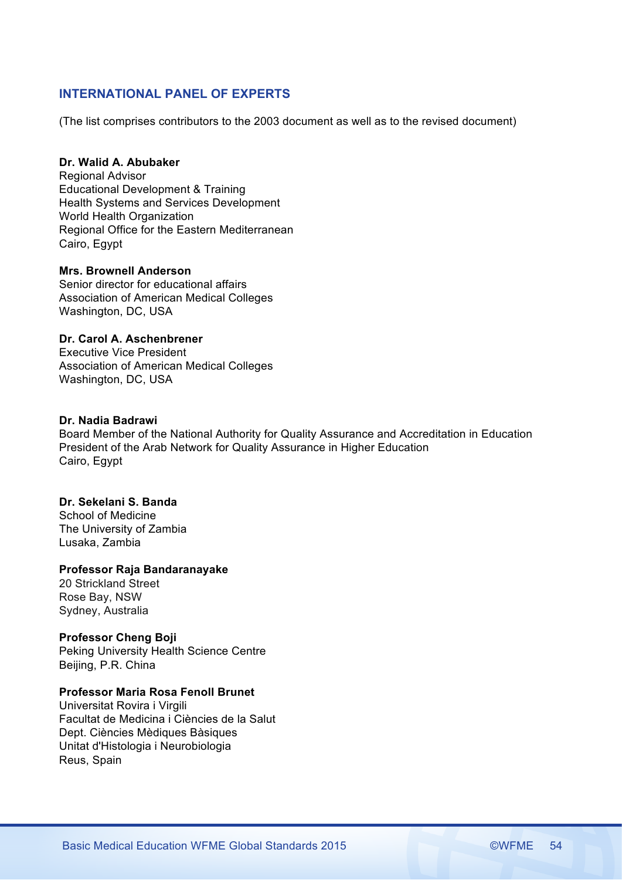## INTERNATIONAL PANEL OF EXPERTS

(The list comprises contributors to the 2003 document as well as to the revised document)

**Dr. Walid A. Abubaker**
Regional Advisor
Educational Development & Training
Health Systems and Services Development
World Health Organization
Regional Office for the Eastern Mediterranean
Cairo, Egypt

**Mrs. Brownell Anderson**
Senior director for educational affairs
Association of American Medical Colleges
Washington, DC, USA

**Dr. Carol A. Aschenbrener**
Executive Vice President
Association of American Medical Colleges
Washington, DC, USA

**Dr. Nadia Badrawi**
Board Member of the National Authority for Quality Assurance and Accreditation in Education
President of the Arab Network for Quality Assurance in Higher Education
Cairo, Egypt

**Dr. Sekelani S. Banda**
School of Medicine
The University of Zambia
Lusaka, Zambia

**Professor Raja Bandaranayake**
20 Strickland Street
Rose Bay, NSW
Sydney, Australia

**Professor Cheng Boji**
Peking University Health Science Centre
Beijing, P.R. China

**Professor Maria Rosa Fenoll Brunet**
Universitat Rovira i Virgili
Facultat de Medicina i Ciències de la Salut
Dept. Ciències Mèdiques Bàsiques
Unitat d'Histologia i Neurobiologia
Reus, Spain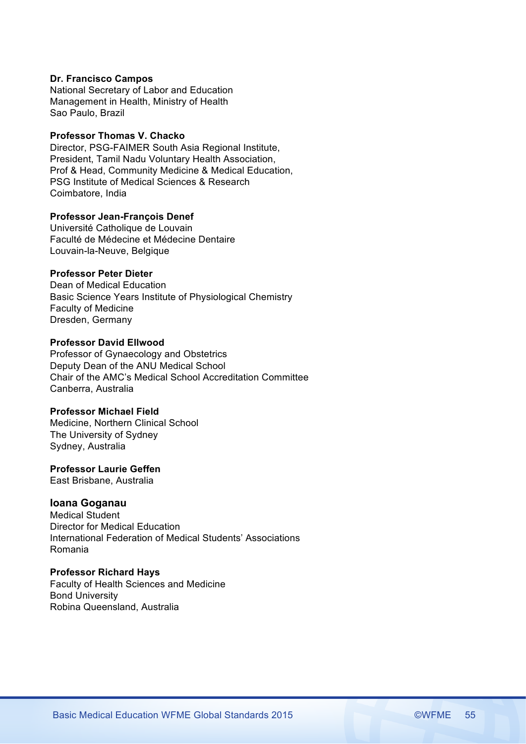**Dr. Francisco Campos**
National Secretary of Labor and Education
Management in Health, Ministry of Health
Sao Paulo, Brazil

**Professor Thomas V. Chacko**
Director, PSG-FAIMER South Asia Regional Institute,
President, Tamil Nadu Voluntary Health Association,
Prof & Head, Community Medicine & Medical Education,
PSG Institute of Medical Sciences & Research
Coimbatore, India

**Professor Jean-François Denef**
Université Catholique de Louvain
Faculté de Médecine et Médecine Dentaire
Louvain-la-Neuve, Belgique

**Professor Peter Dieter**
Dean of Medical Education
Basic Science Years Institute of Physiological Chemistry
Faculty of Medicine
Dresden, Germany

**Professor David Ellwood**
Professor of Gynaecology and Obstetrics
Deputy Dean of the ANU Medical School
Chair of the AMC's Medical School Accreditation Committee
Canberra, Australia

**Professor Michael Field**
Medicine, Northern Clinical School
The University of Sydney
Sydney, Australia

**Professor Laurie Geffen**
East Brisbane, Australia

**Ioana Goganau**
Medical Student
Director for Medical Education
International Federation of Medical Students' Associations
Romania

**Professor Richard Hays**
Faculty of Health Sciences and Medicine
Bond University
Robina Queensland, Australia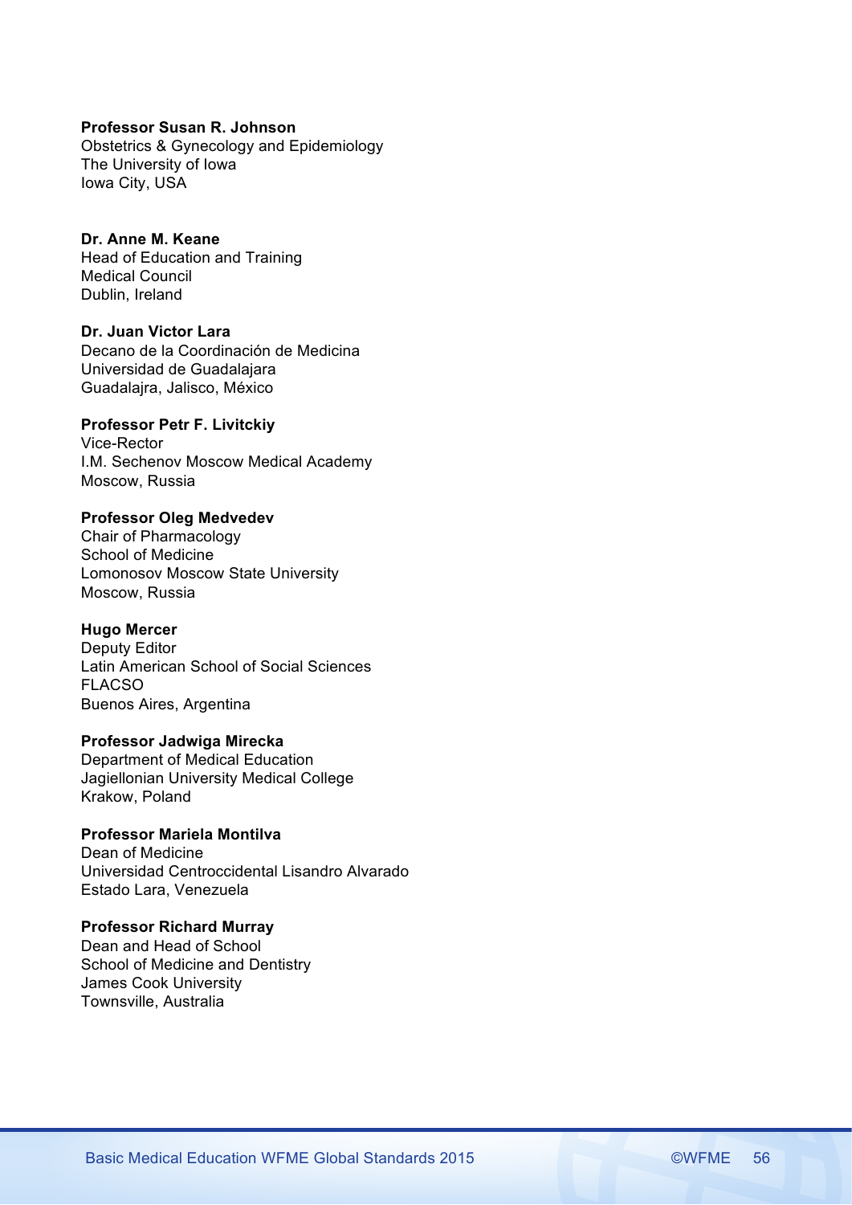**Professor Susan R. Johnson**
Obstetrics & Gynecology and Epidemiology
The University of Iowa
Iowa City, USA

**Dr. Anne M. Keane**
Head of Education and Training
Medical Council
Dublin, Ireland

**Dr. Juan Victor Lara**
Decano de la Coordinación de Medicina
Universidad de Guadalajara
Guadalajra, Jalisco, México

**Professor Petr F. Livitckiy**
Vice-Rector
I.M. Sechenov Moscow Medical Academy
Moscow, Russia

**Professor Oleg Medvedev**
Chair of Pharmacology
School of Medicine
Lomonosov Moscow State University
Moscow, Russia

**Hugo Mercer**
Deputy Editor
Latin American School of Social Sciences
FLACSO
Buenos Aires, Argentina

**Professor Jadwiga Mirecka**
Department of Medical Education
Jagiellonian University Medical College
Krakow, Poland

**Professor Mariela Montilva**
Dean of Medicine
Universidad Centroccidental Lisandro Alvarado
Estado Lara, Venezuela

**Professor Richard Murray**
Dean and Head of School
School of Medicine and Dentistry
James Cook University
Townsville, Australia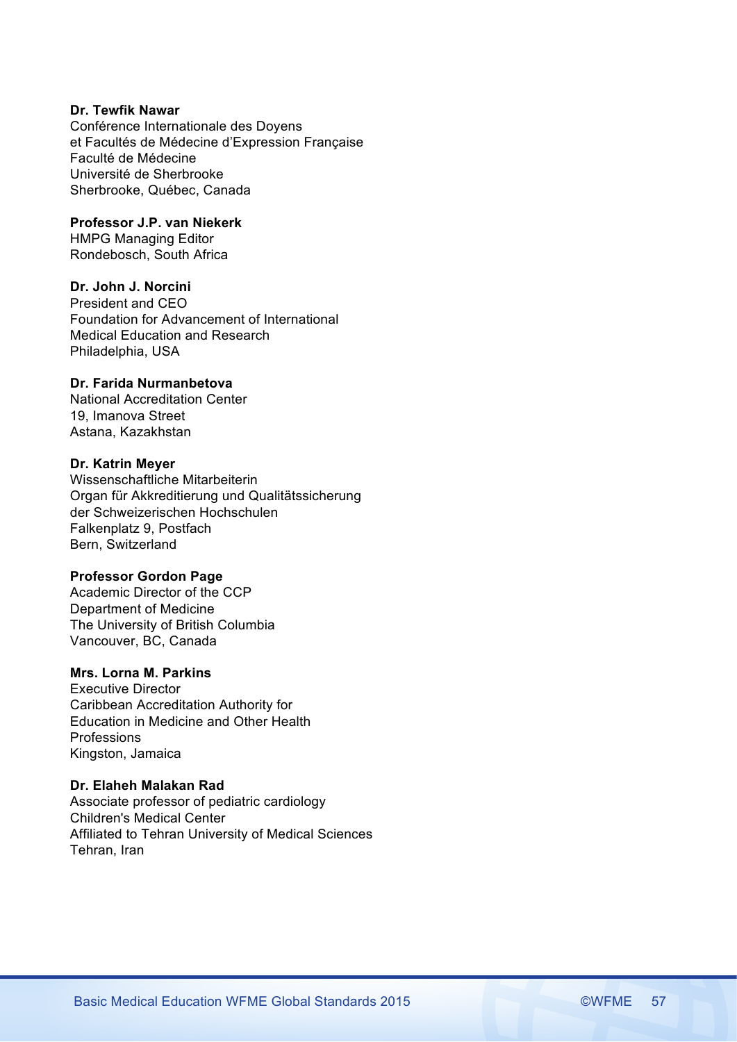**Dr. Tewfik Nawar**
Conférence Internationale des Doyens
et Facultés de Médecine d'Expression Française
Faculté de Médecine
Université de Sherbrooke
Sherbrooke, Québec, Canada

**Professor J.P. van Niekerk**
HMPG Managing Editor
Rondebosch, South Africa

**Dr. John J. Norcini**
President and CEO
Foundation for Advancement of International
Medical Education and Research
Philadelphia, USA

**Dr. Farida Nurmanbetova**
National Accreditation Center
19, Imanova Street
Astana, Kazakhstan

**Dr. Katrin Meyer**
Wissenschaftliche Mitarbeiterin
Organ für Akkreditierung und Qualitätssicherung
der Schweizerischen Hochschulen
Falkenplatz 9, Postfach
Bern, Switzerland

**Professor Gordon Page**
Academic Director of the CCP
Department of Medicine
The University of British Columbia
Vancouver, BC, Canada

**Mrs. Lorna M. Parkins**
Executive Director
Caribbean Accreditation Authority for
Education in Medicine and Other Health
Professions
Kingston, Jamaica

**Dr. Elaheh Malakan Rad**
Associate professor of pediatric cardiology
Children's Medical Center
Affiliated to Tehran University of Medical Sciences
Tehran, Iran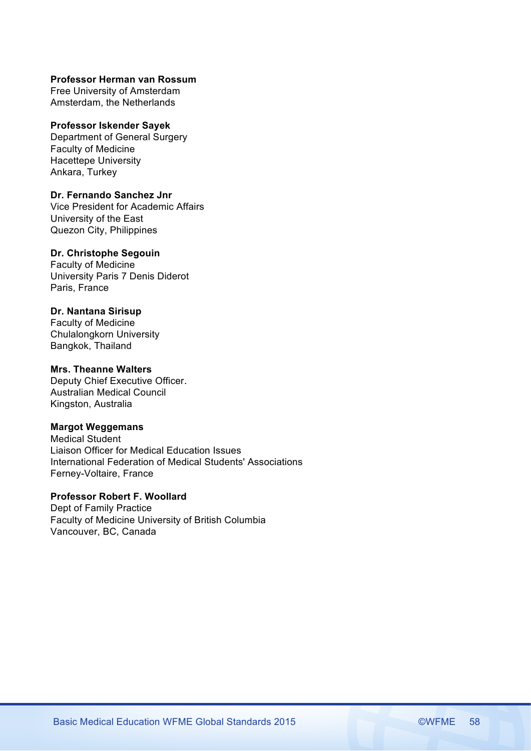**Professor Herman van Rossum**
Free University of Amsterdam
Amsterdam, the Netherlands

**Professor Iskender Sayek**
Department of General Surgery
Faculty of Medicine
Hacettepe University
Ankara, Turkey

**Dr. Fernando Sanchez Jnr**
Vice President for Academic Affairs
University of the East
Quezon City, Philippines

**Dr. Christophe Segouin**
Faculty of Medicine
University Paris 7 Denis Diderot
Paris, France

**Dr. Nantana Sirisup**
Faculty of Medicine
Chulalongkorn University
Bangkok, Thailand

**Mrs. Theanne Walters**
Deputy Chief Executive Officer.
Australian Medical Council
Kingston, Australia

**Margot Weggemans**
Medical Student
Liaison Officer for Medical Education Issues
International Federation of Medical Students' Associations
Ferney-Voltaire, France

**Professor Robert F. Woollard**
Dept of Family Practice
Faculty of Medicine University of British Columbia
Vancouver, BC, Canada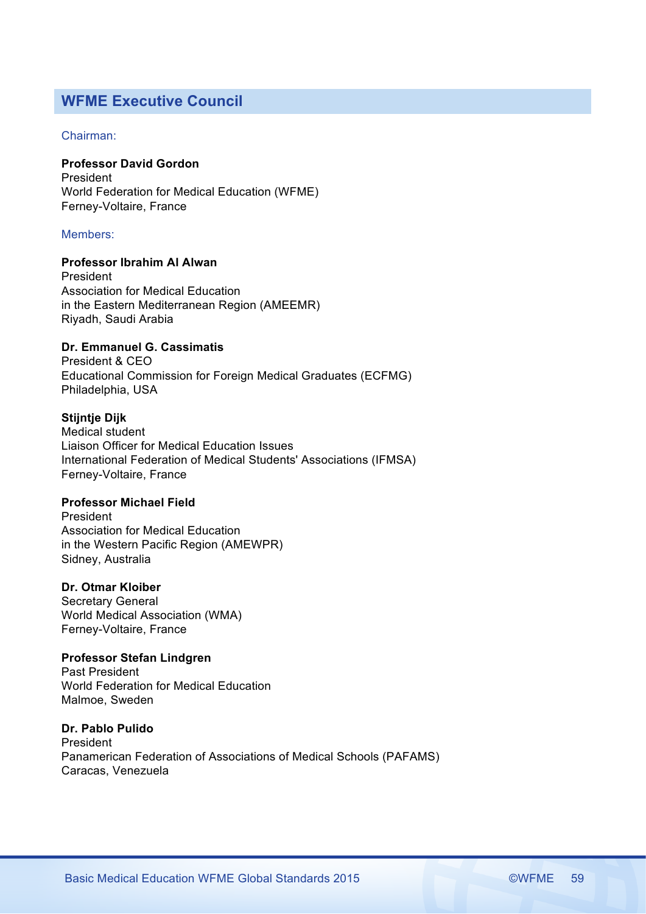## WFME Executive Council

Chairman:

**Professor David Gordon**
President
World Federation for Medical Education (WFME)
Ferney-Voltaire, France

Members:

**Professor Ibrahim Al Alwan**
President
Association for Medical Education
in the Eastern Mediterranean Region (AMEEMR)
Riyadh, Saudi Arabia

**Dr. Emmanuel G. Cassimatis**
President & CEO
Educational Commission for Foreign Medical Graduates (ECFMG)
Philadelphia, USA

**Stijntje Dijk**
Medical student
Liaison Officer for Medical Education Issues
International Federation of Medical Students' Associations (IFMSA)
Ferney-Voltaire, France

**Professor Michael Field**
President
Association for Medical Education
in the Western Pacific Region (AMEWPR)
Sidney, Australia

**Dr. Otmar Kloiber**
Secretary General
World Medical Association (WMA)
Ferney-Voltaire, France

**Professor Stefan Lindgren**
Past President
World Federation for Medical Education
Malmoe, Sweden

**Dr. Pablo Pulido**
President
Panamerican Federation of Associations of Medical Schools (PAFAMS)
Caracas, Venezuela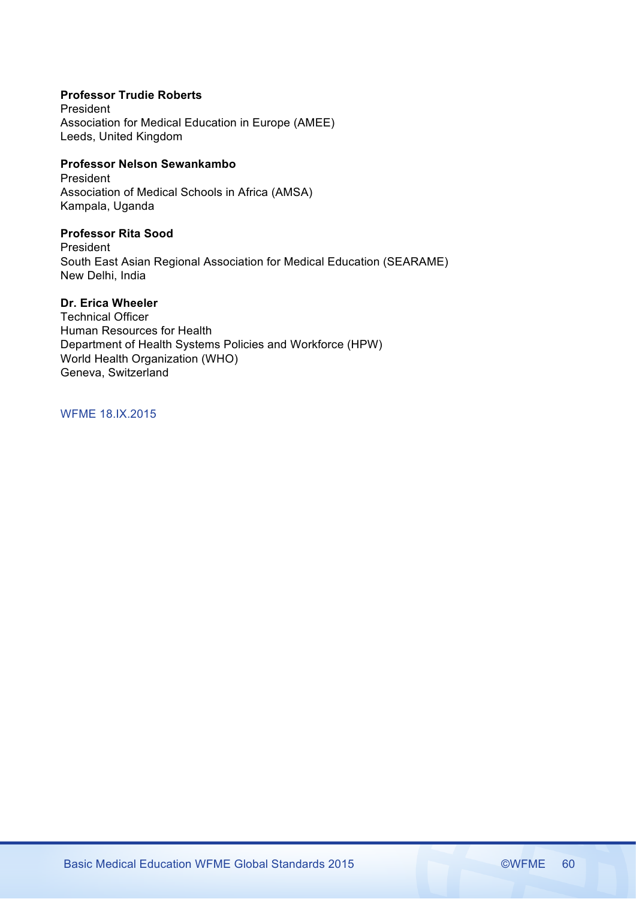**Professor Trudie Roberts**
President
Association for Medical Education in Europe (AMEE)
Leeds, United Kingdom

**Professor Nelson Sewankambo**
President
Association of Medical Schools in Africa (AMSA)
Kampala, Uganda

**Professor Rita Sood**
President
South East Asian Regional Association for Medical Education (SEARAME)
New Delhi, India

**Dr. Erica Wheeler**
Technical Officer
Human Resources for Health
Department of Health Systems Policies and Workforce (HPW)
World Health Organization (WHO)
Geneva, Switzerland

WFME 18.IX.2015